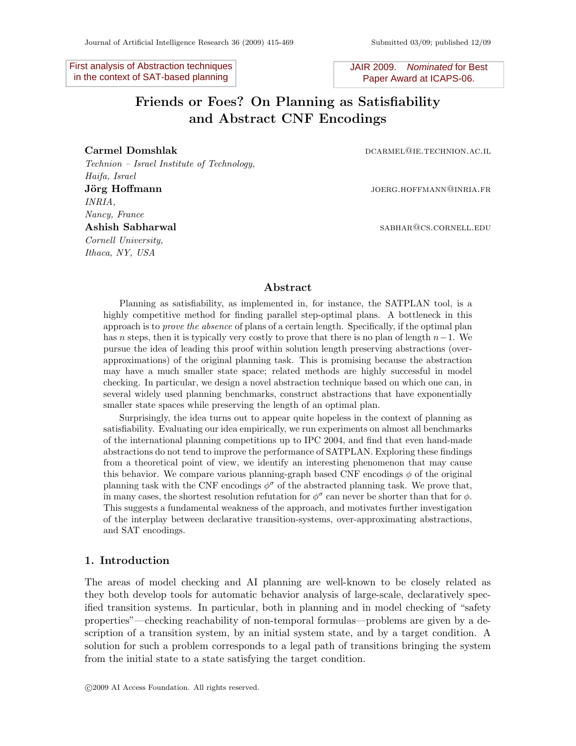First analysis of Abstraction techniques in the context of SAT-based planning

JAIR 2009. *Nominated* for Best Paper Award at ICAPS-06.

# Friends or Foes? On Planning as Satisfiability and Abstract CNF Encodings

**Carmel Domshlak** DCARMEL@IE.TECHNION.AC.IL
*Technion – Israel Institute of Technology, Haifa, Israel*

**Jörg Hoffmann** JOERG.HOFFMANN@INRIA.FR
*INRIA, Nancy, France*

**Ashish Sabharwal** SABHAR@CS.CORNELL.EDU
*Cornell University, Ithaca, NY, USA*

## Abstract

Planning as satisfiability, as implemented in, for instance, the SATPLAN tool, is a highly competitive method for finding parallel step-optimal plans. A bottleneck in this approach is to *prove the absence* of plans of a certain length. Specifically, if the optimal plan has $n$ steps, then it is typically very costly to prove that there is no plan of length $n-1$. We pursue the idea of leading this proof within solution length preserving abstractions (over-approximations) of the original planning task. This is promising because the abstraction may have a much smaller state space; related methods are highly successful in model checking. In particular, we design a novel abstraction technique based on which one can, in several widely used planning benchmarks, construct abstractions that have exponentially smaller state spaces while preserving the length of an optimal plan.

Surprisingly, the idea turns out to appear quite hopeless in the context of planning as satisfiability. Evaluating our idea empirically, we run experiments on almost all benchmarks of the international planning competitions up to IPC 2004, and find that even hand-made abstractions do not tend to improve the performance of SATPLAN. Exploring these findings from a theoretical point of view, we identify an interesting phenomenon that may cause this behavior. We compare various planning-graph based CNF encodings $\phi$ of the original planning task with the CNF encodings $\phi^\sigma$ of the abstracted planning task. We prove that, in many cases, the shortest resolution refutation for $\phi^\sigma$ can never be shorter than that for $\phi$. This suggests a fundamental weakness of the approach, and motivates further investigation of the interplay between declarative transition-systems, over-approximating abstractions, and SAT encodings.

## 1. Introduction

The areas of model checking and AI planning are well-known to be closely related as they both develop tools for automatic behavior analysis of large-scale, declaratively specified transition systems. In particular, both in planning and in model checking of "safety properties"—checking reachability of non-temporal formulas—problems are given by a description of a transition system, by an initial system state, and by a target condition. A solution for such a problem corresponds to a legal path of transitions bringing the system from the initial state to a state satisfying the target condition.

©2009 AI Access Foundation. All rights reserved.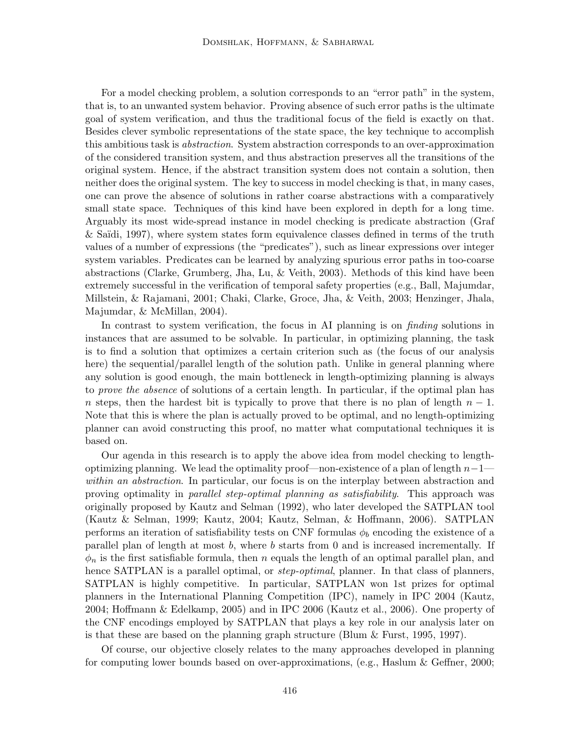For a model checking problem, a solution corresponds to an "error path" in the system, that is, to an unwanted system behavior. Proving absence of such error paths is the ultimate goal of system verification, and thus the traditional focus of the field is exactly on that. Besides clever symbolic representations of the state space, the key technique to accomplish this ambitious task is *abstraction*. System abstraction corresponds to an over-approximation of the considered transition system, and thus abstraction preserves all the transitions of the original system. Hence, if the abstract transition system does not contain a solution, then neither does the original system. The key to success in model checking is that, in many cases, one can prove the absence of solutions in rather coarse abstractions with a comparatively small state space. Techniques of this kind have been explored in depth for a long time. Arguably its most wide-spread instance in model checking is predicate abstraction (Graf & Saïdi, 1997), where system states form equivalence classes defined in terms of the truth values of a number of expressions (the "predicates"), such as linear expressions over integer system variables. Predicates can be learned by analyzing spurious error paths in too-coarse abstractions (Clarke, Grumberg, Jha, Lu, & Veith, 2003). Methods of this kind have been extremely successful in the verification of temporal safety properties (e.g., Ball, Majumdar, Millstein, & Rajamani, 2001; Chaki, Clarke, Groce, Jha, & Veith, 2003; Henzinger, Jhala, Majumdar, & McMillan, 2004).

In contrast to system verification, the focus in AI planning is on *finding* solutions in instances that are assumed to be solvable. In particular, in optimizing planning, the task is to find a solution that optimizes a certain criterion such as (the focus of our analysis here) the sequential/parallel length of the solution path. Unlike in general planning where any solution is good enough, the main bottleneck in length-optimizing planning is always to *prove the absence* of solutions of a certain length. In particular, if the optimal plan has $n$ steps, then the hardest bit is typically to prove that there is no plan of length $n-1$. Note that this is where the plan is actually proved to be optimal, and no length-optimizing planner can avoid constructing this proof, no matter what computational techniques it is based on.

Our agenda in this research is to apply the above idea from model checking to length-optimizing planning. We lead the optimality proof—non-existence of a plan of length $n-1$—*within an abstraction*. In particular, our focus is on the interplay between abstraction and proving optimality in *parallel step-optimal planning as satisfiability*. This approach was originally proposed by Kautz and Selman (1992), who later developed the SATPLAN tool (Kautz & Selman, 1999; Kautz, 2004; Kautz, Selman, & Hoffmann, 2006). SATPLAN performs an iteration of satisfiability tests on CNF formulas $\phi_b$ encoding the existence of a parallel plan of length at most $b$, where $b$ starts from 0 and is increased incrementally. If $\phi_n$ is the first satisfiable formula, then $n$ equals the length of an optimal parallel plan, and hence SATPLAN is a parallel optimal, or *step-optimal*, planner. In that class of planners, SATPLAN is highly competitive. In particular, SATPLAN won 1st prizes for optimal planners in the International Planning Competition (IPC), namely in IPC 2004 (Kautz, 2004; Hoffmann & Edelkamp, 2005) and in IPC 2006 (Kautz et al., 2006). One property of the CNF encodings employed by SATPLAN that plays a key role in our analysis later on is that these are based on the planning graph structure (Blum & Furst, 1995, 1997).

Of course, our objective closely relates to the many approaches developed in planning for computing lower bounds based on over-approximations, (e.g., Haslum & Geffner, 2000;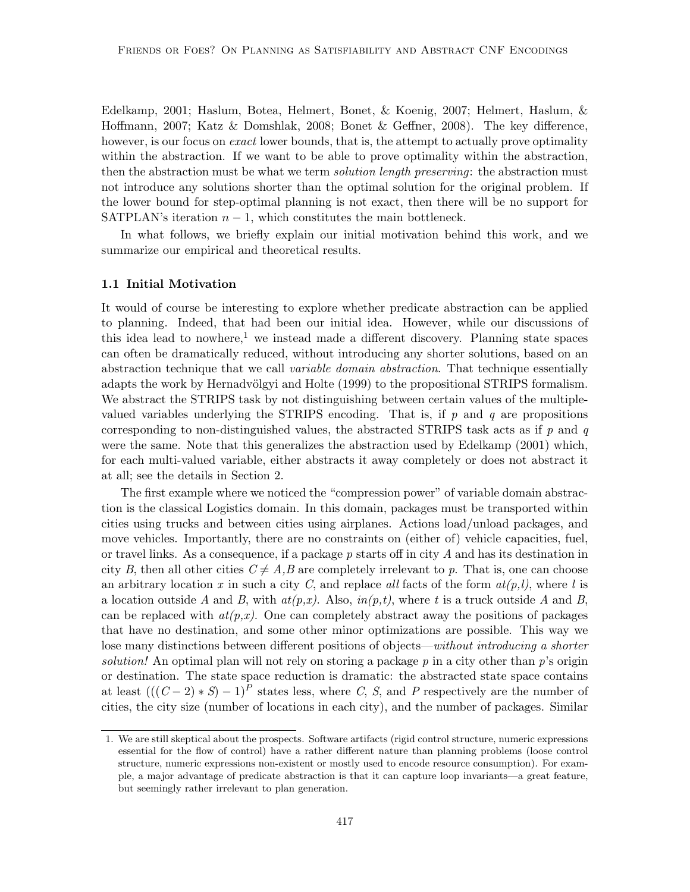Edelkamp, 2001; Haslum, Botea, Helmert, Bonet, & Koenig, 2007; Helmert, Haslum, & Hoffmann, 2007; Katz & Domshlak, 2008; Bonet & Geffner, 2008). The key difference, however, is our focus on *exact* lower bounds, that is, the attempt to actually prove optimality within the abstraction. If we want to be able to prove optimality within the abstraction, then the abstraction must be what we term *solution length preserving*: the abstraction must not introduce any solutions shorter than the optimal solution for the original problem. If the lower bound for step-optimal planning is not exact, then there will be no support for SATPLAN's iteration $n-1$, which constitutes the main bottleneck.

In what follows, we briefly explain our initial motivation behind this work, and we summarize our empirical and theoretical results.

### 1.1 Initial Motivation

It would of course be interesting to explore whether predicate abstraction can be applied to planning. Indeed, that had been our initial idea. However, while our discussions of this idea lead to nowhere,[1] we instead made a different discovery. Planning state spaces can often be dramatically reduced, without introducing any shorter solutions, based on an abstraction technique that we call *variable domain abstraction*. That technique essentially adapts the work by Hernadvölgyi and Holte (1999) to the propositional STRIPS formalism. We abstract the STRIPS task by not distinguishing between certain values of the multiple-valued variables underlying the STRIPS encoding. That is, if $p$ and $q$ are propositions corresponding to non-distinguished values, the abstracted STRIPS task acts as if $p$ and $q$ were the same. Note that this generalizes the abstraction used by Edelkamp (2001) which, for each multi-valued variable, either abstracts it away completely or does not abstract it at all; see the details in Section 2.

The first example where we noticed the "compression power" of variable domain abstraction is the classical Logistics domain. In this domain, packages must be transported within cities using trucks and between cities using airplanes. Actions load/unload packages, and move vehicles. Importantly, there are no constraints on (either of) vehicle capacities, fuel, or travel links. As a consequence, if a package $p$ starts off in city $A$ and has its destination in city $B$, then all other cities $C \neq A,B$ are completely irrelevant to $p$. That is, one can choose an arbitrary location $x$ in such a city $C$, and replace *all* facts of the form *at(p,l)*, where $l$ is a location outside $A$ and $B$, with *at(p,x)*. Also, *in(p,t)*, where $t$ is a truck outside $A$ and $B$, can be replaced with *at(p,x)*. One can completely abstract away the positions of packages that have no destination, and some other minor optimizations are possible. This way we lose many distinctions between different positions of objects—*without introducing a shorter solution!* An optimal plan will not rely on storing a package $p$ in a city other than $p$'s origin or destination. The state space reduction is dramatic: the abstracted state space contains at least $(((C-2)*S)-1)^P$ states less, where $C$, $S$, and $P$ respectively are the number of cities, the city size (number of locations in each city), and the number of packages. Similar

[1] We are still skeptical about the prospects. Software artifacts (rigid control structure, numeric expressions essential for the flow of control) have a rather different nature than planning problems (loose control structure, numeric expressions non-existent or mostly used to encode resource consumption). For example, a major advantage of predicate abstraction is that it can capture loop invariants—a great feature, but seemingly rather irrelevant to plan generation.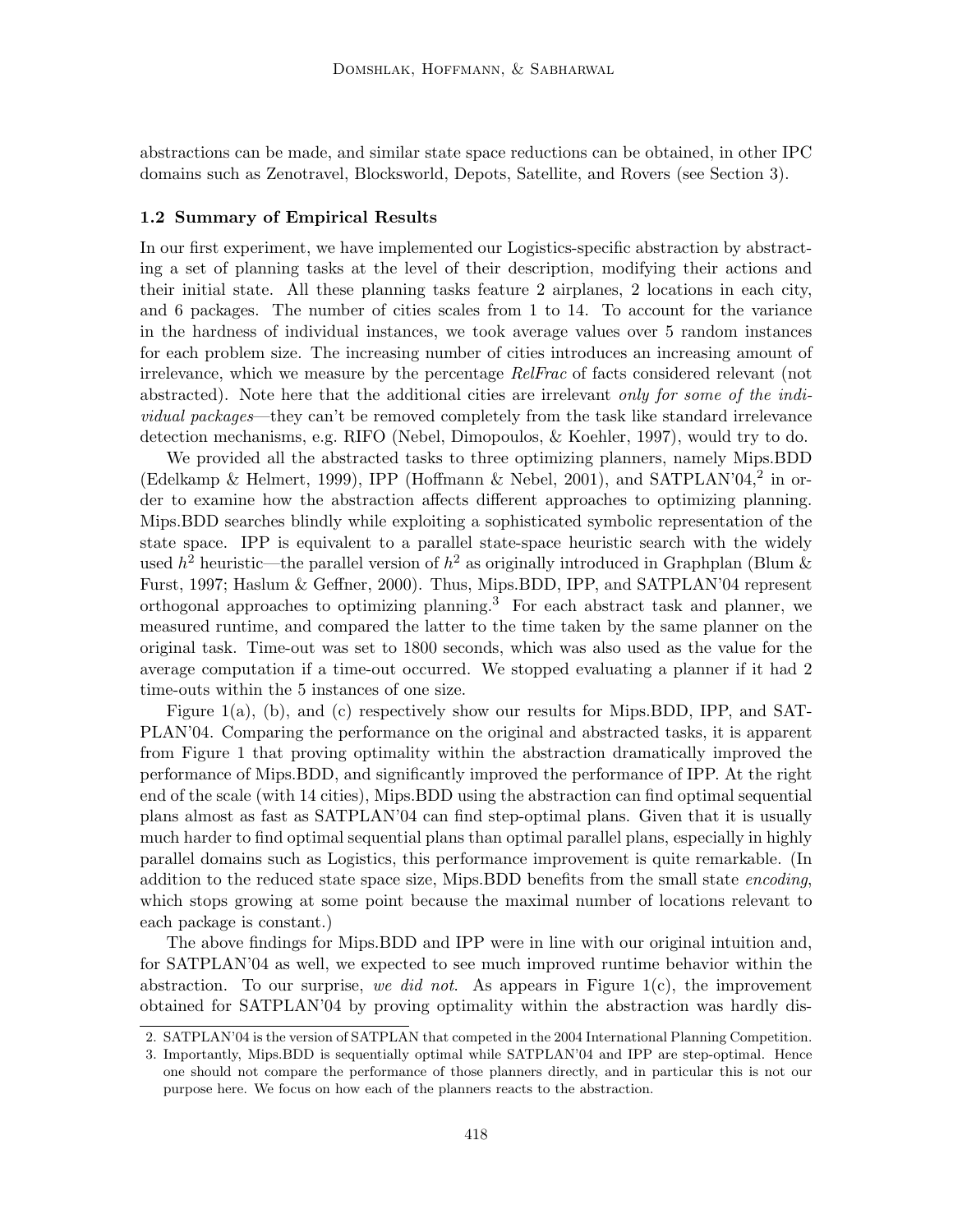abstractions can be made, and similar state space reductions can be obtained, in other IPC domains such as Zenotravel, Blocksworld, Depots, Satellite, and Rovers (see Section 3).

### 1.2 Summary of Empirical Results

In our first experiment, we have implemented our Logistics-specific abstraction by abstracting a set of planning tasks at the level of their description, modifying their actions and their initial state. All these planning tasks feature 2 airplanes, 2 locations in each city, and 6 packages. The number of cities scales from 1 to 14. To account for the variance in the hardness of individual instances, we took average values over 5 random instances for each problem size. The increasing number of cities introduces an increasing amount of irrelevance, which we measure by the percentage *RelFrac* of facts considered relevant (not abstracted). Note here that the additional cities are irrelevant *only for some of the individual packages*—they can't be removed completely from the task like standard irrelevance detection mechanisms, e.g. RIFO (Nebel, Dimopoulos, & Koehler, 1997), would try to do.

We provided all the abstracted tasks to three optimizing planners, namely Mips.BDD (Edelkamp & Helmert, 1999), IPP (Hoffmann & Nebel, 2001), and SATPLAN'04,[2] in order to examine how the abstraction affects different approaches to optimizing planning. Mips.BDD searches blindly while exploiting a sophisticated symbolic representation of the state space. IPP is equivalent to a parallel state-space heuristic search with the widely used $h^2$ heuristic—the parallel version of $h^2$ as originally introduced in Graphplan (Blum & Furst, 1997; Haslum & Geffner, 2000). Thus, Mips.BDD, IPP, and SATPLAN'04 represent orthogonal approaches to optimizing planning.[3] For each abstract task and planner, we measured runtime, and compared the latter to the time taken by the same planner on the original task. Time-out was set to 1800 seconds, which was also used as the value for the average computation if a time-out occurred. We stopped evaluating a planner if it had 2 time-outs within the 5 instances of one size.

Figure 1(a), (b), and (c) respectively show our results for Mips.BDD, IPP, and SATPLAN'04. Comparing the performance on the original and abstracted tasks, it is apparent from Figure 1 that proving optimality within the abstraction dramatically improved the performance of Mips.BDD, and significantly improved the performance of IPP. At the right end of the scale (with 14 cities), Mips.BDD using the abstraction can find optimal sequential plans almost as fast as SATPLAN'04 can find step-optimal plans. Given that it is usually much harder to find optimal sequential plans than optimal parallel plans, especially in highly parallel domains such as Logistics, this performance improvement is quite remarkable. (In addition to the reduced state space size, Mips.BDD benefits from the small state *encoding*, which stops growing at some point because the maximal number of locations relevant to each package is constant.)

The above findings for Mips.BDD and IPP were in line with our original intuition and, for SATPLAN'04 as well, we expected to see much improved runtime behavior within the abstraction. To our surprise, *we did not*. As appears in Figure 1(c), the improvement obtained for SATPLAN'04 by proving optimality within the abstraction was hardly dis-

2. SATPLAN'04 is the version of SATPLAN that competed in the 2004 International Planning Competition.
3. Importantly, Mips.BDD is sequentially optimal while SATPLAN'04 and IPP are step-optimal. Hence one should not compare the performance of those planners directly, and in particular this is not our purpose here. We focus on how each of the planners reacts to the abstraction.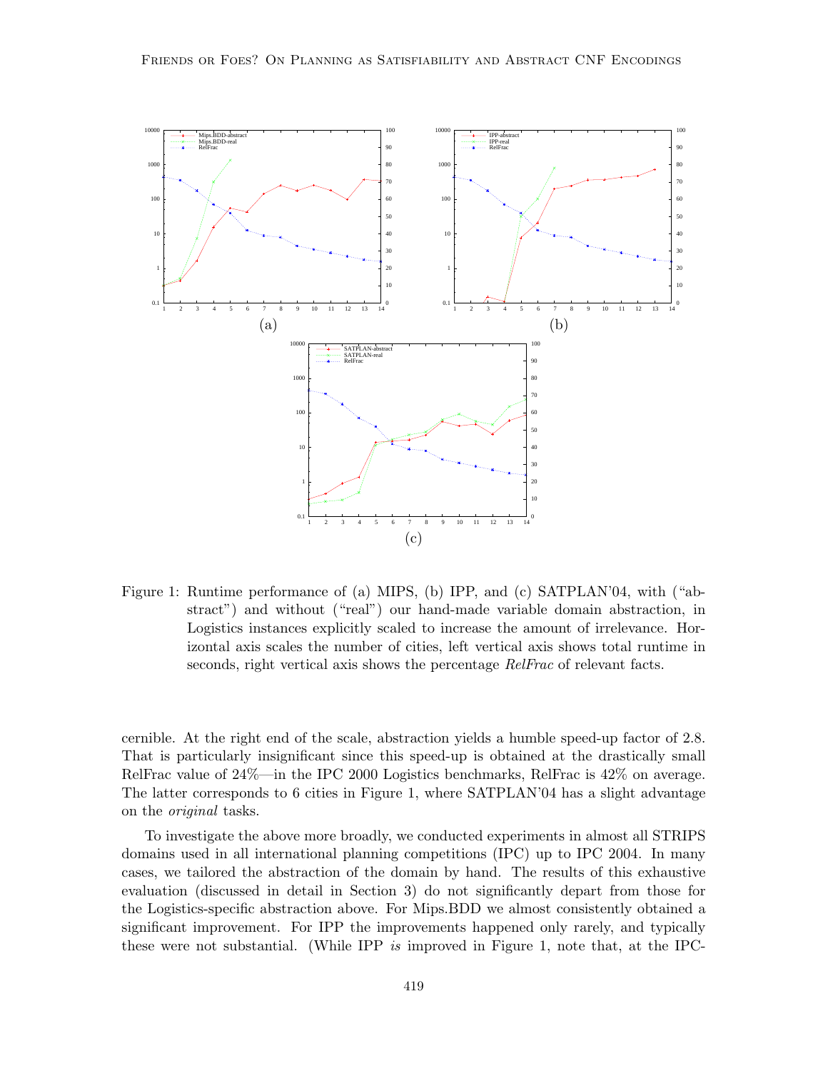Figure 1: Runtime performance of (a) MIPS, (b) IPP, and (c) SATPLAN'04, with ("abstract") and without ("real") our hand-made variable domain abstraction, in Logistics instances explicitly scaled to increase the amount of irrelevance. Horizontal axis scales the number of cities, left vertical axis shows total runtime in seconds, right vertical axis shows the percentage *RelFrac* of relevant facts.

cernible. At the right end of the scale, abstraction yields a humble speed-up factor of 2.8. That is particularly insignificant since this speed-up is obtained at the drastically small RelFrac value of 24%—in the IPC 2000 Logistics benchmarks, RelFrac is 42% on average. The latter corresponds to 6 cities in Figure 1, where SATPLAN'04 has a slight advantage on the *original* tasks.

To investigate the above more broadly, we conducted experiments in almost all STRIPS domains used in all international planning competitions (IPC) up to IPC 2004. In many cases, we tailored the abstraction of the domain by hand. The results of this exhaustive evaluation (discussed in detail in Section 3) do not significantly depart from those for the Logistics-specific abstraction above. For Mips.BDD we almost consistently obtained a significant improvement. For IPP the improvements happened only rarely, and typically these were not substantial. (While IPP *is* improved in Figure 1, note that, at the IPC-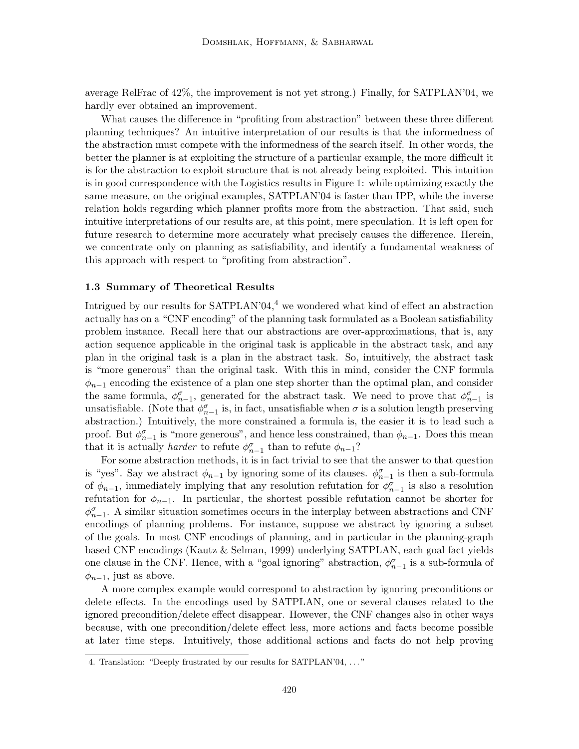average RelFrac of 42%, the improvement is not yet strong.) Finally, for SATPLAN'04, we hardly ever obtained an improvement.

What causes the difference in "profiting from abstraction" between these three different planning techniques? An intuitive interpretation of our results is that the informedness of the abstraction must compete with the informedness of the search itself. In other words, the better the planner is at exploiting the structure of a particular example, the more difficult it is for the abstraction to exploit structure that is not already being exploited. This intuition is in good correspondence with the Logistics results in Figure 1: while optimizing exactly the same measure, on the original examples, SATPLAN'04 is faster than IPP, while the inverse relation holds regarding which planner profits more from the abstraction. That said, such intuitive interpretations of our results are, at this point, mere speculation. It is left open for future research to determine more accurately what precisely causes the difference. Herein, we concentrate only on planning as satisfiability, and identify a fundamental weakness of this approach with respect to "profiting from abstraction".

### 1.3 Summary of Theoretical Results

Intrigued by our results for SATPLAN'04,[4] we wondered what kind of effect an abstraction actually has on a "CNF encoding" of the planning task formulated as a Boolean satisfiability problem instance. Recall here that our abstractions are over-approximations, that is, any action sequence applicable in the original task is applicable in the abstract task, and any plan in the original task is a plan in the abstract task. So, intuitively, the abstract task is "more generous" than the original task. With this in mind, consider the CNF formula $\phi_{n-1}$ encoding the existence of a plan one step shorter than the optimal plan, and consider the same formula, $\phi^{\sigma}_{n-1}$, generated for the abstract task. We need to prove that $\phi^{\sigma}_{n-1}$ is unsatisfiable. (Note that $\phi^{\sigma}_{n-1}$ is, in fact, unsatisfiable when $\sigma$ is a solution length preserving abstraction.) Intuitively, the more constrained a formula is, the easier it is to lead such a proof. But $\phi^{\sigma}_{n-1}$ is "more generous", and hence less constrained, than $\phi_{n-1}$. Does this mean that it is actually *harder* to refute $\phi^{\sigma}_{n-1}$ than to refute $\phi_{n-1}$?

For some abstraction methods, it is in fact trivial to see that the answer to that question is "yes". Say we abstract $\phi_{n-1}$ by ignoring some of its clauses. $\phi^{\sigma}_{n-1}$ is then a sub-formula of $\phi_{n-1}$, immediately implying that any resolution refutation for $\phi^{\sigma}_{n-1}$ is also a resolution refutation for $\phi_{n-1}$. In particular, the shortest possible refutation cannot be shorter for $\phi^{\sigma}_{n-1}$. A similar situation sometimes occurs in the interplay between abstractions and CNF encodings of planning problems. For instance, suppose we abstract by ignoring a subset of the goals. In most CNF encodings of planning, and in particular in the planning-graph based CNF encodings (Kautz & Selman, 1999) underlying SATPLAN, each goal fact yields one clause in the CNF. Hence, with a "goal ignoring" abstraction, $\phi^{\sigma}_{n-1}$ is a sub-formula of $\phi_{n-1}$, just as above.

A more complex example would correspond to abstraction by ignoring preconditions or delete effects. In the encodings used by SATPLAN, one or several clauses related to the ignored precondition/delete effect disappear. However, the CNF changes also in other ways because, with one precondition/delete effect less, more actions and facts become possible at later time steps. Intuitively, those additional actions and facts do not help proving

---

4. Translation: "Deeply frustrated by our results for SATPLAN'04, ..."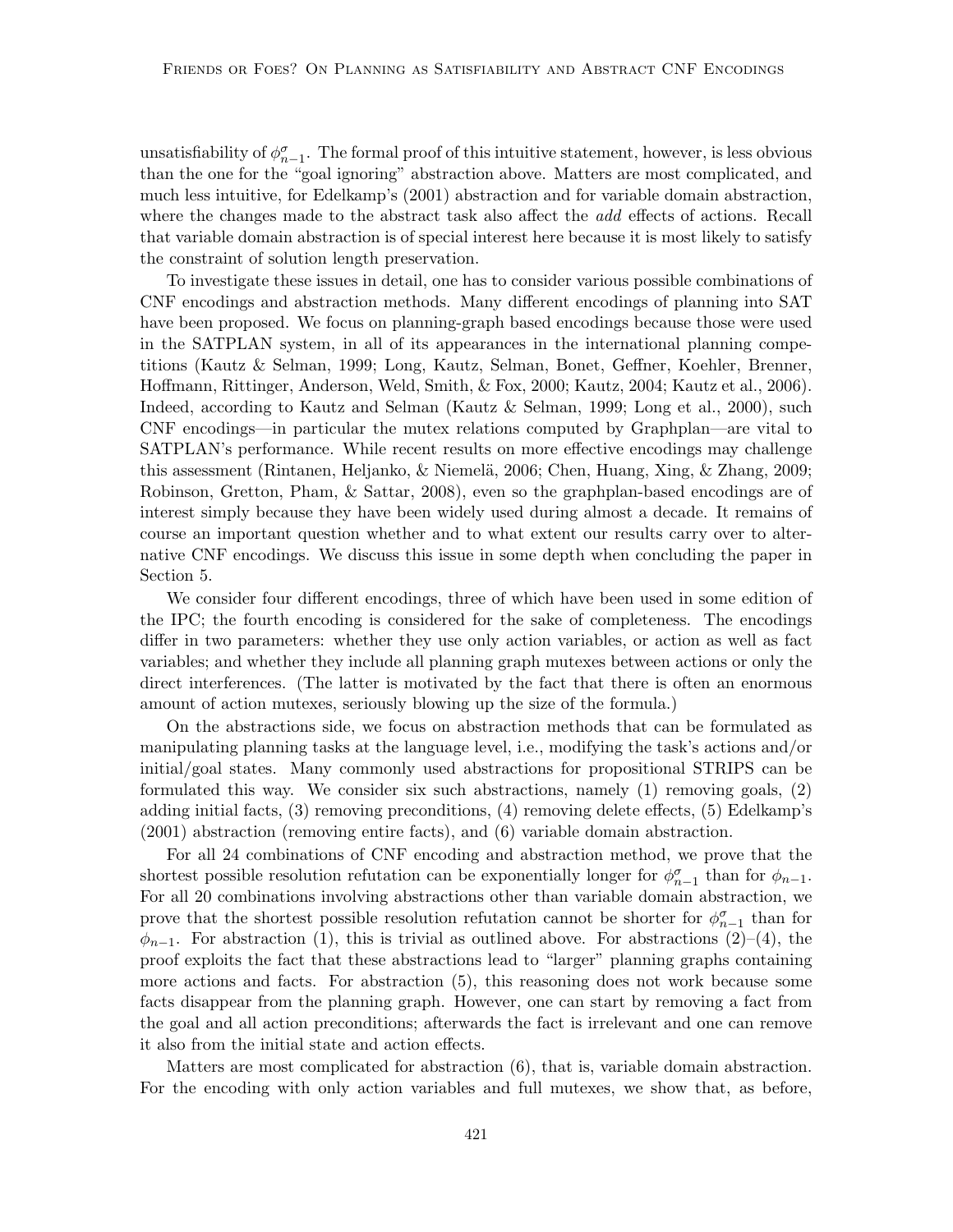unsatisfiability of $\phi^{\sigma}_{n-1}$. The formal proof of this intuitive statement, however, is less obvious than the one for the "goal ignoring" abstraction above. Matters are most complicated, and much less intuitive, for Edelkamp's (2001) abstraction and for variable domain abstraction, where the changes made to the abstract task also affect the *add* effects of actions. Recall that variable domain abstraction is of special interest here because it is most likely to satisfy the constraint of solution length preservation.

To investigate these issues in detail, one has to consider various possible combinations of CNF encodings and abstraction methods. Many different encodings of planning into SAT have been proposed. We focus on planning-graph based encodings because those were used in the SATPLAN system, in all of its appearances in the international planning competitions (Kautz & Selman, 1999; Long, Kautz, Selman, Bonet, Geffner, Koehler, Brenner, Hoffmann, Rittinger, Anderson, Weld, Smith, & Fox, 2000; Kautz, 2004; Kautz et al., 2006). Indeed, according to Kautz and Selman (Kautz & Selman, 1999; Long et al., 2000), such CNF encodings—in particular the mutex relations computed by Graphplan—are vital to SATPLAN's performance. While recent results on more effective encodings may challenge this assessment (Rintanen, Heljanko, & Niemelä, 2006; Chen, Huang, Xing, & Zhang, 2009; Robinson, Gretton, Pham, & Sattar, 2008), even so the graphplan-based encodings are of interest simply because they have been widely used during almost a decade. It remains of course an important question whether and to what extent our results carry over to alternative CNF encodings. We discuss this issue in some depth when concluding the paper in Section 5.

We consider four different encodings, three of which have been used in some edition of the IPC; the fourth encoding is considered for the sake of completeness. The encodings differ in two parameters: whether they use only action variables, or action as well as fact variables; and whether they include all planning graph mutexes between actions or only the direct interferences. (The latter is motivated by the fact that there is often an enormous amount of action mutexes, seriously blowing up the size of the formula.)

On the abstractions side, we focus on abstraction methods that can be formulated as manipulating planning tasks at the language level, i.e., modifying the task's actions and/or initial/goal states. Many commonly used abstractions for propositional STRIPS can be formulated this way. We consider six such abstractions, namely (1) removing goals, (2) adding initial facts, (3) removing preconditions, (4) removing delete effects, (5) Edelkamp's (2001) abstraction (removing entire facts), and (6) variable domain abstraction.

For all 24 combinations of CNF encoding and abstraction method, we prove that the shortest possible resolution refutation can be exponentially longer for $\phi^{\sigma}_{n-1}$ than for $\phi_{n-1}$. For all 20 combinations involving abstractions other than variable domain abstraction, we prove that the shortest possible resolution refutation cannot be shorter for $\phi^{\sigma}_{n-1}$ than for $\phi_{n-1}$. For abstraction (1), this is trivial as outlined above. For abstractions (2)–(4), the proof exploits the fact that these abstractions lead to "larger" planning graphs containing more actions and facts. For abstraction (5), this reasoning does not work because some facts disappear from the planning graph. However, one can start by removing a fact from the goal and all action preconditions; afterwards the fact is irrelevant and one can remove it also from the initial state and action effects.

Matters are most complicated for abstraction (6), that is, variable domain abstraction. For the encoding with only action variables and full mutexes, we show that, as before,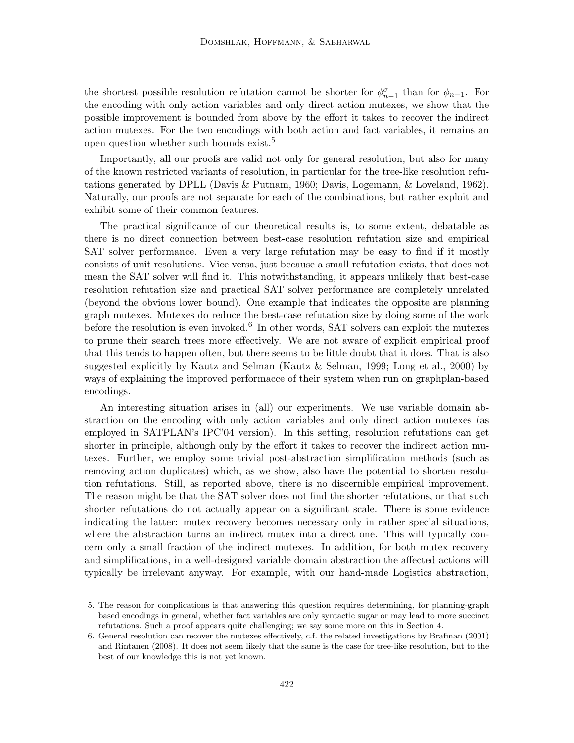the shortest possible resolution refutation cannot be shorter for $\phi^{\sigma}_{n-1}$ than for $\phi_{n-1}$. For the encoding with only action variables and only direct action mutexes, we show that the possible improvement is bounded from above by the effort it takes to recover the indirect action mutexes. For the two encodings with both action and fact variables, it remains an open question whether such bounds exist.[5]

Importantly, all our proofs are valid not only for general resolution, but also for many of the known restricted variants of resolution, in particular for the tree-like resolution refutations generated by DPLL (Davis & Putnam, 1960; Davis, Logemann, & Loveland, 1962). Naturally, our proofs are not separate for each of the combinations, but rather exploit and exhibit some of their common features.

The practical significance of our theoretical results is, to some extent, debatable as there is no direct connection between best-case resolution refutation size and empirical SAT solver performance. Even a very large refutation may be easy to find if it mostly consists of unit resolutions. Vice versa, just because a small refutation exists, that does not mean the SAT solver will find it. This notwithstanding, it appears unlikely that best-case resolution refutation size and practical SAT solver performance are completely unrelated (beyond the obvious lower bound). One example that indicates the opposite are planning graph mutexes. Mutexes do reduce the best-case refutation size by doing some of the work before the resolution is even invoked.[6] In other words, SAT solvers can exploit the mutexes to prune their search trees more effectively. We are not aware of explicit empirical proof that this tends to happen often, but there seems to be little doubt that it does. That is also suggested explicitly by Kautz and Selman (Kautz & Selman, 1999; Long et al., 2000) by ways of explaining the improved performacce of their system when run on graphplan-based encodings.

An interesting situation arises in (all) our experiments. We use variable domain abstraction on the encoding with only action variables and only direct action mutexes (as employed in SATPLAN's IPC'04 version). In this setting, resolution refutations can get shorter in principle, although only by the effort it takes to recover the indirect action mutexes. Further, we employ some trivial post-abstraction simplification methods (such as removing action duplicates) which, as we show, also have the potential to shorten resolution refutations. Still, as reported above, there is no discernible empirical improvement. The reason might be that the SAT solver does not find the shorter refutations, or that such shorter refutations do not actually appear on a significant scale. There is some evidence indicating the latter: mutex recovery becomes necessary only in rather special situations, where the abstraction turns an indirect mutex into a direct one. This will typically concern only a small fraction of the indirect mutexes. In addition, for both mutex recovery and simplifications, in a well-designed variable domain abstraction the affected actions will typically be irrelevant anyway. For example, with our hand-made Logistics abstraction,

5. The reason for complications is that answering this question requires determining, for planning-graph based encodings in general, whether fact variables are only syntactic sugar or may lead to more succinct refutations. Such a proof appears quite challenging; we say some more on this in Section 4.

6. General resolution can recover the mutexes effectively, c.f. the related investigations by Brafman (2001) and Rintanen (2008). It does not seem likely that the same is the case for tree-like resolution, but to the best of our knowledge this is not yet known.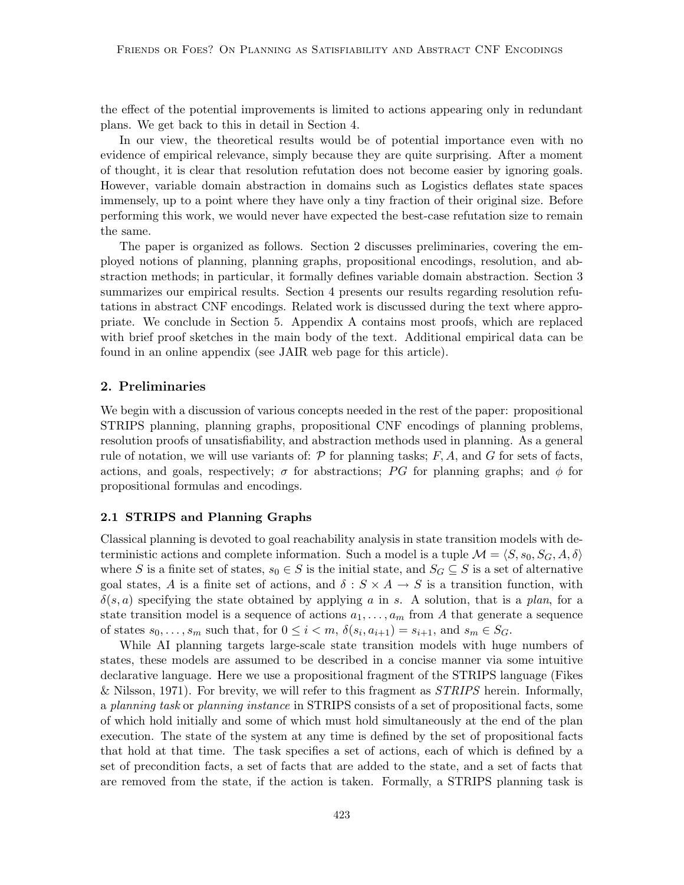the effect of the potential improvements is limited to actions appearing only in redundant plans. We get back to this in detail in Section 4.

In our view, the theoretical results would be of potential importance even with no evidence of empirical relevance, simply because they are quite surprising. After a moment of thought, it is clear that resolution refutation does not become easier by ignoring goals. However, variable domain abstraction in domains such as Logistics deflates state spaces immensely, up to a point where they have only a tiny fraction of their original size. Before performing this work, we would never have expected the best-case refutation size to remain the same.

The paper is organized as follows. Section 2 discusses preliminaries, covering the employed notions of planning, planning graphs, propositional encodings, resolution, and abstraction methods; in particular, it formally defines variable domain abstraction. Section 3 summarizes our empirical results. Section 4 presents our results regarding resolution refutations in abstract CNF encodings. Related work is discussed during the text where appropriate. We conclude in Section 5. Appendix A contains most proofs, which are replaced with brief proof sketches in the main body of the text. Additional empirical data can be found in an online appendix (see JAIR web page for this article).

## 2. Preliminaries

We begin with a discussion of various concepts needed in the rest of the paper: propositional STRIPS planning, planning graphs, propositional CNF encodings of planning problems, resolution proofs of unsatisfiability, and abstraction methods used in planning. As a general rule of notation, we will use variants of: $\mathcal{P}$ for planning tasks; $F, A$, and $G$ for sets of facts, actions, and goals, respectively; $\sigma$ for abstractions; $PG$ for planning graphs; and $\phi$ for propositional formulas and encodings.

### 2.1 STRIPS and Planning Graphs

Classical planning is devoted to goal reachability analysis in state transition models with deterministic actions and complete information. Such a model is a tuple $\mathcal{M} = \langle S, s_0, S_G, A, \delta \rangle$ where $S$ is a finite set of states, $s_0 \in S$ is the initial state, and $S_G \subseteq S$ is a set of alternative goal states, $A$ is a finite set of actions, and $\delta : S \times A \to S$ is a transition function, with $\delta(s, a)$ specifying the state obtained by applying $a$ in $s$. A solution, that is a *plan*, for a state transition model is a sequence of actions $a_1, \ldots, a_m$ from $A$ that generate a sequence of states $s_0, \ldots, s_m$ such that, for $0 \leq i < m$, $\delta(s_i, a_{i+1}) = s_{i+1}$, and $s_m \in S_G$.

While AI planning targets large-scale state transition models with huge numbers of states, these models are assumed to be described in a concise manner via some intuitive declarative language. Here we use a propositional fragment of the STRIPS language (Fikes & Nilsson, 1971). For brevity, we will refer to this fragment as *STRIPS* herein. Informally, a *planning task* or *planning instance* in STRIPS consists of a set of propositional facts, some of which hold initially and some of which must hold simultaneously at the end of the plan execution. The state of the system at any time is defined by the set of propositional facts that hold at that time. The task specifies a set of actions, each of which is defined by a set of precondition facts, a set of facts that are added to the state, and a set of facts that are removed from the state, if the action is taken. Formally, a STRIPS planning task is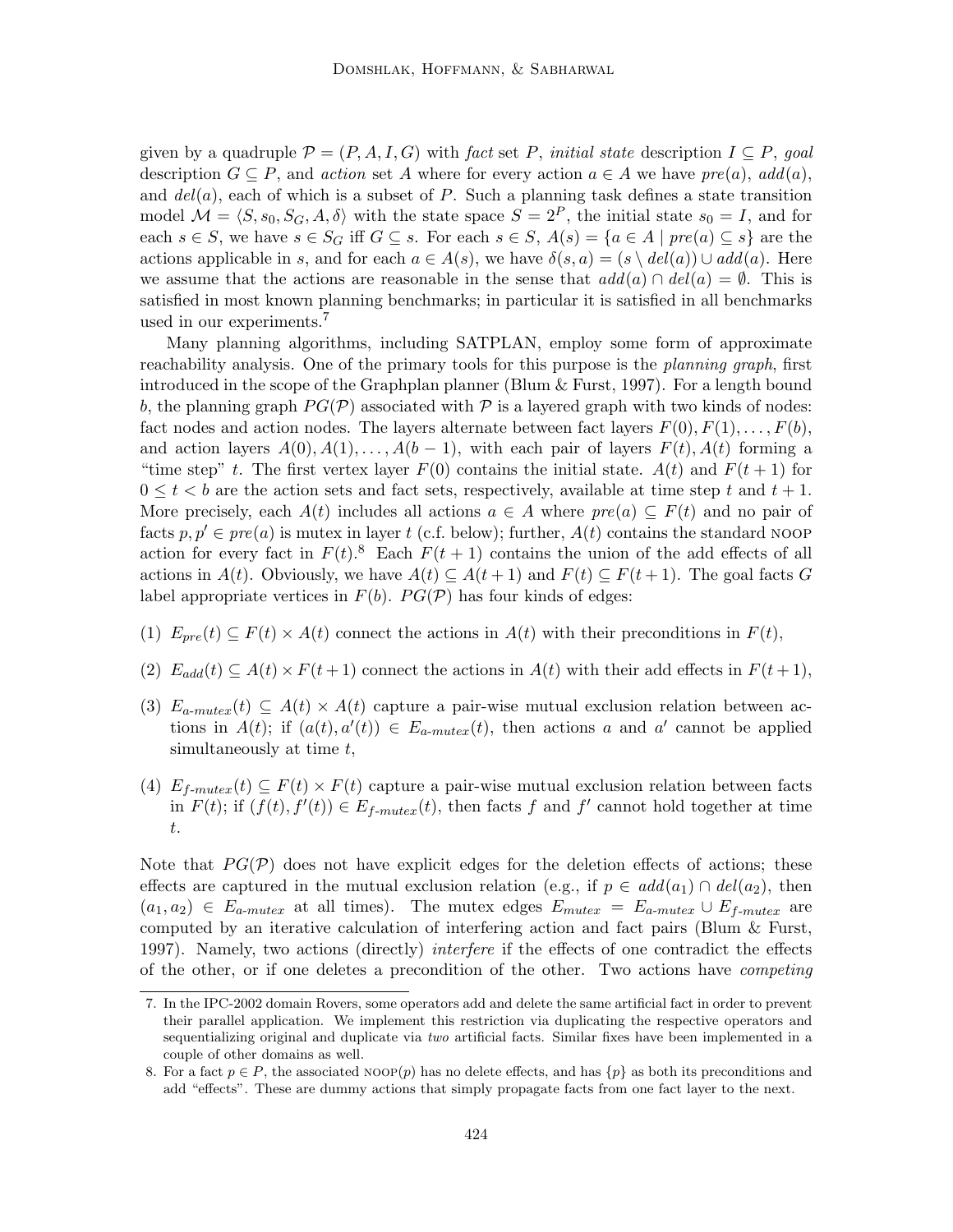given by a quadruple $\mathcal{P} = (P, A, I, G)$ with *fact* set $P$, *initial state* description $I \subseteq P$, *goal* description $G \subseteq P$, and *action* set $A$ where for every action $a \in A$ we have $pre(a)$, $add(a)$, and $del(a)$, each of which is a subset of $P$. Such a planning task defines a state transition model $\mathcal{M} = \langle S, s_0, S_G, A, \delta \rangle$ with the state space $S = 2^P$, the initial state $s_0 = I$, and for each $s \in S$, we have $s \in S_G$ iff $G \subseteq s$. For each $s \in S$, $A(s) = \{a \in A \mid pre(a) \subseteq s\}$ are the actions applicable in $s$, and for each $a \in A(s)$, we have $\delta(s, a) = (s \setminus del(a)) \cup add(a)$. Here we assume that the actions are reasonable in the sense that $add(a) \cap del(a) = \emptyset$. This is satisfied in most known planning benchmarks; in particular it is satisfied in all benchmarks used in our experiments.[7]

Many planning algorithms, including SATPLAN, employ some form of approximate reachability analysis. One of the primary tools for this purpose is the *planning graph*, first introduced in the scope of the Graphplan planner (Blum & Furst, 1997). For a length bound $b$, the planning graph $PG(\mathcal{P})$ associated with $\mathcal{P}$ is a layered graph with two kinds of nodes: fact nodes and action nodes. The layers alternate between fact layers $F(0), F(1), \dots, F(b)$, and action layers $A(0), A(1), \dots, A(b-1)$, with each pair of layers $F(t), A(t)$ forming a "time step" $t$. The first vertex layer $F(0)$ contains the initial state. $A(t)$ and $F(t+1)$ for $0 \leq t < b$ are the action sets and fact sets, respectively, available at time step $t$ and $t+1$. More precisely, each $A(t)$ includes all actions $a \in A$ where $pre(a) \subseteq F(t)$ and no pair of facts $p, p' \in pre(a)$ is mutex in layer $t$ (c.f. below); further, $A(t)$ contains the standard NOOP action for every fact in $F(t)$.[8] Each $F(t+1)$ contains the union of the add effects of all actions in $A(t)$. Obviously, we have $A(t) \subseteq A(t+1)$ and $F(t) \subseteq F(t+1)$. The goal facts $G$ label appropriate vertices in $F(b)$. $PG(\mathcal{P})$ has four kinds of edges:

(1) $E_{pre}(t) \subseteq F(t) \times A(t)$ connect the actions in $A(t)$ with their preconditions in $F(t)$,

(2) $E_{add}(t) \subseteq A(t) \times F(t+1)$ connect the actions in $A(t)$ with their add effects in $F(t+1)$,

(3) $E_{a\text{-}mutex}(t) \subseteq A(t) \times A(t)$ capture a pair-wise mutual exclusion relation between actions in $A(t)$; if $(a(t), a'(t)) \in E_{a\text{-}mutex}(t)$, then actions $a$ and $a'$ cannot be applied simultaneously at time $t$,

(4) $E_{f\text{-}mutex}(t) \subseteq F(t) \times F(t)$ capture a pair-wise mutual exclusion relation between facts in $F(t)$; if $(f(t), f'(t)) \in E_{f\text{-}mutex}(t)$, then facts $f$ and $f'$ cannot hold together at time $t$.

Note that $PG(\mathcal{P})$ does not have explicit edges for the deletion effects of actions; these effects are captured in the mutual exclusion relation (e.g., if $p \in add(a_1) \cap del(a_2)$, then $(a_1, a_2) \in E_{a\text{-}mutex}$ at all times). The mutex edges $E_{mutex} = E_{a\text{-}mutex} \cup E_{f\text{-}mutex}$ are computed by an iterative calculation of interfering action and fact pairs (Blum & Furst, 1997). Namely, two actions (directly) *interfere* if the effects of one contradict the effects of the other, or if one deletes a precondition of the other. Two actions have *competing*

7. In the IPC-2002 domain Rovers, some operators add and delete the same artificial fact in order to prevent their parallel application. We implement this restriction via duplicating the respective operators and sequentializing original and duplicate via *two* artificial facts. Similar fixes have been implemented in a couple of other domains as well.

8. For a fact $p \in P$, the associated NOOP($p$) has no delete effects, and has $\{p\}$ as both its preconditions and add "effects". These are dummy actions that simply propagate facts from one fact layer to the next.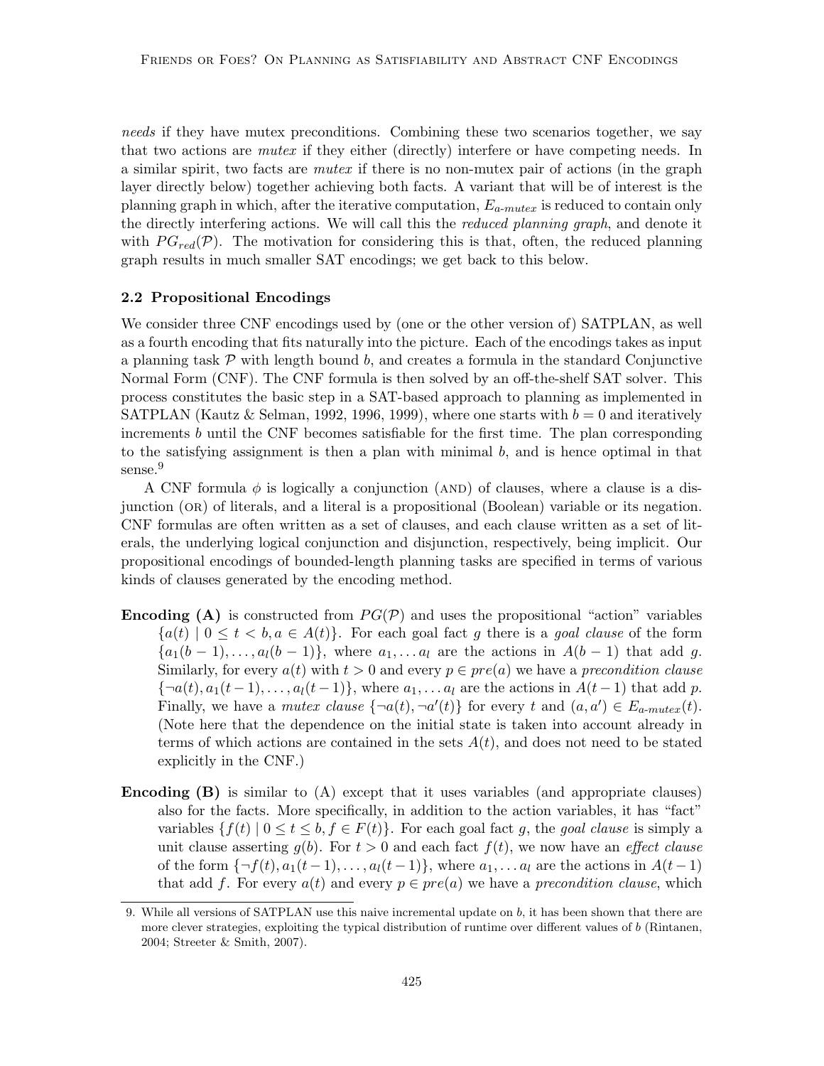*needs* if they have mutex preconditions. Combining these two scenarios together, we say that two actions are *mutex* if they either (directly) interfere or have competing needs. In a similar spirit, two facts are *mutex* if there is no non-mutex pair of actions (in the graph layer directly below) together achieving both facts. A variant that will be of interest is the planning graph in which, after the iterative computation, $E_{a\text{-}mutex}$ is reduced to contain only the directly interfering actions. We will call this the *reduced planning graph*, and denote it with $PG_{red}(\mathcal{P})$. The motivation for considering this is that, often, the reduced planning graph results in much smaller SAT encodings; we get back to this below.

### 2.2 Propositional Encodings

We consider three CNF encodings used by (one or the other version of) SATPLAN, as well as a fourth encoding that fits naturally into the picture. Each of the encodings takes as input a planning task $\mathcal{P}$ with length bound $b$, and creates a formula in the standard Conjunctive Normal Form (CNF). The CNF formula is then solved by an off-the-shelf SAT solver. This process constitutes the basic step in a SAT-based approach to planning as implemented in SATPLAN (Kautz & Selman, 1992, 1996, 1999), where one starts with $b = 0$ and iteratively increments $b$ until the CNF becomes satisfiable for the first time. The plan corresponding to the satisfying assignment is then a plan with minimal $b$, and is hence optimal in that sense.[9]

A CNF formula $\phi$ is logically a conjunction (AND) of clauses, where a clause is a disjunction (OR) of literals, and a literal is a propositional (Boolean) variable or its negation. CNF formulas are often written as a set of clauses, and each clause written as a set of literals, the underlying logical conjunction and disjunction, respectively, being implicit. Our propositional encodings of bounded-length planning tasks are specified in terms of various kinds of clauses generated by the encoding method.

**Encoding (A)** is constructed from $PG(\mathcal{P})$ and uses the propositional "action" variables $\{a(t) \mid 0 \leq t < b, a \in A(t)\}$. For each goal fact $g$ there is a *goal clause* of the form $\{a_1(b-1), \ldots, a_l(b-1)\}$, where $a_1, \ldots a_l$ are the actions in $A(b-1)$ that add $g$. Similarly, for every $a(t)$ with $t > 0$ and every $p \in pre(a)$ we have a *precondition clause* $\{\neg a(t), a_1(t-1), \ldots, a_l(t-1)\}$, where $a_1, \ldots a_l$ are the actions in $A(t-1)$ that add $p$. Finally, we have a *mutex clause* $\{\neg a(t), \neg a'(t)\}$ for every $t$ and $(a, a') \in E_{a\text{-}mutex}(t)$. (Note here that the dependence on the initial state is taken into account already in terms of which actions are contained in the sets $A(t)$, and does not need to be stated explicitly in the CNF.)

**Encoding (B)** is similar to (A) except that it uses variables (and appropriate clauses) also for the facts. More specifically, in addition to the action variables, it has "fact" variables $\{f(t) \mid 0 \leq t \leq b, f \in F(t)\}$. For each goal fact $g$, the *goal clause* is simply a unit clause asserting $g(b)$. For $t > 0$ and each fact $f(t)$, we now have an *effect clause* of the form $\{\neg f(t), a_1(t-1), \ldots, a_l(t-1)\}$, where $a_1, \ldots a_l$ are the actions in $A(t-1)$ that add $f$. For every $a(t)$ and every $p \in pre(a)$ we have a *precondition clause*, which

[9] While all versions of SATPLAN use this naive incremental update on $b$, it has been shown that there are more clever strategies, exploiting the typical distribution of runtime over different values of $b$ (Rintanen, 2004; Streeter & Smith, 2007).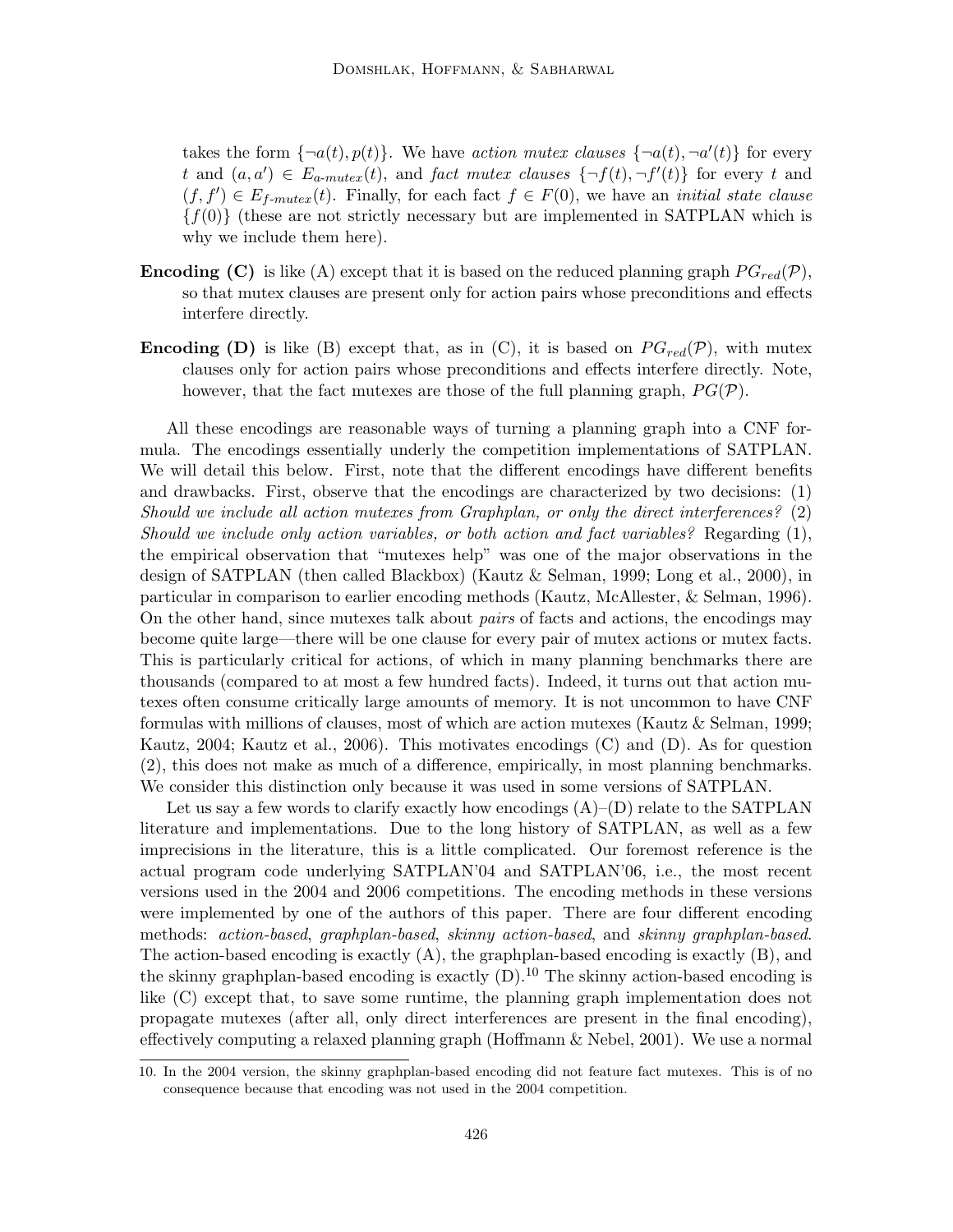takes the form $\{\neg a(t), p(t)\}$. We have *action mutex clauses* $\{\neg a(t), \neg a'(t)\}$ for every $t$ and $(a, a') \in E_{a\text{-}mutex}(t)$, and *fact mutex clauses* $\{\neg f(t), \neg f'(t)\}$ for every $t$ and $(f, f') \in E_{f\text{-}mutex}(t)$. Finally, for each fact $f \in F(0)$, we have an *initial state clause* $\{f(0)\}$ (these are not strictly necessary but are implemented in SATPLAN which is why we include them here).

**Encoding (C)** is like (A) except that it is based on the reduced planning graph $PG_{red}(\mathcal{P})$, so that mutex clauses are present only for action pairs whose preconditions and effects interfere directly.

**Encoding (D)** is like (B) except that, as in (C), it is based on $PG_{red}(\mathcal{P})$, with mutex clauses only for action pairs whose preconditions and effects interfere directly. Note, however, that the fact mutexes are those of the full planning graph, $PG(\mathcal{P})$.

All these encodings are reasonable ways of turning a planning graph into a CNF formula. The encodings essentially underly the competition implementations of SATPLAN. We will detail this below. First, note that the different encodings have different benefits and drawbacks. First, observe that the encodings are characterized by two decisions: (1) *Should we include all action mutexes from Graphplan, or only the direct interferences?* (2) *Should we include only action variables, or both action and fact variables?* Regarding (1), the empirical observation that "mutexes help" was one of the major observations in the design of SATPLAN (then called Blackbox) (Kautz & Selman, 1999; Long et al., 2000), in particular in comparison to earlier encoding methods (Kautz, McAllester, & Selman, 1996). On the other hand, since mutexes talk about *pairs* of facts and actions, the encodings may become quite large—there will be one clause for every pair of mutex actions or mutex facts. This is particularly critical for actions, of which in many planning benchmarks there are thousands (compared to at most a few hundred facts). Indeed, it turns out that action mutexes often consume critically large amounts of memory. It is not uncommon to have CNF formulas with millions of clauses, most of which are action mutexes (Kautz & Selman, 1999; Kautz, 2004; Kautz et al., 2006). This motivates encodings (C) and (D). As for question (2), this does not make as much of a difference, empirically, in most planning benchmarks. We consider this distinction only because it was used in some versions of SATPLAN.

Let us say a few words to clarify exactly how encodings (A)–(D) relate to the SATPLAN literature and implementations. Due to the long history of SATPLAN, as well as a few imprecisions in the literature, this is a little complicated. Our foremost reference is the actual program code underlying SATPLAN'04 and SATPLAN'06, i.e., the most recent versions used in the 2004 and 2006 competitions. The encoding methods in these versions were implemented by one of the authors of this paper. There are four different encoding methods: *action-based*, *graphplan-based*, *skinny action-based*, and *skinny graphplan-based*. The action-based encoding is exactly (A), the graphplan-based encoding is exactly (B), and the skinny graphplan-based encoding is exactly (D).[10] The skinny action-based encoding is like (C) except that, to save some runtime, the planning graph implementation does not propagate mutexes (after all, only direct interferences are present in the final encoding), effectively computing a relaxed planning graph (Hoffmann & Nebel, 2001). We use a normal

10. In the 2004 version, the skinny graphplan-based encoding did not feature fact mutexes. This is of no consequence because that encoding was not used in the 2004 competition.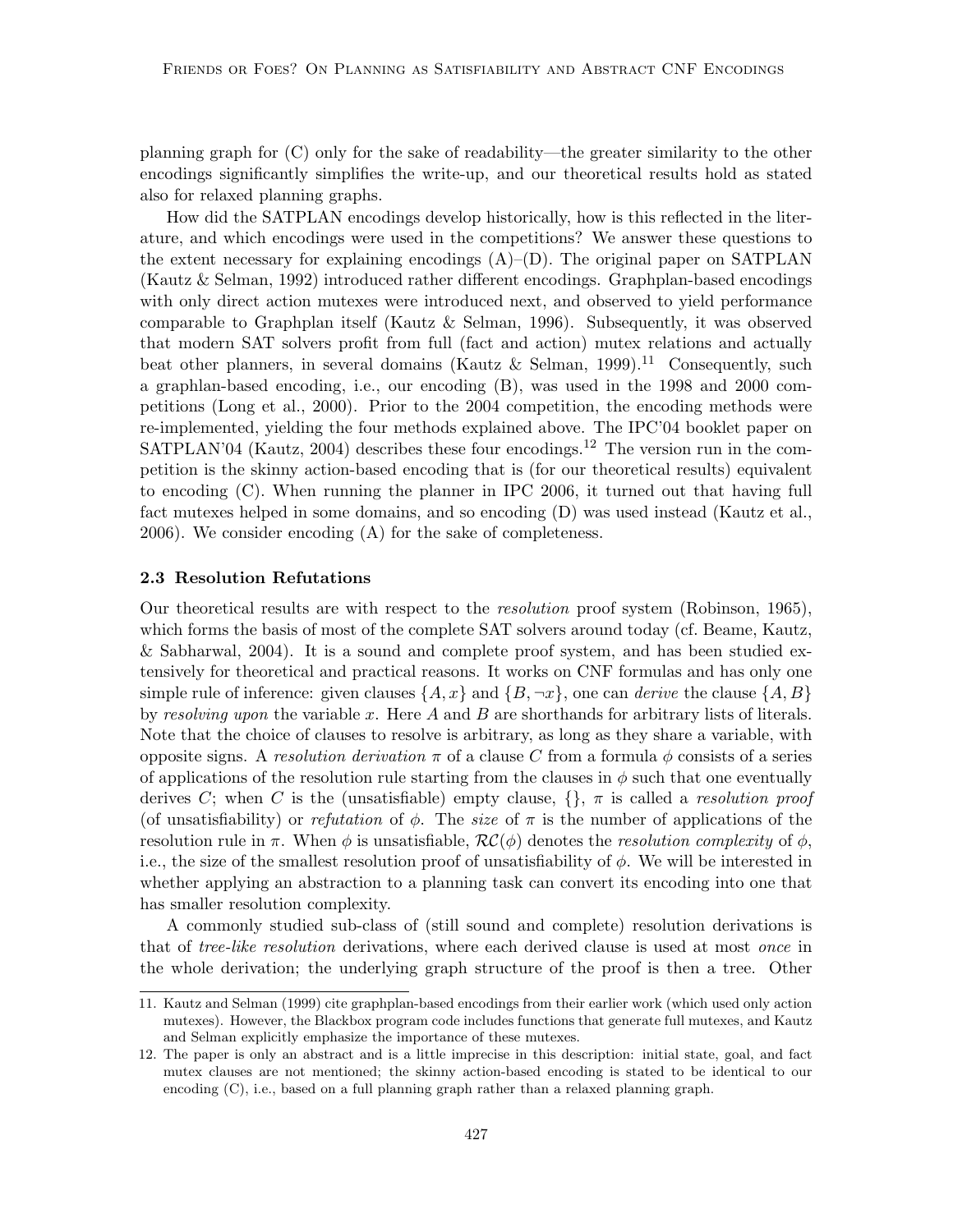planning graph for (C) only for the sake of readability—the greater similarity to the other encodings significantly simplifies the write-up, and our theoretical results hold as stated also for relaxed planning graphs.

How did the SATPLAN encodings develop historically, how is this reflected in the literature, and which encodings were used in the competitions? We answer these questions to the extent necessary for explaining encodings (A)–(D). The original paper on SATPLAN (Kautz & Selman, 1992) introduced rather different encodings. Graphplan-based encodings with only direct action mutexes were introduced next, and observed to yield performance comparable to Graphplan itself (Kautz & Selman, 1996). Subsequently, it was observed that modern SAT solvers profit from full (fact and action) mutex relations and actually beat other planners, in several domains (Kautz & Selman, 1999).[11] Consequently, such a graphlan-based encoding, i.e., our encoding (B), was used in the 1998 and 2000 competitions (Long et al., 2000). Prior to the 2004 competition, the encoding methods were re-implemented, yielding the four methods explained above. The IPC'04 booklet paper on SATPLAN'04 (Kautz, 2004) describes these four encodings.[12] The version run in the competition is the skinny action-based encoding that is (for our theoretical results) equivalent to encoding (C). When running the planner in IPC 2006, it turned out that having full fact mutexes helped in some domains, and so encoding (D) was used instead (Kautz et al., 2006). We consider encoding (A) for the sake of completeness.

### 2.3 Resolution Refutations

Our theoretical results are with respect to the *resolution* proof system (Robinson, 1965), which forms the basis of most of the complete SAT solvers around today (cf. Beame, Kautz, & Sabharwal, 2004). It is a sound and complete proof system, and has been studied extensively for theoretical and practical reasons. It works on CNF formulas and has only one simple rule of inference: given clauses $\{A, x\}$ and $\{B, \neg x\}$, one can *derive* the clause $\{A, B\}$ by *resolving upon* the variable $x$. Here $A$ and $B$ are shorthands for arbitrary lists of literals. Note that the choice of clauses to resolve is arbitrary, as long as they share a variable, with opposite signs. A *resolution derivation* $\pi$ of a clause $C$ from a formula $\phi$ consists of a series of applications of the resolution rule starting from the clauses in $\phi$ such that one eventually derives $C$; when $C$ is the (unsatisfiable) empty clause, $\{\}$, $\pi$ is called a *resolution proof* (of unsatisfiability) or *refutation* of $\phi$. The *size* of $\pi$ is the number of applications of the resolution rule in $\pi$. When $\phi$ is unsatisfiable, $\mathcal{RC}(\phi)$ denotes the *resolution complexity* of $\phi$, i.e., the size of the smallest resolution proof of unsatisfiability of $\phi$. We will be interested in whether applying an abstraction to a planning task can convert its encoding into one that has smaller resolution complexity.

A commonly studied sub-class of (still sound and complete) resolution derivations is that of *tree-like resolution* derivations, where each derived clause is used at most *once* in the whole derivation; the underlying graph structure of the proof is then a tree. Other

---

11. Kautz and Selman (1999) cite graphplan-based encodings from their earlier work (which used only action mutexes). However, the Blackbox program code includes functions that generate full mutexes, and Kautz and Selman explicitly emphasize the importance of these mutexes.

12. The paper is only an abstract and is a little imprecise in this description: initial state, goal, and fact mutex clauses are not mentioned; the skinny action-based encoding is stated to be identical to our encoding (C), i.e., based on a full planning graph rather than a relaxed planning graph.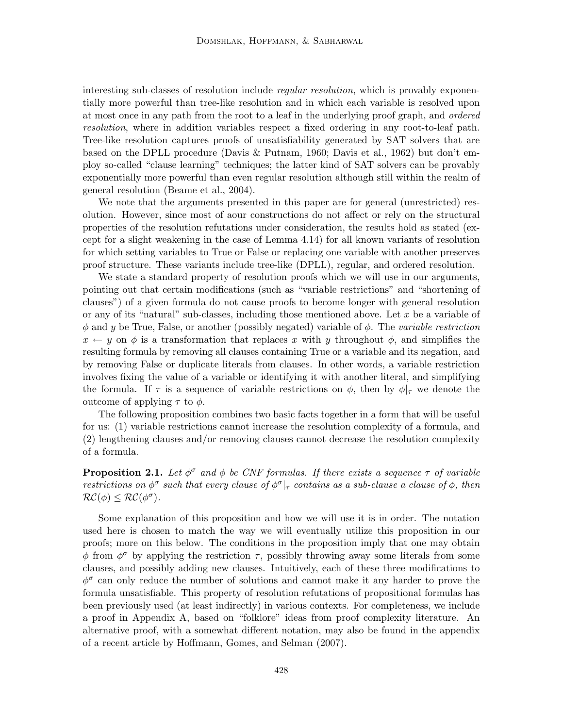interesting sub-classes of resolution include *regular resolution*, which is provably exponentially more powerful than tree-like resolution and in which each variable is resolved upon at most once in any path from the root to a leaf in the underlying proof graph, and *ordered resolution*, where in addition variables respect a fixed ordering in any root-to-leaf path. Tree-like resolution captures proofs of unsatisfiability generated by SAT solvers that are based on the DPLL procedure (Davis & Putnam, 1960; Davis et al., 1962) but don't employ so-called "clause learning" techniques; the latter kind of SAT solvers can be provably exponentially more powerful than even regular resolution although still within the realm of general resolution (Beame et al., 2004).

We note that the arguments presented in this paper are for general (unrestricted) resolution. However, since most of aour constructions do not affect or rely on the structural properties of the resolution refutations under consideration, the results hold as stated (except for a slight weakening in the case of Lemma 4.14) for all known variants of resolution for which setting variables to True or False or replacing one variable with another preserves proof structure. These variants include tree-like (DPLL), regular, and ordered resolution.

We state a standard property of resolution proofs which we will use in our arguments, pointing out that certain modifications (such as "variable restrictions" and "shortening of clauses") of a given formula do not cause proofs to become longer with general resolution or any of its "natural" sub-classes, including those mentioned above. Let $x$ be a variable of $\phi$ and $y$ be True, False, or another (possibly negated) variable of $\phi$. The *variable restriction* $x \leftarrow y$ on $\phi$ is a transformation that replaces $x$ with $y$ throughout $\phi$, and simplifies the resulting formula by removing all clauses containing True or a variable and its negation, and by removing False or duplicate literals from clauses. In other words, a variable restriction involves fixing the value of a variable or identifying it with another literal, and simplifying the formula. If $\tau$ is a sequence of variable restrictions on $\phi$, then by $\phi|_\tau$ we denote the outcome of applying $\tau$ to $\phi$.

The following proposition combines two basic facts together in a form that will be useful for us: (1) variable restrictions cannot increase the resolution complexity of a formula, and (2) lengthening clauses and/or removing clauses cannot decrease the resolution complexity of a formula.

**Proposition 2.1.** *Let $\phi^\sigma$ and $\phi$ be CNF formulas. If there exists a sequence $\tau$ of variable restrictions on $\phi^\sigma$ such that every clause of $\phi^\sigma|_\tau$ contains as a sub-clause a clause of $\phi$, then $\mathcal{RC}(\phi) \leq \mathcal{RC}(\phi^\sigma)$.*

Some explanation of this proposition and how we will use it is in order. The notation used here is chosen to match the way we will eventually utilize this proposition in our proofs; more on this below. The conditions in the proposition imply that one may obtain $\phi$ from $\phi^\sigma$ by applying the restriction $\tau$, possibly throwing away some literals from some clauses, and possibly adding new clauses. Intuitively, each of these three modifications to $\phi^\sigma$ can only reduce the number of solutions and cannot make it any harder to prove the formula unsatisfiable. This property of resolution refutations of propositional formulas has been previously used (at least indirectly) in various contexts. For completeness, we include a proof in Appendix A, based on "folklore" ideas from proof complexity literature. An alternative proof, with a somewhat different notation, may also be found in the appendix of a recent article by Hoffmann, Gomes, and Selman (2007).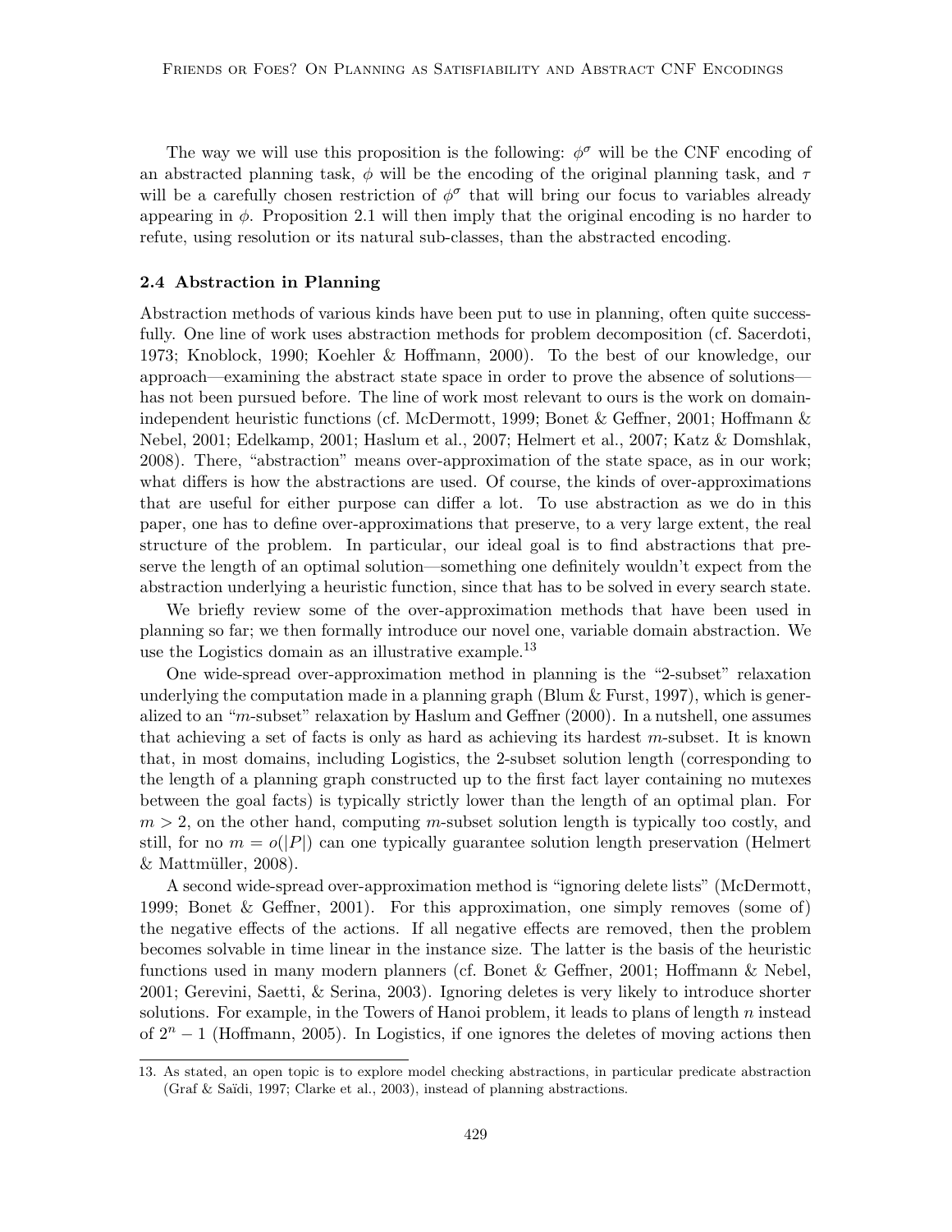The way we will use this proposition is the following: $\phi^\sigma$ will be the CNF encoding of an abstracted planning task, $\phi$ will be the encoding of the original planning task, and $\tau$ will be a carefully chosen restriction of $\phi^\sigma$ that will bring our focus to variables already appearing in $\phi$. Proposition 2.1 will then imply that the original encoding is no harder to refute, using resolution or its natural sub-classes, than the abstracted encoding.

### 2.4 Abstraction in Planning

Abstraction methods of various kinds have been put to use in planning, often quite successfully. One line of work uses abstraction methods for problem decomposition (cf. Sacerdoti, 1973; Knoblock, 1990; Koehler & Hoffmann, 2000). To the best of our knowledge, our approach—examining the abstract state space in order to prove the absence of solutions—has not been pursued before. The line of work most relevant to ours is the work on domain-independent heuristic functions (cf. McDermott, 1999; Bonet & Geffner, 2001; Hoffmann & Nebel, 2001; Edelkamp, 2001; Haslum et al., 2007; Helmert et al., 2007; Katz & Domshlak, 2008). There, "abstraction" means over-approximation of the state space, as in our work; what differs is how the abstractions are used. Of course, the kinds of over-approximations that are useful for either purpose can differ a lot. To use abstraction as we do in this paper, one has to define over-approximations that preserve, to a very large extent, the real structure of the problem. In particular, our ideal goal is to find abstractions that preserve the length of an optimal solution—something one definitely wouldn't expect from the abstraction underlying a heuristic function, since that has to be solved in every search state.

We briefly review some of the over-approximation methods that have been used in planning so far; we then formally introduce our novel one, variable domain abstraction. We use the Logistics domain as an illustrative example.[13]

One wide-spread over-approximation method in planning is the "2-subset" relaxation underlying the computation made in a planning graph (Blum & Furst, 1997), which is generalized to an "$m$-subset" relaxation by Haslum and Geffner (2000). In a nutshell, one assumes that achieving a set of facts is only as hard as achieving its hardest $m$-subset. It is known that, in most domains, including Logistics, the 2-subset solution length (corresponding to the length of a planning graph constructed up to the first fact layer containing no mutexes between the goal facts) is typically strictly lower than the length of an optimal plan. For $m > 2$, on the other hand, computing $m$-subset solution length is typically too costly, and still, for no $m = o(|P|)$ can one typically guarantee solution length preservation (Helmert & Mattmüller, 2008).

A second wide-spread over-approximation method is "ignoring delete lists" (McDermott, 1999; Bonet & Geffner, 2001). For this approximation, one simply removes (some of) the negative effects of the actions. If all negative effects are removed, then the problem becomes solvable in time linear in the instance size. The latter is the basis of the heuristic functions used in many modern planners (cf. Bonet & Geffner, 2001; Hoffmann & Nebel, 2001; Gerevini, Saetti, & Serina, 2003). Ignoring deletes is very likely to introduce shorter solutions. For example, in the Towers of Hanoi problem, it leads to plans of length $n$ instead of $2^n - 1$ (Hoffmann, 2005). In Logistics, if one ignores the deletes of moving actions then

---

13. As stated, an open topic is to explore model checking abstractions, in particular predicate abstraction (Graf & Saïdi, 1997; Clarke et al., 2003), instead of planning abstractions.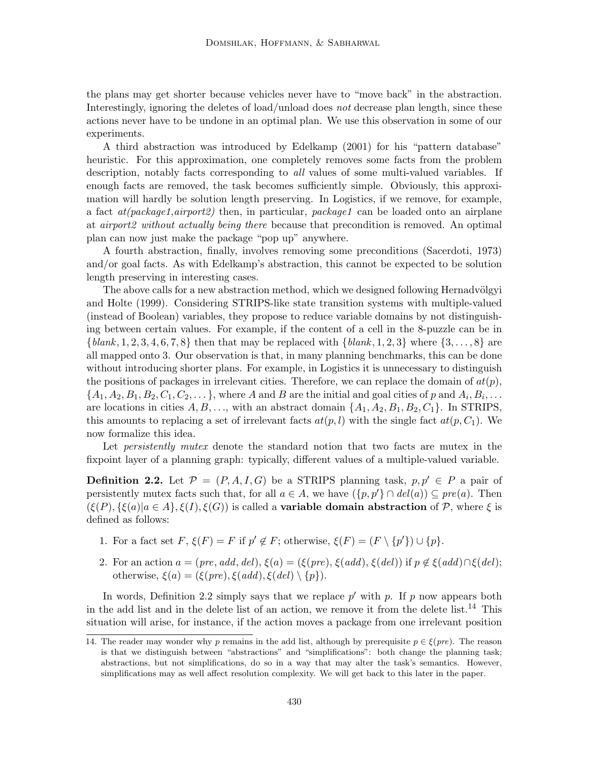the plans may get shorter because vehicles never have to "move back" in the abstraction. Interestingly, ignoring the deletes of load/unload does *not* decrease plan length, since these actions never have to be undone in an optimal plan. We use this observation in some of our experiments.

A third abstraction was introduced by Edelkamp (2001) for his "pattern database" heuristic. For this approximation, one completely removes some facts from the problem description, notably facts corresponding to *all* values of some multi-valued variables. If enough facts are removed, the task becomes sufficiently simple. Obviously, this approximation will hardly be solution length preserving. In Logistics, if we remove, for example, a fact *at(package1,airport2)* then, in particular, *package1* can be loaded onto an airplane at *airport2 without actually being there* because that precondition is removed. An optimal plan can now just make the package "pop up" anywhere.

A fourth abstraction, finally, involves removing some preconditions (Sacerdoti, 1973) and/or goal facts. As with Edelkamp's abstraction, this cannot be expected to be solution length preserving in interesting cases.

The above calls for a new abstraction method, which we designed following Hernadvölgyi and Holte (1999). Considering STRIPS-like state transition systems with multiple-valued (instead of Boolean) variables, they propose to reduce variable domains by not distinguishing between certain values. For example, if the content of a cell in the 8-puzzle can be in $\{blank, 1, 2, 3, 4, 6, 7, 8\}$ then that may be replaced with $\{blank, 1, 2, 3\}$ where $\{3, \ldots, 8\}$ are all mapped onto 3. Our observation is that, in many planning benchmarks, this can be done without introducing shorter plans. For example, in Logistics it is unnecessary to distinguish the positions of packages in irrelevant cities. Therefore, we can replace the domain of $at(p)$, $\{A_1, A_2, B_1, B_2, C_1, C_2, \ldots\}$, where $A$ and $B$ are the initial and goal cities of $p$ and $A_i, B_i, \ldots$ are locations in cities $A, B, \ldots$, with an abstract domain $\{A_1, A_2, B_1, B_2, C_1\}$. In STRIPS, this amounts to replacing a set of irrelevant facts $at(p, l)$ with the single fact $at(p, C_1)$. We now formalize this idea.

Let *persistently mutex* denote the standard notion that two facts are mutex in the fixpoint layer of a planning graph: typically, different values of a multiple-valued variable.

**Definition 2.2.** Let $\mathcal{P} = (P, A, I, G)$ be a STRIPS planning task, $p, p' \in P$ a pair of persistently mutex facts such that, for all $a \in A$, we have $(\{p, p'\} \cap del(a)) \subseteq pre(a)$. Then $(\xi(P), \{\xi(a) | a \in A\}, \xi(I), \xi(G))$ is called a **variable domain abstraction** of $\mathcal{P}$, where $\xi$ is defined as follows:

1. For a fact set $F$, $\xi(F) = F$ if $p' \notin F$; otherwise, $\xi(F) = (F \setminus \{p'\}) \cup \{p\}$.
2. For an action $a = (pre, add, del)$, $\xi(a) = (\xi(pre), \xi(add), \xi(del))$ if $p \notin \xi(add) \cap \xi(del)$; otherwise, $\xi(a) = (\xi(pre), \xi(add), \xi(del) \setminus \{p\})$.

In words, Definition 2.2 simply says that we replace $p'$ with $p$. If $p$ now appears both in the add list and in the delete list of an action, we remove it from the delete list.[14] This situation will arise, for instance, if the action moves a package from one irrelevant position

14. The reader may wonder why $p$ remains in the add list, although by prerequisite $p \in \xi(pre)$. The reason is that we distinguish between "abstractions" and "simplifications": both change the planning task; abstractions, but not simplifications, do so in a way that may alter the task's semantics. However, simplifications may as well affect resolution complexity. We will get back to this later in the paper.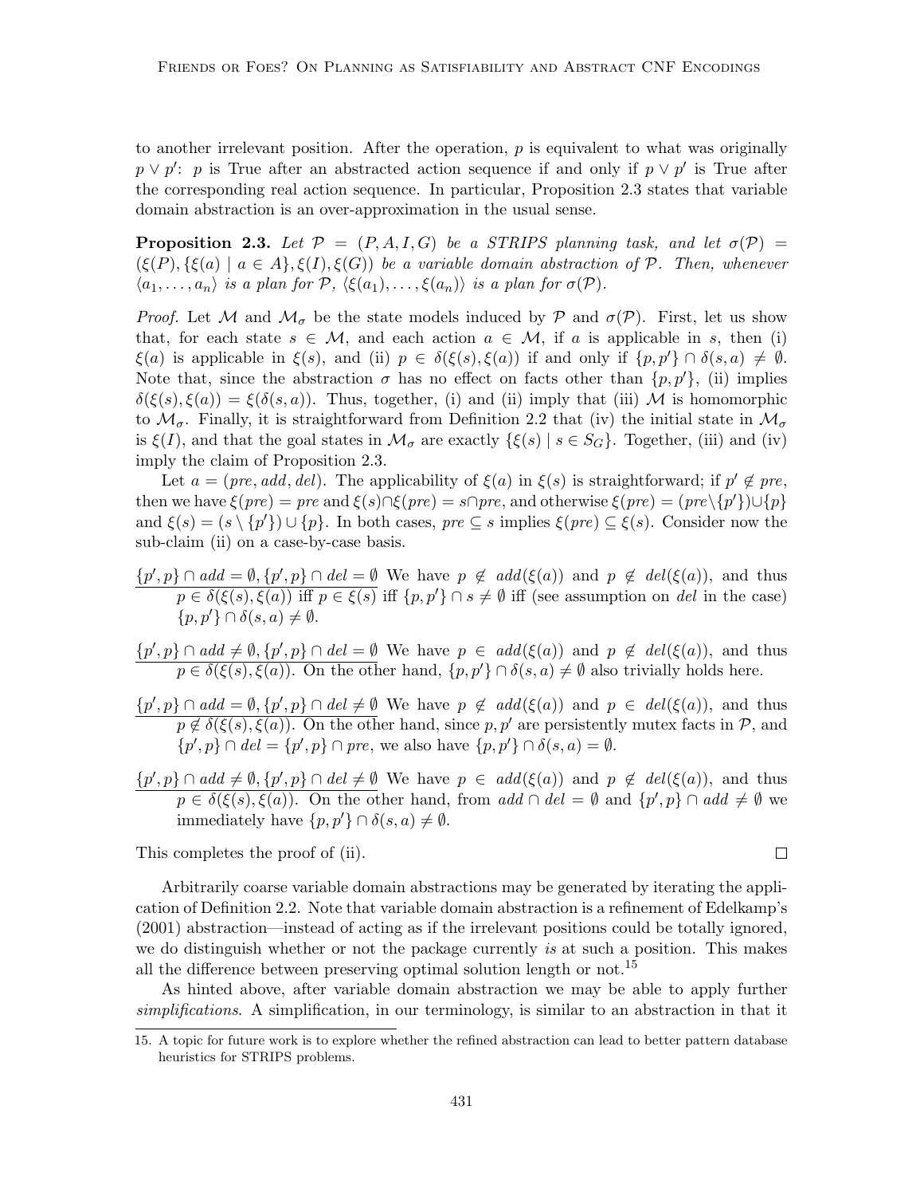to another irrelevant position. After the operation, $p$ is equivalent to what was originally $p \vee p'$: $p$ is True after an abstracted action sequence if and only if $p \vee p'$ is True after the corresponding real action sequence. In particular, Proposition 2.3 states that variable domain abstraction is an over-approximation in the usual sense.

**Proposition 2.3.** *Let $\mathcal{P} = (P, A, I, G)$ be a STRIPS planning task, and let $\sigma(\mathcal{P}) = (\xi(P), \{\xi(a) \mid a \in A\}, \xi(I), \xi(G))$ be a variable domain abstraction of $\mathcal{P}$. Then, whenever $\langle a_1, \ldots, a_n \rangle$ is a plan for $\mathcal{P}$, $\langle \xi(a_1), \ldots, \xi(a_n) \rangle$ is a plan for $\sigma(\mathcal{P})$.*

*Proof.* Let $\mathcal{M}$ and $\mathcal{M}_\sigma$ be the state models induced by $\mathcal{P}$ and $\sigma(\mathcal{P})$. First, let us show that, for each state $s \in \mathcal{M}$, and each action $a \in \mathcal{M}$, if $a$ is applicable in $s$, then (i) $\xi(a)$ is applicable in $\xi(s)$, and (ii) $p \in \delta(\xi(s), \xi(a))$ if and only if $\{p, p'\} \cap \delta(s, a) \neq \emptyset$. Note that, since the abstraction $\sigma$ has no effect on facts other than $\{p, p'\}$, (ii) implies $\delta(\xi(s), \xi(a)) = \xi(\delta(s, a))$. Thus, together, (i) and (ii) imply that (iii) $\mathcal{M}$ is homomorphic to $\mathcal{M}_\sigma$. Finally, it is straightforward from Definition 2.2 that (iv) the initial state in $\mathcal{M}_\sigma$ is $\xi(I)$, and that the goal states in $\mathcal{M}_\sigma$ are exactly $\{\xi(s) \mid s \in S_G\}$. Together, (iii) and (iv) imply the claim of Proposition 2.3.

Let $a = (pre, add, del)$. The applicability of $\xi(a)$ in $\xi(s)$ is straightforward; if $p' \notin pre$, then we have $\xi(pre) = pre$ and $\xi(s) \cap \xi(pre) = s \cap pre$, and otherwise $\xi(pre) = (pre \setminus \{p'\}) \cup \{p\}$ and $\xi(s) = (s \setminus \{p'\}) \cup \{p\}$. In both cases, $pre \subseteq s$ implies $\xi(pre) \subseteq \xi(s)$. Consider now the sub-claim (ii) on a case-by-case basis.

<u>$\{p', p\} \cap add = \emptyset, \{p', p\} \cap del = \emptyset$</u> We have $p \notin add(\xi(a))$ and $p \notin del(\xi(a))$, and thus $p \in \delta(\xi(s), \xi(a))$ iff $p \in \xi(s)$ iff $\{p, p'\} \cap s \neq \emptyset$ iff (see assumption on $del$ in the case) $\{p, p'\} \cap \delta(s, a) \neq \emptyset$.

<u>$\{p', p\} \cap add \neq \emptyset, \{p', p\} \cap del = \emptyset$</u> We have $p \in add(\xi(a))$ and $p \notin del(\xi(a))$, and thus $p \in \delta(\xi(s), \xi(a))$. On the other hand, $\{p, p'\} \cap \delta(s, a) \neq \emptyset$ also trivially holds here.

<u>$\{p', p\} \cap add = \emptyset, \{p', p\} \cap del \neq \emptyset$</u> We have $p \notin add(\xi(a))$ and $p \in del(\xi(a))$, and thus $p \notin \delta(\xi(s), \xi(a))$. On the other hand, since $p, p'$ are persistently mutex facts in $\mathcal{P}$, and $\{p', p\} \cap del = \{p', p\} \cap pre$, we also have $\{p, p'\} \cap \delta(s, a) = \emptyset$.

<u>$\{p', p\} \cap add \neq \emptyset, \{p', p\} \cap del \neq \emptyset$</u> We have $p \in add(\xi(a))$ and $p \notin del(\xi(a))$, and thus $p \in \delta(\xi(s), \xi(a))$. On the other hand, from $add \cap del = \emptyset$ and $\{p', p\} \cap add \neq \emptyset$ we immediately have $\{p, p'\} \cap \delta(s, a) \neq \emptyset$.

This completes the proof of (ii). $\square$

Arbitrarily coarse variable domain abstractions may be generated by iterating the application of Definition 2.2. Note that variable domain abstraction is a refinement of Edelkamp's (2001) abstraction—instead of acting as if the irrelevant positions could be totally ignored, we do distinguish whether or not the package currently *is* at such a position. This makes all the difference between preserving optimal solution length or not.[15]

As hinted above, after variable domain abstraction we may be able to apply further *simplifications*. A simplification, in our terminology, is similar to an abstraction in that it

15. A topic for future work is to explore whether the refined abstraction can lead to better pattern database heuristics for STRIPS problems.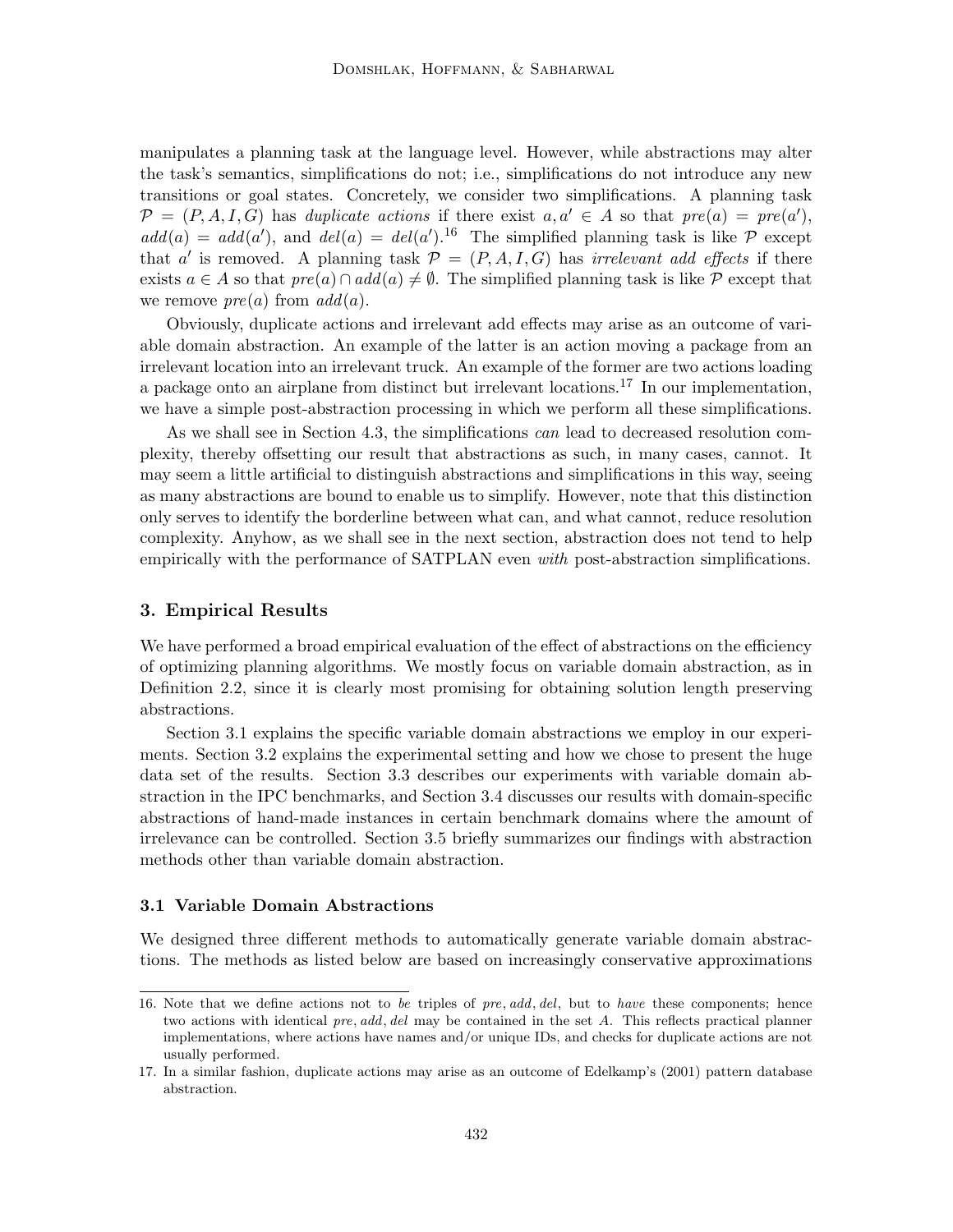manipulates a planning task at the language level. However, while abstractions may alter the task's semantics, simplifications do not; i.e., simplifications do not introduce any new transitions or goal states. Concretely, we consider two simplifications. A planning task $\mathcal{P} = (P, A, I, G)$ has *duplicate actions* if there exist $a, a' \in A$ so that $pre(a) = pre(a')$, $add(a) = add(a')$, and $del(a) = del(a')$.[16] The simplified planning task is like $\mathcal{P}$ except that $a'$ is removed. A planning task $\mathcal{P} = (P, A, I, G)$ has *irrelevant add effects* if there exists $a \in A$ so that $pre(a) \cap add(a) \neq \emptyset$. The simplified planning task is like $\mathcal{P}$ except that we remove $pre(a)$ from $add(a)$.

Obviously, duplicate actions and irrelevant add effects may arise as an outcome of variable domain abstraction. An example of the latter is an action moving a package from an irrelevant location into an irrelevant truck. An example of the former are two actions loading a package onto an airplane from distinct but irrelevant locations.[17] In our implementation, we have a simple post-abstraction processing in which we perform all these simplifications.

As we shall see in Section 4.3, the simplifications *can* lead to decreased resolution complexity, thereby offsetting our result that abstractions as such, in many cases, cannot. It may seem a little artificial to distinguish abstractions and simplifications in this way, seeing as many abstractions are bound to enable us to simplify. However, note that this distinction only serves to identify the borderline between what can, and what cannot, reduce resolution complexity. Anyhow, as we shall see in the next section, abstraction does not tend to help empirically with the performance of SATPLAN even *with* post-abstraction simplifications.

## 3. Empirical Results

We have performed a broad empirical evaluation of the effect of abstractions on the efficiency of optimizing planning algorithms. We mostly focus on variable domain abstraction, as in Definition 2.2, since it is clearly most promising for obtaining solution length preserving abstractions.

Section 3.1 explains the specific variable domain abstractions we employ in our experiments. Section 3.2 explains the experimental setting and how we chose to present the huge data set of the results. Section 3.3 describes our experiments with variable domain abstraction in the IPC benchmarks, and Section 3.4 discusses our results with domain-specific abstractions of hand-made instances in certain benchmark domains where the amount of irrelevance can be controlled. Section 3.5 briefly summarizes our findings with abstraction methods other than variable domain abstraction.

### 3.1 Variable Domain Abstractions

We designed three different methods to automatically generate variable domain abstractions. The methods as listed below are based on increasingly conservative approximations

16. Note that we define actions not to *be* triples of *pre*, *add*, *del*, but to *have* these components; hence two actions with identical *pre*, *add*, *del* may be contained in the set $A$. This reflects practical planner implementations, where actions have names and/or unique IDs, and checks for duplicate actions are not usually performed.

17. In a similar fashion, duplicate actions may arise as an outcome of Edelkamp's (2001) pattern database abstraction.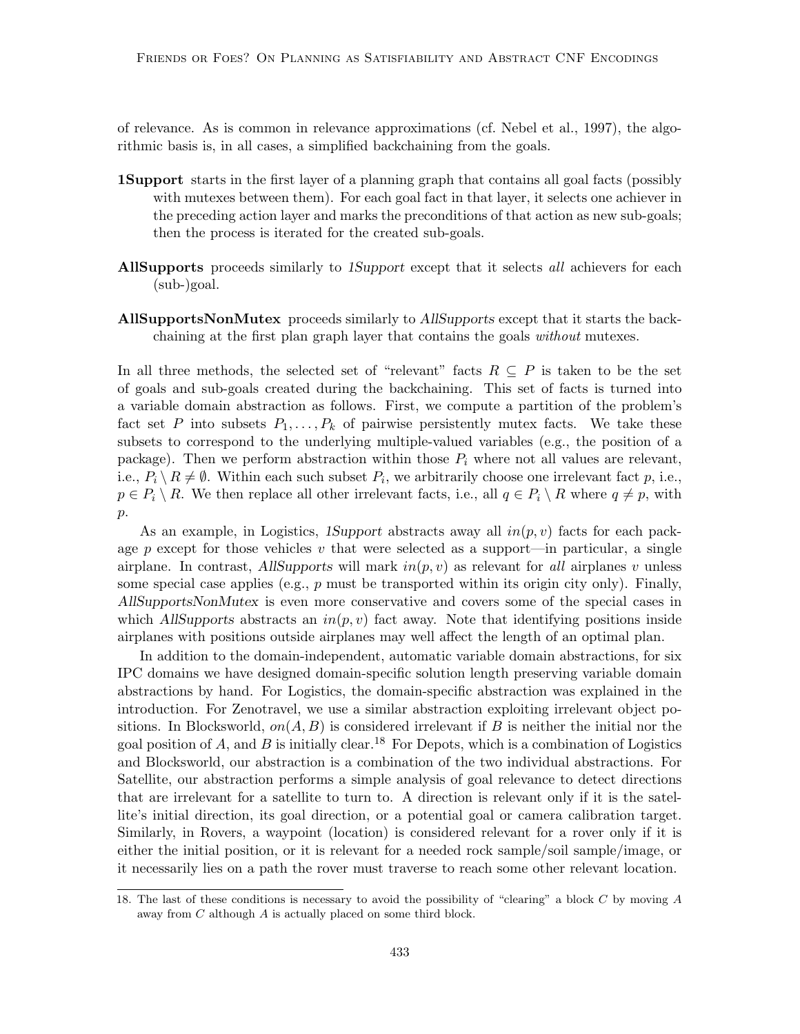of relevance. As is common in relevance approximations (cf. Nebel et al., 1997), the algorithmic basis is, in all cases, a simplified backchaining from the goals.

**1Support** starts in the first layer of a planning graph that contains all goal facts (possibly with mutexes between them). For each goal fact in that layer, it selects one achiever in the preceding action layer and marks the preconditions of that action as new sub-goals; then the process is iterated for the created sub-goals.

**AllSupports** proceeds similarly to *1Support* except that it selects *all* achievers for each (sub-)goal.

**AllSupportsNonMutex** proceeds similarly to *AllSupports* except that it starts the backchaining at the first plan graph layer that contains the goals *without* mutexes.

In all three methods, the selected set of "relevant" facts $R \subseteq P$ is taken to be the set of goals and sub-goals created during the backchaining. This set of facts is turned into a variable domain abstraction as follows. First, we compute a partition of the problem's fact set $P$ into subsets $P_1, \dots, P_k$ of pairwise persistently mutex facts. We take these subsets to correspond to the underlying multiple-valued variables (e.g., the position of a package). Then we perform abstraction within those $P_i$ where not all values are relevant, i.e., $P_i \setminus R \neq \emptyset$. Within each such subset $P_i$, we arbitrarily choose one irrelevant fact $p$, i.e., $p \in P_i \setminus R$. We then replace all other irrelevant facts, i.e., all $q \in P_i \setminus R$ where $q \neq p$, with $p$.

As an example, in Logistics, *1Support* abstracts away all $in(p, v)$ facts for each package $p$ except for those vehicles $v$ that were selected as a support—in particular, a single airplane. In contrast, *AllSupports* will mark $in(p, v)$ as relevant for *all* airplanes $v$ unless some special case applies (e.g., $p$ must be transported within its origin city only). Finally, *AllSupportsNonMutex* is even more conservative and covers some of the special cases in which *AllSupports* abstracts an $in(p, v)$ fact away. Note that identifying positions inside airplanes with positions outside airplanes may well affect the length of an optimal plan.

In addition to the domain-independent, automatic variable domain abstractions, for six IPC domains we have designed domain-specific solution length preserving variable domain abstractions by hand. For Logistics, the domain-specific abstraction was explained in the introduction. For Zenotravel, we use a similar abstraction exploiting irrelevant object positions. In Blocksworld, $on(A, B)$ is considered irrelevant if $B$ is neither the initial nor the goal position of $A$, and $B$ is initially clear.[18] For Depots, which is a combination of Logistics and Blocksworld, our abstraction is a combination of the two individual abstractions. For Satellite, our abstraction performs a simple analysis of goal relevance to detect directions that are irrelevant for a satellite to turn to. A direction is relevant only if it is the satellite's initial direction, its goal direction, or a potential goal or camera calibration target. Similarly, in Rovers, a waypoint (location) is considered relevant for a rover only if it is either the initial position, or it is relevant for a needed rock sample/soil sample/image, or it necessarily lies on a path the rover must traverse to reach some other relevant location.

18. The last of these conditions is necessary to avoid the possibility of "clearing" a block $C$ by moving $A$ away from $C$ although $A$ is actually placed on some third block.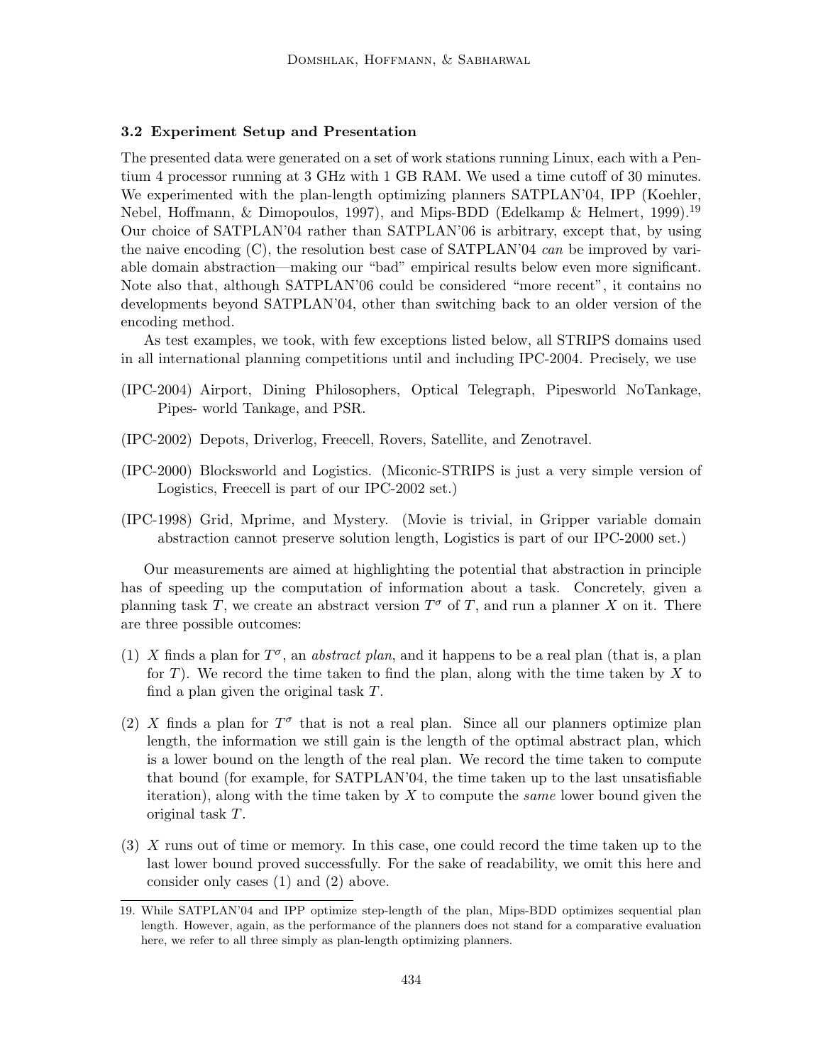### 3.2 Experiment Setup and Presentation

The presented data were generated on a set of work stations running Linux, each with a Pentium 4 processor running at 3 GHz with 1 GB RAM. We used a time cutoff of 30 minutes. We experimented with the plan-length optimizing planners SATPLAN'04, IPP (Koehler, Nebel, Hoffmann, & Dimopoulos, 1997), and Mips-BDD (Edelkamp & Helmert, 1999).[19] Our choice of SATPLAN'04 rather than SATPLAN'06 is arbitrary, except that, by using the naive encoding (C), the resolution best case of SATPLAN'04 *can* be improved by variable domain abstraction—making our "bad" empirical results below even more significant. Note also that, although SATPLAN'06 could be considered "more recent", it contains no developments beyond SATPLAN'04, other than switching back to an older version of the encoding method.

As test examples, we took, with few exceptions listed below, all STRIPS domains used in all international planning competitions until and including IPC-2004. Precisely, we use

(IPC-2004) Airport, Dining Philosophers, Optical Telegraph, Pipesworld NoTankage, Pipes- world Tankage, and PSR.

(IPC-2002) Depots, Driverlog, Freecell, Rovers, Satellite, and Zenotravel.

(IPC-2000) Blocksworld and Logistics. (Miconic-STRIPS is just a very simple version of Logistics, Freecell is part of our IPC-2002 set.)

(IPC-1998) Grid, Mprime, and Mystery. (Movie is trivial, in Gripper variable domain abstraction cannot preserve solution length, Logistics is part of our IPC-2000 set.)

Our measurements are aimed at highlighting the potential that abstraction in principle has of speeding up the computation of information about a task. Concretely, given a planning task $T$, we create an abstract version $T^\sigma$ of $T$, and run a planner $X$ on it. There are three possible outcomes:

(1) $X$ finds a plan for $T^\sigma$, an *abstract plan*, and it happens to be a real plan (that is, a plan for $T$). We record the time taken to find the plan, along with the time taken by $X$ to find a plan given the original task $T$.

(2) $X$ finds a plan for $T^\sigma$ that is not a real plan. Since all our planners optimize plan length, the information we still gain is the length of the optimal abstract plan, which is a lower bound on the length of the real plan. We record the time taken to compute that bound (for example, for SATPLAN'04, the time taken up to the last unsatisfiable iteration), along with the time taken by $X$ to compute the *same* lower bound given the original task $T$.

(3) $X$ runs out of time or memory. In this case, one could record the time taken up to the last lower bound proved successfully. For the sake of readability, we omit this here and consider only cases (1) and (2) above.

---

19. While SATPLAN'04 and IPP optimize step-length of the plan, Mips-BDD optimizes sequential plan length. However, again, as the performance of the planners does not stand for a comparative evaluation here, we refer to all three simply as plan-length optimizing planners.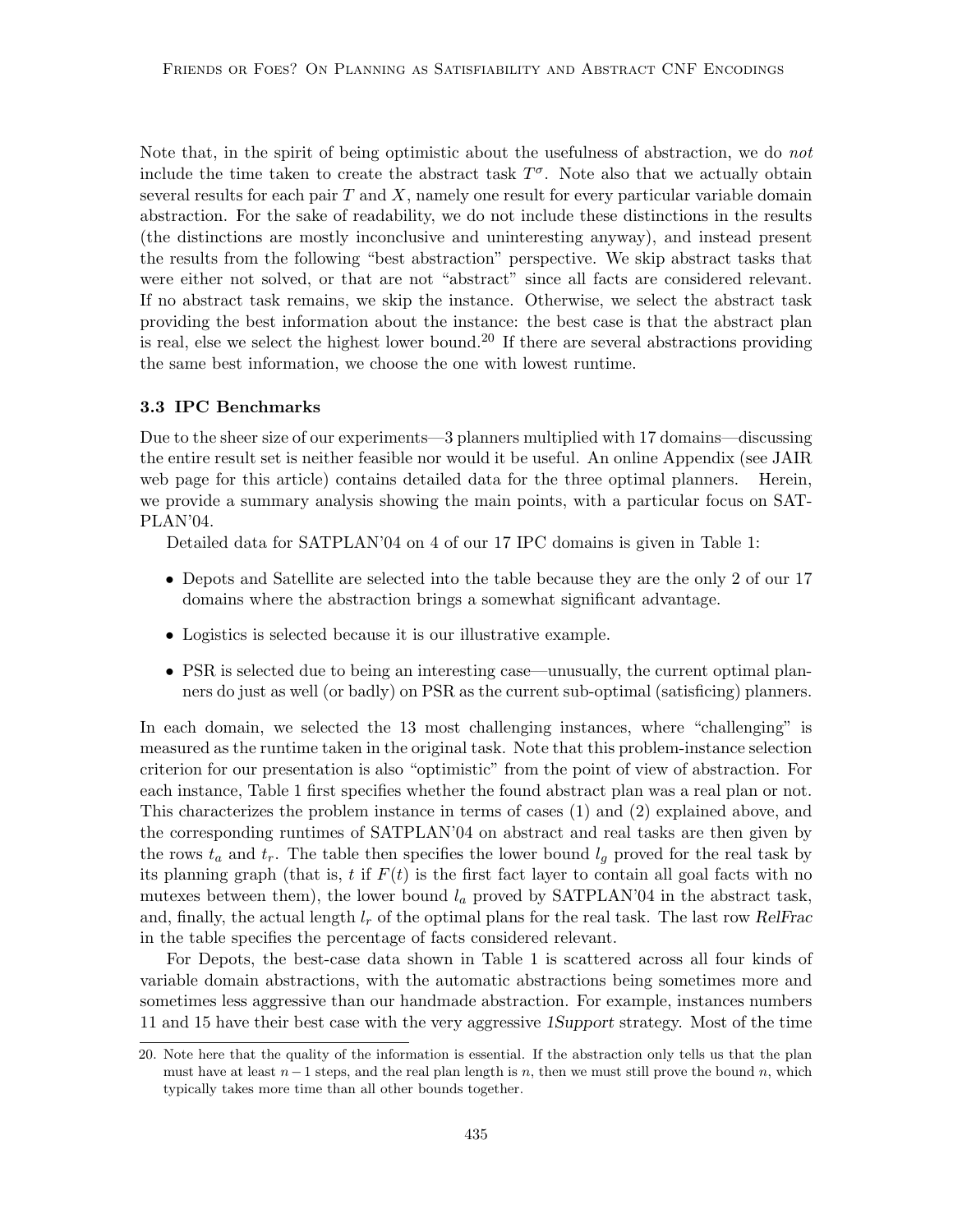Note that, in the spirit of being optimistic about the usefulness of abstraction, we do *not* include the time taken to create the abstract task $T^\sigma$. Note also that we actually obtain several results for each pair $T$ and $X$, namely one result for every particular variable domain abstraction. For the sake of readability, we do not include these distinctions in the results (the distinctions are mostly inconclusive and uninteresting anyway), and instead present the results from the following "best abstraction" perspective. We skip abstract tasks that were either not solved, or that are not "abstract" since all facts are considered relevant. If no abstract task remains, we skip the instance. Otherwise, we select the abstract task providing the best information about the instance: the best case is that the abstract plan is real, else we select the highest lower bound.[20] If there are several abstractions providing the same best information, we choose the one with lowest runtime.

### 3.3 IPC Benchmarks

Due to the sheer size of our experiments—3 planners multiplied with 17 domains—discussing the entire result set is neither feasible nor would it be useful. An online Appendix (see JAIR web page for this article) contains detailed data for the three optimal planners. Herein, we provide a summary analysis showing the main points, with a particular focus on SATPLAN'04.

Detailed data for SATPLAN'04 on 4 of our 17 IPC domains is given in Table 1:

- Depots and Satellite are selected into the table because they are the only 2 of our 17 domains where the abstraction brings a somewhat significant advantage.
- Logistics is selected because it is our illustrative example.
- PSR is selected due to being an interesting case—unusually, the current optimal planners do just as well (or badly) on PSR as the current sub-optimal (satisficing) planners.

In each domain, we selected the 13 most challenging instances, where "challenging" is measured as the runtime taken in the original task. Note that this problem-instance selection criterion for our presentation is also "optimistic" from the point of view of abstraction. For each instance, Table 1 first specifies whether the found abstract plan was a real plan or not. This characterizes the problem instance in terms of cases (1) and (2) explained above, and the corresponding runtimes of SATPLAN'04 on abstract and real tasks are then given by the rows $t_a$ and $t_r$. The table then specifies the lower bound $l_g$ proved for the real task by its planning graph (that is, $t$ if $F(t)$ is the first fact layer to contain all goal facts with no mutexes between them), the lower bound $l_a$ proved by SATPLAN'04 in the abstract task, and, finally, the actual length $l_r$ of the optimal plans for the real task. The last row *RelFrac* in the table specifies the percentage of facts considered relevant.

For Depots, the best-case data shown in Table 1 is scattered across all four kinds of variable domain abstractions, with the automatic abstractions being sometimes more and sometimes less aggressive than our handmade abstraction. For example, instances numbers 11 and 15 have their best case with the very aggressive *1Support* strategy. Most of the time

20. Note here that the quality of the information is essential. If the abstraction only tells us that the plan must have at least $n-1$ steps, and the real plan length is $n$, then we must still prove the bound $n$, which typically takes more time than all other bounds together.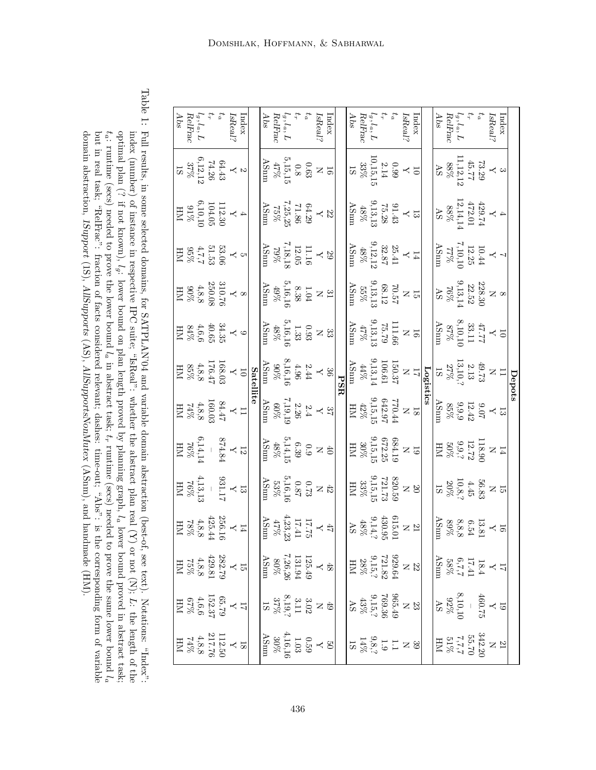| **Depots** | | | | | | | | | | | | | |
|---|---|---|---|---|---|---|---|---|---|---|---|---|---|
| Index | 3 | 4 | 7 | 8 | 10 | 11 | 13 | 14 | 15 | 16 | 17 | 19 | 21 |
| *IsReal?* | Y | Y | Y | N | Y | N | Y | N | N | Y | Y | Y | N |
| $t_a$ | 73.29 | 429.74 | 10.44 | 228.30 | 47.77 | 49.73 | 9.07 | 118.90 | 56.83 | 13.81 | 18.4 | 460.75 | 342.20 |
| $t_r$ | 45.77 | 472.01 | 12.25 | 22.52 | 33.11 | 2.13 | 12.42 | 12.72 | 4.45 | 6.54 | 17.41 | – | 55.70 |
| $l_g, l_a, L$ | 11,12,12 | 12,14,14 | 7,10,10 | 9,13,14 | 8,10,10 | 13,10,? | 9,9,9 | 9,9,? | 10,8,? | 8,8,8 | 6,7,7 | 8,10,10 | 7,7,7 |
| *RelFrac* | 88% | 88% | 77% | 76% | 87% | 27% | 85% | 50% | 20% | 89% | 58% | 92% | 51% |
| *Abs* | AS | AS | ASnm | AS | ASnm | 1S | ASnm | HM | 1S | ASnm | ASnm | AS | HM |
| **Logistics** | | | | | | | | | | | | | |
| Index | 10 | 13 | 14 | 15 | 16 | 17 | 18 | 19 | 20 | 21 | 22 | 23 | 39 |
| *IsReal?* | Y | Y | Y | N | N | N | N | N | N | N | N | N | N |
| $t_a$ | 0.99 | 91.43 | 25.41 | 70.57 | 111.66 | 150.37 | 770.44 | 684.19 | 820.59 | 615.01 | 929.64 | 965.49 | 1.1 |
| $t_r$ | 2.14 | 75.28 | 32.87 | 68.12 | 75.79 | 106.61 | 642.97 | 672.25 | 721.73 | 430.95 | 721.82 | 769.36 | 1.9 |
| $l_g, l_a, L$ | 10,15,15 | 9,13,13 | 9,12,12 | 9,13,13 | 9,13,13 | 9,13,14 | 9,15,15 | 9,15,15 | 9,15,15 | 9,14,? | 9,15,? | 9,15,? | 9,8,? |
| *RelFrac* | 33% | 48% | 48% | 55% | 47% | 44% | 42% | 30% | 33% | 48% | 28% | 43% | 14% |
| *Abs* | 1S | ASnm | ASnm | ASnm | ASnm | ASnm | HM | HM | HM | AS | HM | AS | 1S |
| **PSR** | | | | | | | | | | | | | |
| Index | 16 | 22 | 29 | 31 | 33 | 36 | 37 | 40 | 42 | 47 | 48 | 49 | 50 |
| *IsReal?* | N | Y | Y | N | N | Y | Y | N | N | Y | Y | N | Y |
| $t_a$ | 0.63 | 64.29 | 11.16 | 1.04 | 0.93 | 2.44 | 2.4 | 0.9 | 0.73 | 17.75 | 125.49 | 3.02 | 0.59 |
| $t_r$ | 0.8 | 71.86 | 12.05 | 8.38 | 1.33 | 4.96 | 2.26 | 6.39 | 0.87 | 17.41 | 131.94 | 3.11 | 1.03 |
| $l_g, l_a, L$ | 5,15,15 | 7,25,25 | 7,18,18 | 5,16,16 | 5,16,16 | 8,16,16 | 7,19,19 | 5,14,15 | 5,16,16 | 4,23,23 | 7,26,26 | 8,19,? | 4,16,16 |
| *RelFrac* | 47% | 75% | 79% | 49% | 48% | 90% | 60% | 48% | 53% | 47% | 80% | 37% | 30% |
| *Abs* | ASnm | ASnm | ASnm | ASnm | ASnm | ASnm | ASnm | ASnm | ASnm | ASnm | ASnm | 1S | ASnm |
| **Satellite** | | | | | | | | | | | | | |
| Index | 2 | 4 | 5 | 8 | 9 | 10 | 11 | 12 | 13 | 14 | 15 | 17 | 18 |
| *IsReal?* | Y | Y | Y | Y | Y | Y | Y | Y | Y | Y | Y | Y | Y |
| $t_a$ | 64.43 | 112.30 | 53.06 | 310.76 | 34.35 | 168.03 | 84.47 | 874.84 | 931.17 | 256.16 | 282.79 | 65.79 | 112.50 |
| $t_r$ | 74.26 | 104.05 | 51.53 | 250.08 | 40.65 | 176.47 | 160.03 | – | – | 425.44 | 429.81 | 152.37 | 217.76 |
| $l_g, l_a, L$ | 6,12,12 | 6,10,10 | 4,7,7 | 4,8,8 | 4,6,6 | 4,8,8 | 4,8,8 | 6,14,14 | 4,13,13 | 4,8,8 | 4,8,8 | 4,6,6 | 4,8,8 |
| *RelFrac* | 37% | 91% | 95% | 90% | 84% | 85% | 74% | 76% | 76% | 78% | 75% | 67% | 74% |
| *Abs* | 1S | HM | HM | HM | HM | HM | HM | HM | HM | HM | HM | HM | HM |

Table 1: Full results, in some selected domains, for SATPLAN'04 and variable domain abstraction (best-of, see text). Notations: "Index": index (number) of instance in respective IPC suite; "IsReal": whether the abstract plan real (Y) or not (N); $L$: the length of the optimal plan (? if not known), $l_g$: lower bound on plan length proved by planning graph, $l_a$ lower bound proved in abstract task; $t_a$: runtime (secs) needed to prove the lower bound $l_a$ in abstract task; $t_r$ runtime (secs) needed to prove the same lower bound $l_a$ but in real task; "RelFrac": fraction of facts considered relevant; dashes: time-out; "Abs": is the corresponding form of variable domain abstraction, *ISupport* (1S), *AllSupports* (AS), *AllSupportsNonMutex* (ASnm), and handmade (HM).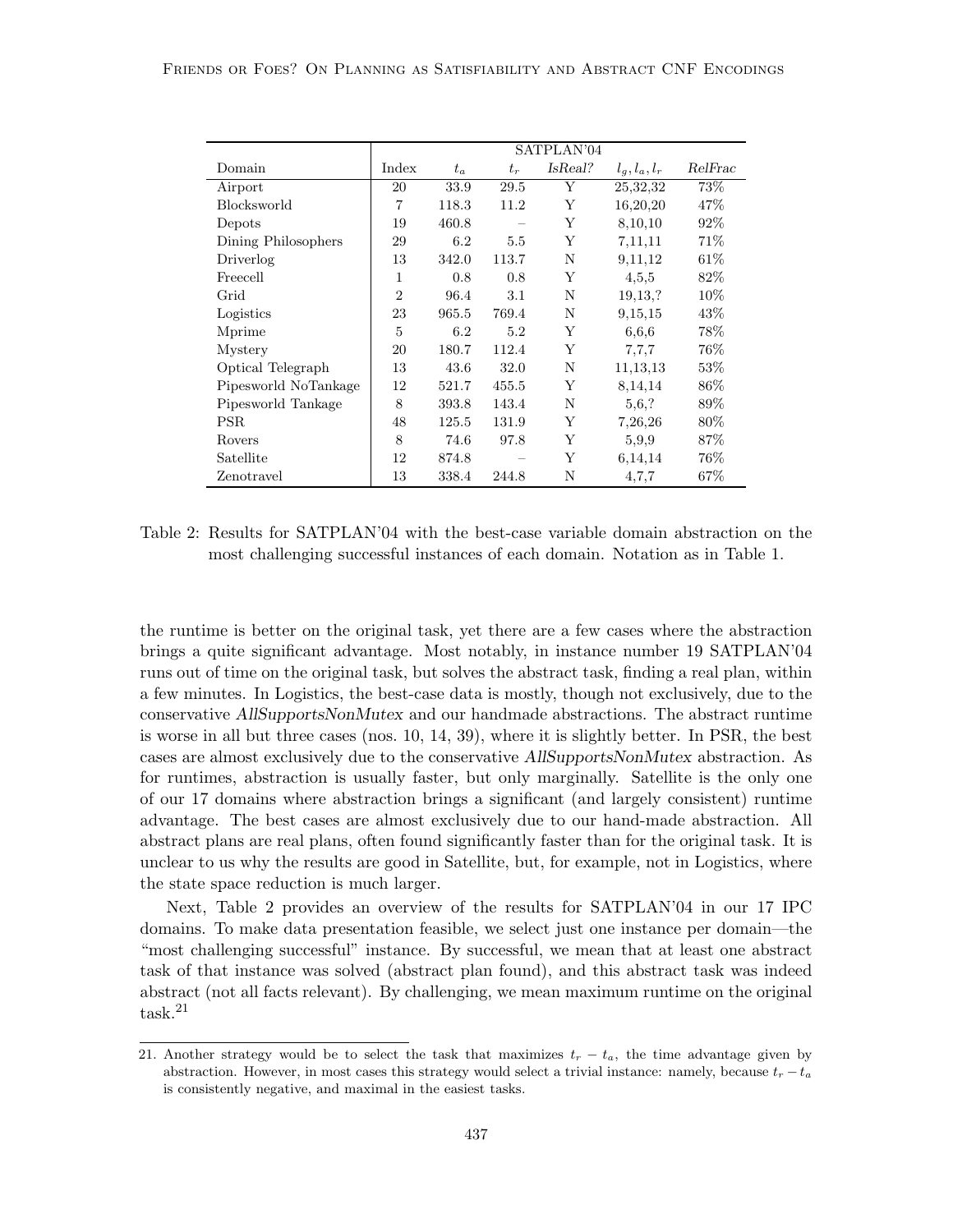| Domain | SATPLAN'04 | | | | | |
|---|---|---|---|---|---|---|
| | Index | $t_a$ | $t_r$ | *IsReal?* | $l_g, l_a, l_r$ | *RelFrac* |
| Airport | 20 | 33.9 | 29.5 | Y | 25,32,32 | 73% |
| Blocksworld | 7 | 118.3 | 11.2 | Y | 16,20,20 | 47% |
| Depots | 19 | 460.8 | – | Y | 8,10,10 | 92% |
| Dining Philosophers | 29 | 6.2 | 5.5 | Y | 7,11,11 | 71% |
| Driverlog | 13 | 342.0 | 113.7 | N | 9,11,12 | 61% |
| Freecell | 1 | 0.8 | 0.8 | Y | 4,5,5 | 82% |
| Grid | 2 | 96.4 | 3.1 | N | 19,13,? | 10% |
| Logistics | 23 | 965.5 | 769.4 | N | 9,15,15 | 43% |
| Mprime | 5 | 6.2 | 5.2 | Y | 6,6,6 | 78% |
| Mystery | 20 | 180.7 | 112.4 | Y | 7,7,7 | 76% |
| Optical Telegraph | 13 | 43.6 | 32.0 | N | 11,13,13 | 53% |
| Pipesworld NoTankage | 12 | 521.7 | 455.5 | Y | 8,14,14 | 86% |
| Pipesworld Tankage | 8 | 393.8 | 143.4 | N | 5,6,? | 89% |
| PSR | 48 | 125.5 | 131.9 | Y | 7,26,26 | 80% |
| Rovers | 8 | 74.6 | 97.8 | Y | 5,9,9 | 87% |
| Satellite | 12 | 874.8 | – | Y | 6,14,14 | 76% |
| Zenotravel | 13 | 338.4 | 244.8 | N | 4,7,7 | 67% |

Table 2: Results for SATPLAN'04 with the best-case variable domain abstraction on the most challenging successful instances of each domain. Notation as in Table 1.

the runtime is better on the original task, yet there are a few cases where the abstraction brings a quite significant advantage. Most notably, in instance number 19 SATPLAN'04 runs out of time on the original task, but solves the abstract task, finding a real plan, within a few minutes. In Logistics, the best-case data is mostly, though not exclusively, due to the conservative *AllSupportsNonMutex* and our handmade abstractions. The abstract runtime is worse in all but three cases (nos. 10, 14, 39), where it is slightly better. In PSR, the best cases are almost exclusively due to the conservative *AllSupportsNonMutex* abstraction. As for runtimes, abstraction is usually faster, but only marginally. Satellite is the only one of our 17 domains where abstraction brings a significant (and largely consistent) runtime advantage. The best cases are almost exclusively due to our hand-made abstraction. All abstract plans are real plans, often found significantly faster than for the original task. It is unclear to us why the results are good in Satellite, but, for example, not in Logistics, where the state space reduction is much larger.

Next, Table 2 provides an overview of the results for SATPLAN'04 in our 17 IPC domains. To make data presentation feasible, we select just one instance per domain—the "most challenging successful" instance. By successful, we mean that at least one abstract task of that instance was solved (abstract plan found), and this abstract task was indeed abstract (not all facts relevant). By challenging, we mean maximum runtime on the original task.[21]

21. Another strategy would be to select the task that maximizes $t_r - t_a$, the time advantage given by abstraction. However, in most cases this strategy would select a trivial instance: namely, because $t_r - t_a$ is consistently negative, and maximal in the easiest tasks.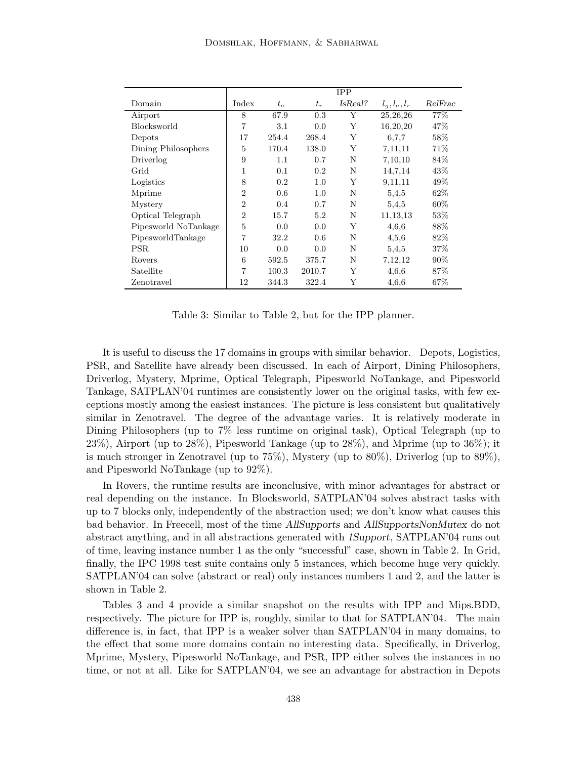| Domain | IPP | | | | | |
|---|---|---|---|---|---|---|
| | Index | $t_a$ | $t_r$ | *IsReal?* | $l_g, l_a, l_r$ | *RelFrac* |
| Airport | 8 | 67.9 | 0.3 | Y | 25,26,26 | 77% |
| Blocksworld | 7 | 3.1 | 0.0 | Y | 16,20,20 | 47% |
| Depots | 17 | 254.4 | 268.4 | Y | 6,7,7 | 58% |
| Dining Philosophers | 5 | 170.4 | 138.0 | Y | 7,11,11 | 71% |
| Driverlog | 9 | 1.1 | 0.7 | N | 7,10,10 | 84% |
| Grid | 1 | 0.1 | 0.2 | N | 14,7,14 | 43% |
| Logistics | 8 | 0.2 | 1.0 | Y | 9,11,11 | 49% |
| Mprime | 2 | 0.6 | 1.0 | N | 5,4,5 | 62% |
| Mystery | 2 | 0.4 | 0.7 | N | 5,4,5 | 60% |
| Optical Telegraph | 2 | 15.7 | 5.2 | N | 11,13,13 | 53% |
| Pipesworld NoTankage | 5 | 0.0 | 0.0 | Y | 4,6,6 | 88% |
| PipesworldTankage | 7 | 32.2 | 0.6 | N | 4,5,6 | 82% |
| PSR | 10 | 0.0 | 0.0 | N | 5,4,5 | 37% |
| Rovers | 6 | 592.5 | 375.7 | N | 7,12,12 | 90% |
| Satellite | 7 | 100.3 | 2010.7 | Y | 4,6,6 | 87% |
| Zenotravel | 12 | 344.3 | 322.4 | Y | 4,6,6 | 67% |

Table 3: Similar to Table 2, but for the IPP planner.

It is useful to discuss the 17 domains in groups with similar behavior. Depots, Logistics, PSR, and Satellite have already been discussed. In each of Airport, Dining Philosophers, Driverlog, Mystery, Mprime, Optical Telegraph, Pipesworld NoTankage, and Pipesworld Tankage, SATPLAN'04 runtimes are consistently lower on the original tasks, with few exceptions mostly among the easiest instances. The picture is less consistent but qualitatively similar in Zenotravel. The degree of the advantage varies. It is relatively moderate in Dining Philosophers (up to 7% less runtime on original task), Optical Telegraph (up to 23%), Airport (up to 28%), Pipesworld Tankage (up to 28%), and Mprime (up to 36%); it is much stronger in Zenotravel (up to 75%), Mystery (up to 80%), Driverlog (up to 89%), and Pipesworld NoTankage (up to 92%).

In Rovers, the runtime results are inconclusive, with minor advantages for abstract or real depending on the instance. In Blocksworld, SATPLAN'04 solves abstract tasks with up to 7 blocks only, independently of the abstraction used; we don't know what causes this bad behavior. In Freecell, most of the time *AllSupports* and *AllSupportsNonMutex* do not abstract anything, and in all abstractions generated with *1Support*, SATPLAN'04 runs out of time, leaving instance number 1 as the only "successful" case, shown in Table 2. In Grid, finally, the IPC 1998 test suite contains only 5 instances, which become huge very quickly. SATPLAN'04 can solve (abstract or real) only instances numbers 1 and 2, and the latter is shown in Table 2.

Tables 3 and 4 provide a similar snapshot on the results with IPP and Mips.BDD, respectively. The picture for IPP is, roughly, similar to that for SATPLAN'04. The main difference is, in fact, that IPP is a weaker solver than SATPLAN'04 in many domains, to the effect that some more domains contain no interesting data. Specifically, in Driverlog, Mprime, Mystery, Pipesworld NoTankage, and PSR, IPP either solves the instances in no time, or not at all. Like for SATPLAN'04, we see an advantage for abstraction in Depots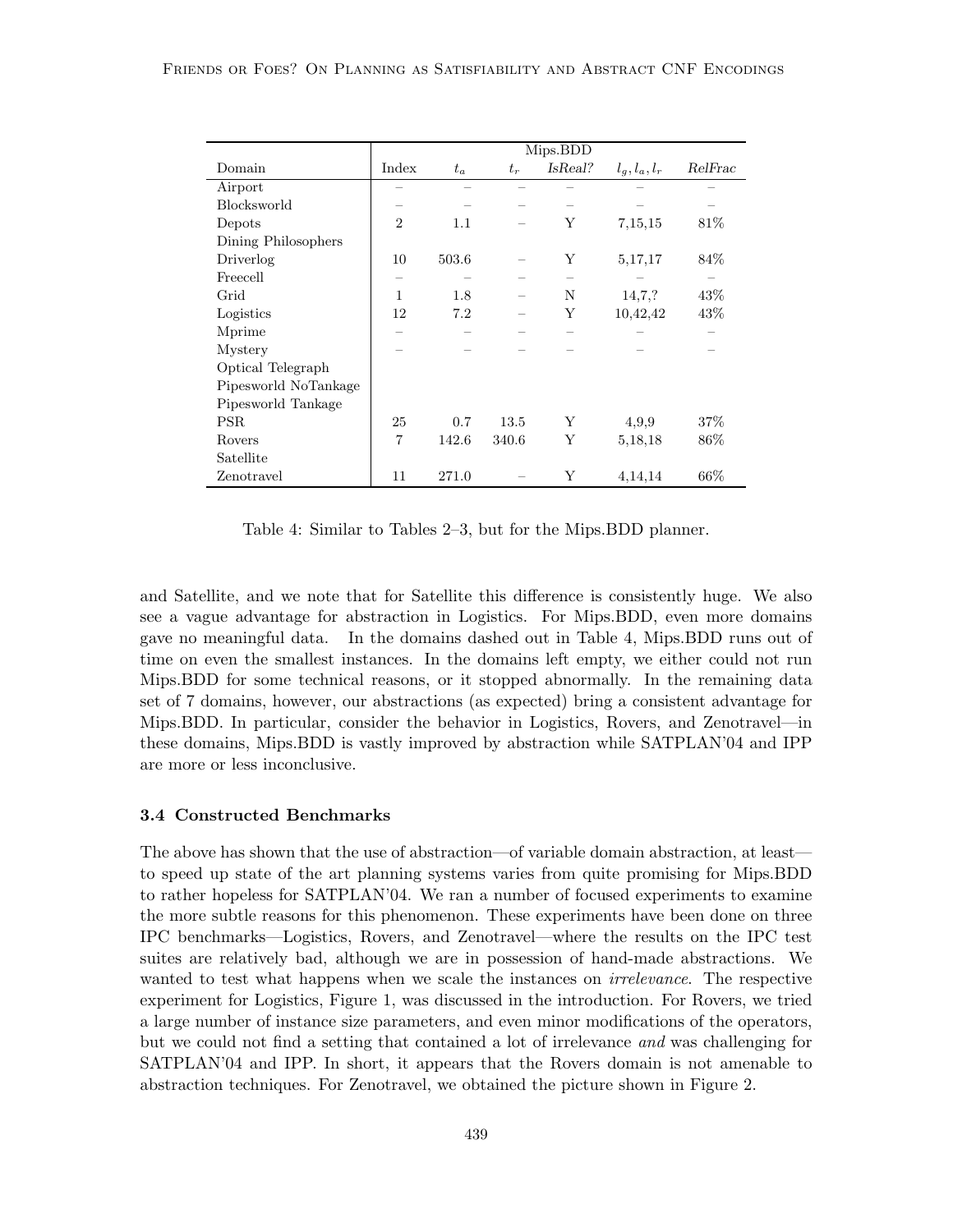| Domain | Mips.BDD | | | | | |
|---|---|---|---|---|---|---|
| | Index | $t_a$ | $t_r$ | *IsReal?* | $l_g, l_a, l_r$ | *RelFrac* |
| Airport | – | – | – | – | – | – |
| Blocksworld | – | – | – | – | – | – |
| Depots | 2 | 1.1 | – | Y | 7,15,15 | 81% |
| Dining Philosophers | | | | | | |
| Driverlog | 10 | 503.6 | – | Y | 5,17,17 | 84% |
| Freecell | – | – | – | – | – | – |
| Grid | 1 | 1.8 | – | N | 14,7,? | 43% |
| Logistics | 12 | 7.2 | – | Y | 10,42,42 | 43% |
| Mprime | – | – | – | – | – | – |
| Mystery | – | – | – | – | – | – |
| Optical Telegraph | | | | | | |
| Pipesworld NoTankage | | | | | | |
| Pipesworld Tankage | | | | | | |
| PSR | 25 | 0.7 | 13.5 | Y | 4,9,9 | 37% |
| Rovers | 7 | 142.6 | 340.6 | Y | 5,18,18 | 86% |
| Satellite | | | | | | |
| Zenotravel | 11 | 271.0 | – | Y | 4,14,14 | 66% |

Table 4: Similar to Tables 2–3, but for the Mips.BDD planner.

and Satellite, and we note that for Satellite this difference is consistently huge. We also see a vague advantage for abstraction in Logistics. For Mips.BDD, even more domains gave no meaningful data. In the domains dashed out in Table 4, Mips.BDD runs out of time on even the smallest instances. In the domains left empty, we either could not run Mips.BDD for some technical reasons, or it stopped abnormally. In the remaining data set of 7 domains, however, our abstractions (as expected) bring a consistent advantage for Mips.BDD. In particular, consider the behavior in Logistics, Rovers, and Zenotravel—in these domains, Mips.BDD is vastly improved by abstraction while SATPLAN'04 and IPP are more or less inconclusive.

### 3.4 Constructed Benchmarks

The above has shown that the use of abstraction—of variable domain abstraction, at least—to speed up state of the art planning systems varies from quite promising for Mips.BDD to rather hopeless for SATPLAN'04. We ran a number of focused experiments to examine the more subtle reasons for this phenomenon. These experiments have been done on three IPC benchmarks—Logistics, Rovers, and Zenotravel—where the results on the IPC test suites are relatively bad, although we are in possession of hand-made abstractions. We wanted to test what happens when we scale the instances on *irrelevance*. The respective experiment for Logistics, Figure 1, was discussed in the introduction. For Rovers, we tried a large number of instance size parameters, and even minor modifications of the operators, but we could not find a setting that contained a lot of irrelevance *and* was challenging for SATPLAN'04 and IPP. In short, it appears that the Rovers domain is not amenable to abstraction techniques. For Zenotravel, we obtained the picture shown in Figure 2.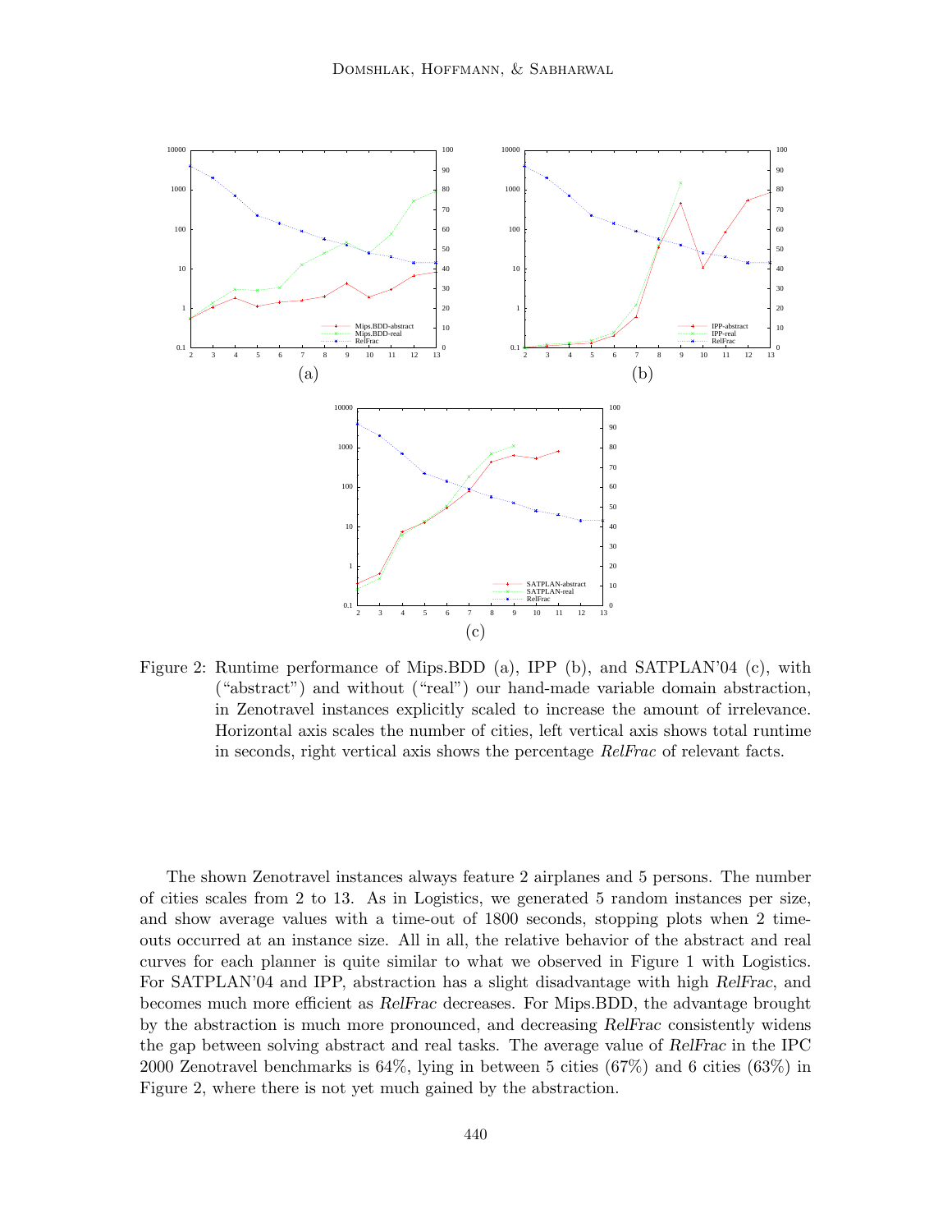Figure 2: Runtime performance of Mips.BDD (a), IPP (b), and SATPLAN'04 (c), with ("abstract") and without ("real") our hand-made variable domain abstraction, in Zenotravel instances explicitly scaled to increase the amount of irrelevance. Horizontal axis scales the number of cities, left vertical axis shows total runtime in seconds, right vertical axis shows the percentage *RelFrac* of relevant facts.

The shown Zenotravel instances always feature 2 airplanes and 5 persons. The number of cities scales from 2 to 13. As in Logistics, we generated 5 random instances per size, and show average values with a time-out of 1800 seconds, stopping plots when 2 time-outs occurred at an instance size. All in all, the relative behavior of the abstract and real curves for each planner is quite similar to what we observed in Figure 1 with Logistics. For SATPLAN'04 and IPP, abstraction has a slight disadvantage with high *RelFrac*, and becomes much more efficient as *RelFrac* decreases. For Mips.BDD, the advantage brought by the abstraction is much more pronounced, and decreasing *RelFrac* consistently widens the gap between solving abstract and real tasks. The average value of *RelFrac* in the IPC 2000 Zenotravel benchmarks is 64%, lying in between 5 cities (67%) and 6 cities (63%) in Figure 2, where there is not yet much gained by the abstraction.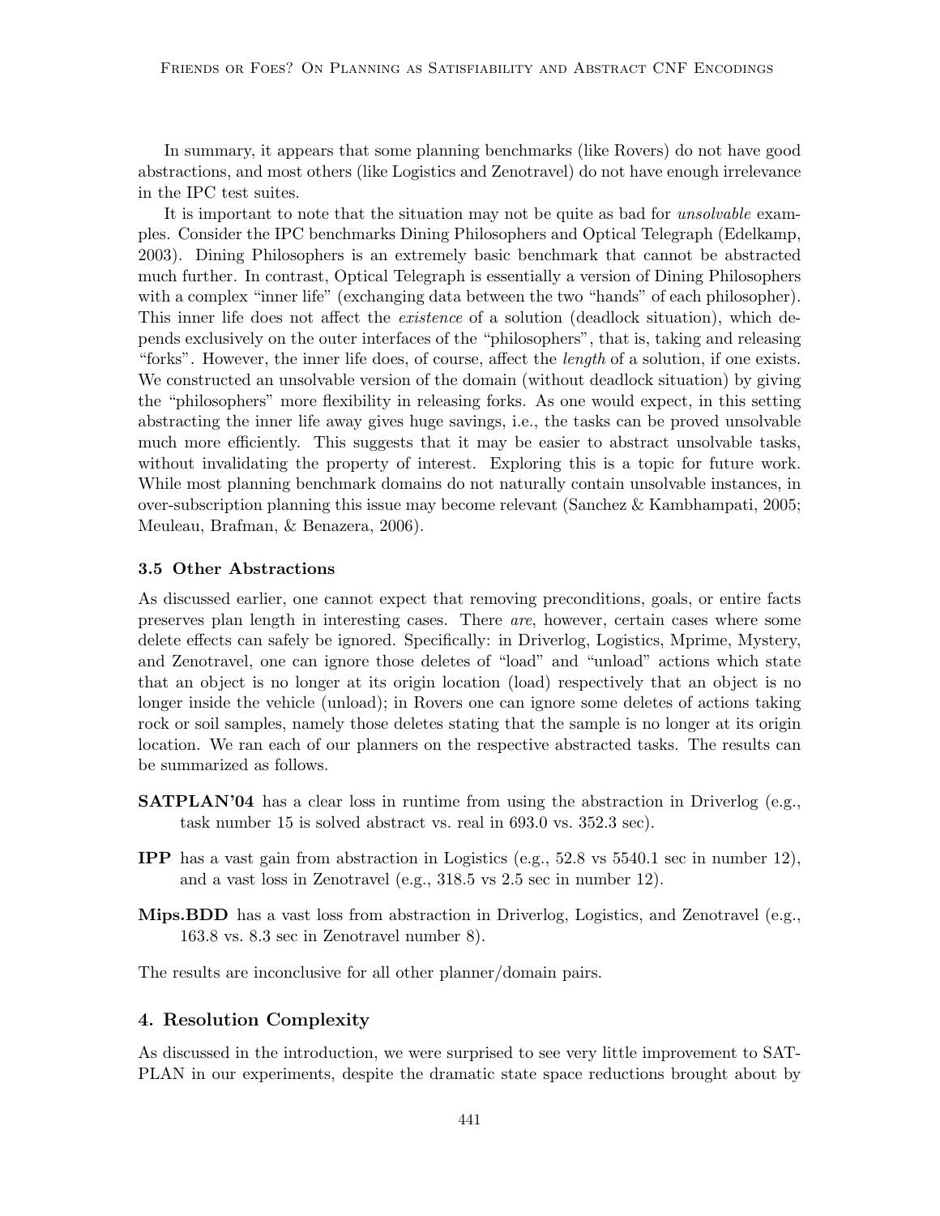In summary, it appears that some planning benchmarks (like Rovers) do not have good abstractions, and most others (like Logistics and Zenotravel) do not have enough irrelevance in the IPC test suites.

It is important to note that the situation may not be quite as bad for *unsolvable* examples. Consider the IPC benchmarks Dining Philosophers and Optical Telegraph (Edelkamp, 2003). Dining Philosophers is an extremely basic benchmark that cannot be abstracted much further. In contrast, Optical Telegraph is essentially a version of Dining Philosophers with a complex "inner life" (exchanging data between the two "hands" of each philosopher). This inner life does not affect the *existence* of a solution (deadlock situation), which depends exclusively on the outer interfaces of the "philosophers", that is, taking and releasing "forks". However, the inner life does, of course, affect the *length* of a solution, if one exists. We constructed an unsolvable version of the domain (without deadlock situation) by giving the "philosophers" more flexibility in releasing forks. As one would expect, in this setting abstracting the inner life away gives huge savings, i.e., the tasks can be proved unsolvable much more efficiently. This suggests that it may be easier to abstract unsolvable tasks, without invalidating the property of interest. Exploring this is a topic for future work. While most planning benchmark domains do not naturally contain unsolvable instances, in over-subscription planning this issue may become relevant (Sanchez & Kambhampati, 2005; Meuleau, Brafman, & Benazera, 2006).

### 3.5 Other Abstractions

As discussed earlier, one cannot expect that removing preconditions, goals, or entire facts preserves plan length in interesting cases. There *are*, however, certain cases where some delete effects can safely be ignored. Specifically: in Driverlog, Logistics, Mprime, Mystery, and Zenotravel, one can ignore those deletes of "load" and "unload" actions which state that an object is no longer at its origin location (load) respectively that an object is no longer inside the vehicle (unload); in Rovers one can ignore some deletes of actions taking rock or soil samples, namely those deletes stating that the sample is no longer at its origin location. We ran each of our planners on the respective abstracted tasks. The results can be summarized as follows.

- **SATPLAN'04** has a clear loss in runtime from using the abstraction in Driverlog (e.g., task number 15 is solved abstract vs. real in 693.0 vs. 352.3 sec).
- **IPP** has a vast gain from abstraction in Logistics (e.g., 52.8 vs 5540.1 sec in number 12), and a vast loss in Zenotravel (e.g., 318.5 vs 2.5 sec in number 12).
- **Mips.BDD** has a vast loss from abstraction in Driverlog, Logistics, and Zenotravel (e.g., 163.8 vs. 8.3 sec in Zenotravel number 8).

The results are inconclusive for all other planner/domain pairs.

## 4. Resolution Complexity

As discussed in the introduction, we were surprised to see very little improvement to SATPLAN in our experiments, despite the dramatic state space reductions brought about by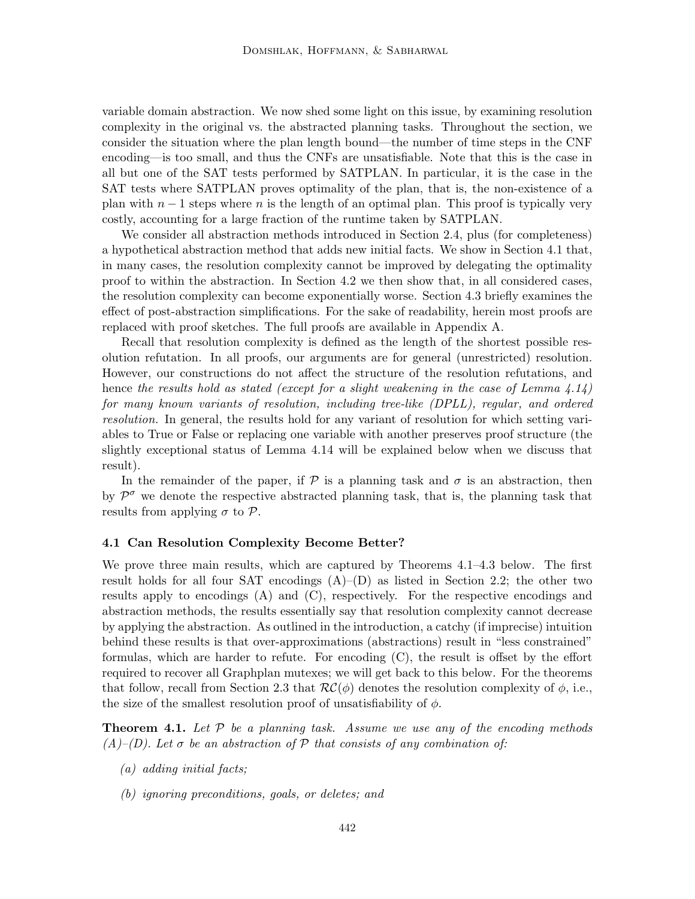variable domain abstraction. We now shed some light on this issue, by examining resolution complexity in the original vs. the abstracted planning tasks. Throughout the section, we consider the situation where the plan length bound—the number of time steps in the CNF encoding—is too small, and thus the CNFs are unsatisfiable. Note that this is the case in all but one of the SAT tests performed by SATPLAN. In particular, it is the case in the SAT tests where SATPLAN proves optimality of the plan, that is, the non-existence of a plan with $n-1$ steps where $n$ is the length of an optimal plan. This proof is typically very costly, accounting for a large fraction of the runtime taken by SATPLAN.

We consider all abstraction methods introduced in Section 2.4, plus (for completeness) a hypothetical abstraction method that adds new initial facts. We show in Section 4.1 that, in many cases, the resolution complexity cannot be improved by delegating the optimality proof to within the abstraction. In Section 4.2 we then show that, in all considered cases, the resolution complexity can become exponentially worse. Section 4.3 briefly examines the effect of post-abstraction simplifications. For the sake of readability, herein most proofs are replaced with proof sketches. The full proofs are available in Appendix A.

Recall that resolution complexity is defined as the length of the shortest possible resolution refutation. In all proofs, our arguments are for general (unrestricted) resolution. However, our constructions do not affect the structure of the resolution refutations, and hence *the results hold as stated (except for a slight weakening in the case of Lemma 4.14) for many known variants of resolution, including tree-like (DPLL), regular, and ordered resolution.* In general, the results hold for any variant of resolution for which setting variables to True or False or replacing one variable with another preserves proof structure (the slightly exceptional status of Lemma 4.14 will be explained below when we discuss that result).

In the remainder of the paper, if $\mathcal{P}$ is a planning task and $\sigma$ is an abstraction, then by $\mathcal{P}^\sigma$ we denote the respective abstracted planning task, that is, the planning task that results from applying $\sigma$ to $\mathcal{P}$.

### 4.1 Can Resolution Complexity Become Better?

We prove three main results, which are captured by Theorems 4.1–4.3 below. The first result holds for all four SAT encodings (A)–(D) as listed in Section 2.2; the other two results apply to encodings (A) and (C), respectively. For the respective encodings and abstraction methods, the results essentially say that resolution complexity cannot decrease by applying the abstraction. As outlined in the introduction, a catchy (if imprecise) intuition behind these results is that over-approximations (abstractions) result in "less constrained" formulas, which are harder to refute. For encoding (C), the result is offset by the effort required to recover all Graphplan mutexes; we will get back to this below. For the theorems that follow, recall from Section 2.3 that $\mathcal{RC}(\phi)$ denotes the resolution complexity of $\phi$, i.e., the size of the smallest resolution proof of unsatisfiability of $\phi$.

**Theorem 4.1.** *Let $\mathcal{P}$ be a planning task. Assume we use any of the encoding methods (A)–(D). Let $\sigma$ be an abstraction of $\mathcal{P}$ that consists of any combination of:*

*(a) adding initial facts;*

*(b) ignoring preconditions, goals, or deletes; and*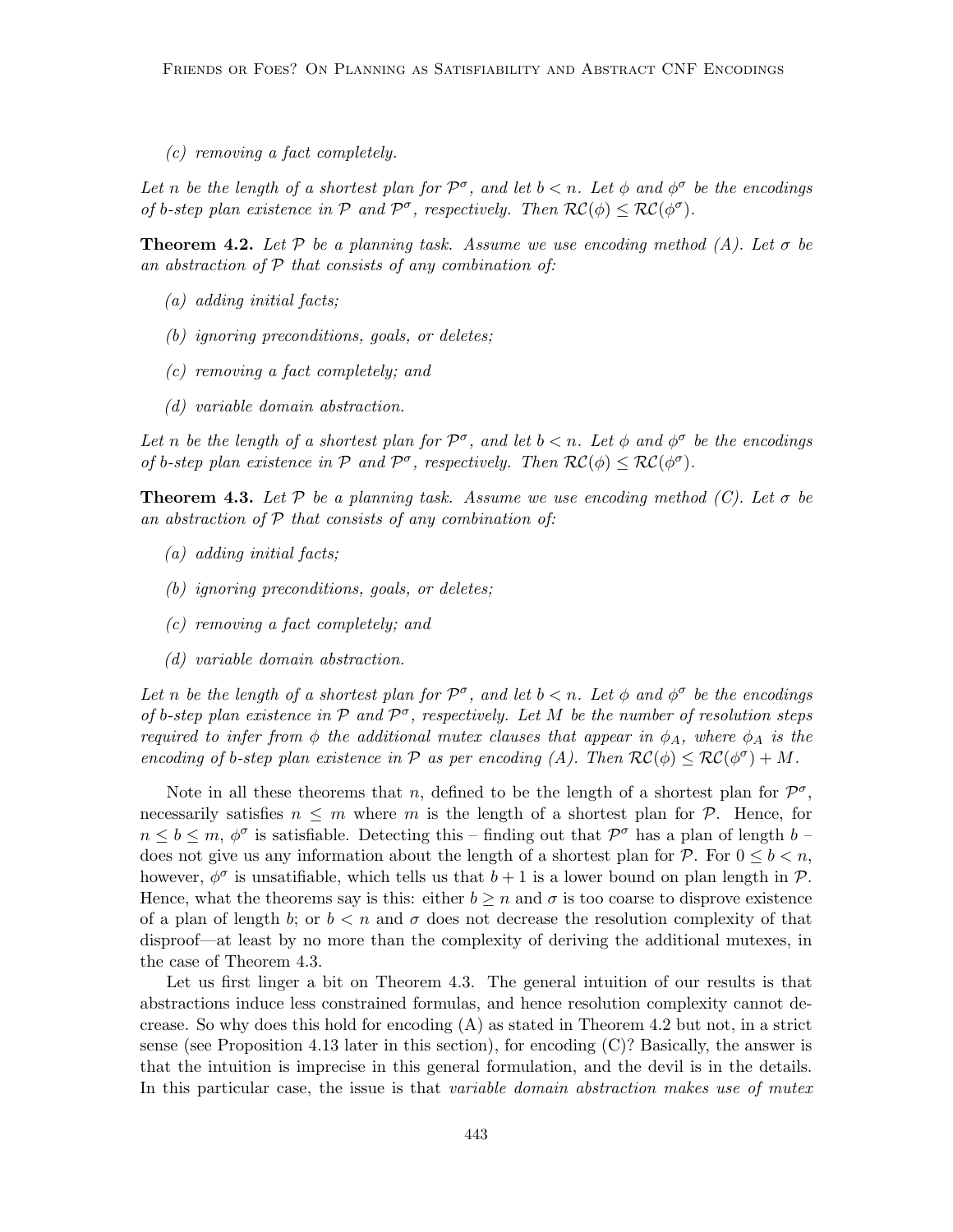*(c) removing a fact completely.*

*Let $n$ be the length of a shortest plan for $\mathcal{P}^\sigma$, and let $b < n$. Let $\phi$ and $\phi^\sigma$ be the encodings of $b$-step plan existence in $\mathcal{P}$ and $\mathcal{P}^\sigma$, respectively. Then $\mathcal{RC}(\phi) \leq \mathcal{RC}(\phi^\sigma)$.*

**Theorem 4.2.** *Let $\mathcal{P}$ be a planning task. Assume we use encoding method (A). Let $\sigma$ be an abstraction of $\mathcal{P}$ that consists of any combination of:*

*(a) adding initial facts;*

*(b) ignoring preconditions, goals, or deletes;*

*(c) removing a fact completely; and*

*(d) variable domain abstraction.*

*Let $n$ be the length of a shortest plan for $\mathcal{P}^\sigma$, and let $b < n$. Let $\phi$ and $\phi^\sigma$ be the encodings of $b$-step plan existence in $\mathcal{P}$ and $\mathcal{P}^\sigma$, respectively. Then $\mathcal{RC}(\phi) \leq \mathcal{RC}(\phi^\sigma)$.*

**Theorem 4.3.** *Let $\mathcal{P}$ be a planning task. Assume we use encoding method (C). Let $\sigma$ be an abstraction of $\mathcal{P}$ that consists of any combination of:*

*(a) adding initial facts;*

*(b) ignoring preconditions, goals, or deletes;*

*(c) removing a fact completely; and*

*(d) variable domain abstraction.*

*Let $n$ be the length of a shortest plan for $\mathcal{P}^\sigma$, and let $b < n$. Let $\phi$ and $\phi^\sigma$ be the encodings of $b$-step plan existence in $\mathcal{P}$ and $\mathcal{P}^\sigma$, respectively. Let $M$ be the number of resolution steps required to infer from $\phi$ the additional mutex clauses that appear in $\phi_A$, where $\phi_A$ is the encoding of $b$-step plan existence in $\mathcal{P}$ as per encoding (A). Then $\mathcal{RC}(\phi) \leq \mathcal{RC}(\phi^\sigma) + M$.*

Note in all these theorems that $n$, defined to be the length of a shortest plan for $\mathcal{P}^\sigma$, necessarily satisfies $n \leq m$ where $m$ is the length of a shortest plan for $\mathcal{P}$. Hence, for $n \leq b \leq m$, $\phi^\sigma$ is satisfiable. Detecting this – finding out that $\mathcal{P}^\sigma$ has a plan of length $b$ – does not give us any information about the length of a shortest plan for $\mathcal{P}$. For $0 \leq b < n$, however, $\phi^\sigma$ is unsatifiable, which tells us that $b+1$ is a lower bound on plan length in $\mathcal{P}$. Hence, what the theorems say is this: either $b \geq n$ and $\sigma$ is too coarse to disprove existence of a plan of length $b$; or $b < n$ and $\sigma$ does not decrease the resolution complexity of that disproof—at least by no more than the complexity of deriving the additional mutexes, in the case of Theorem 4.3.

Let us first linger a bit on Theorem 4.3. The general intuition of our results is that abstractions induce less constrained formulas, and hence resolution complexity cannot decrease. So why does this hold for encoding (A) as stated in Theorem 4.2 but not, in a strict sense (see Proposition 4.13 later in this section), for encoding (C)? Basically, the answer is that the intuition is imprecise in this general formulation, and the devil is in the details. In this particular case, the issue is that *variable domain abstraction makes use of mutex*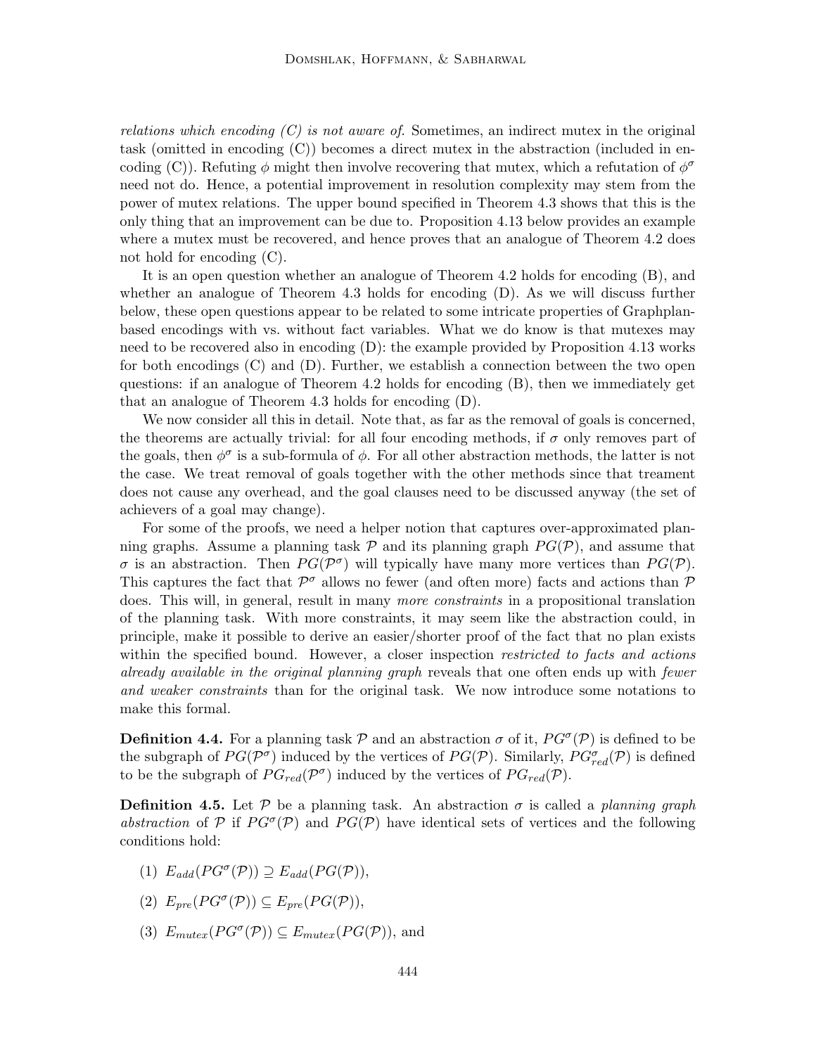*relations which encoding (C) is not aware of.* Sometimes, an indirect mutex in the original task (omitted in encoding (C)) becomes a direct mutex in the abstraction (included in encoding (C)). Refuting $\phi$ might then involve recovering that mutex, which a refutation of $\phi^\sigma$ need not do. Hence, a potential improvement in resolution complexity may stem from the power of mutex relations. The upper bound specified in Theorem 4.3 shows that this is the only thing that an improvement can be due to. Proposition 4.13 below provides an example where a mutex must be recovered, and hence proves that an analogue of Theorem 4.2 does not hold for encoding (C).

It is an open question whether an analogue of Theorem 4.2 holds for encoding (B), and whether an analogue of Theorem 4.3 holds for encoding (D). As we will discuss further below, these open questions appear to be related to some intricate properties of Graphplan-based encodings with vs. without fact variables. What we do know is that mutexes may need to be recovered also in encoding (D): the example provided by Proposition 4.13 works for both encodings (C) and (D). Further, we establish a connection between the two open questions: if an analogue of Theorem 4.2 holds for encoding (B), then we immediately get that an analogue of Theorem 4.3 holds for encoding (D).

We now consider all this in detail. Note that, as far as the removal of goals is concerned, the theorems are actually trivial: for all four encoding methods, if $\sigma$ only removes part of the goals, then $\phi^\sigma$ is a sub-formula of $\phi$. For all other abstraction methods, the latter is not the case. We treat removal of goals together with the other methods since that treament does not cause any overhead, and the goal clauses need to be discussed anyway (the set of achievers of a goal may change).

For some of the proofs, we need a helper notion that captures over-approximated planning graphs. Assume a planning task $\mathcal{P}$ and its planning graph $PG(\mathcal{P})$, and assume that $\sigma$ is an abstraction. Then $PG(\mathcal{P}^\sigma)$ will typically have many more vertices than $PG(\mathcal{P})$. This captures the fact that $\mathcal{P}^\sigma$ allows no fewer (and often more) facts and actions than $\mathcal{P}$ does. This will, in general, result in many *more constraints* in a propositional translation of the planning task. With more constraints, it may seem like the abstraction could, in principle, make it possible to derive an easier/shorter proof of the fact that no plan exists within the specified bound. However, a closer inspection *restricted to facts and actions already available in the original planning graph* reveals that one often ends up with *fewer and weaker constraints* than for the original task. We now introduce some notations to make this formal.

**Definition 4.4.** For a planning task $\mathcal{P}$ and an abstraction $\sigma$ of it, $PG^\sigma(\mathcal{P})$ is defined to be the subgraph of $PG(\mathcal{P}^\sigma)$ induced by the vertices of $PG(\mathcal{P})$. Similarly, $PG^\sigma_{red}(\mathcal{P})$ is defined to be the subgraph of $PG_{red}(\mathcal{P}^\sigma)$ induced by the vertices of $PG_{red}(\mathcal{P})$.

**Definition 4.5.** Let $\mathcal{P}$ be a planning task. An abstraction $\sigma$ is called a *planning graph abstraction* of $\mathcal{P}$ if $PG^\sigma(\mathcal{P})$ and $PG(\mathcal{P})$ have identical sets of vertices and the following conditions hold:

(1) $E_{add}(PG^\sigma(\mathcal{P})) \supseteq E_{add}(PG(\mathcal{P}))$,

(2) $E_{pre}(PG^\sigma(\mathcal{P})) \subseteq E_{pre}(PG(\mathcal{P}))$,

(3) $E_{mutex}(PG^\sigma(\mathcal{P})) \subseteq E_{mutex}(PG(\mathcal{P}))$, and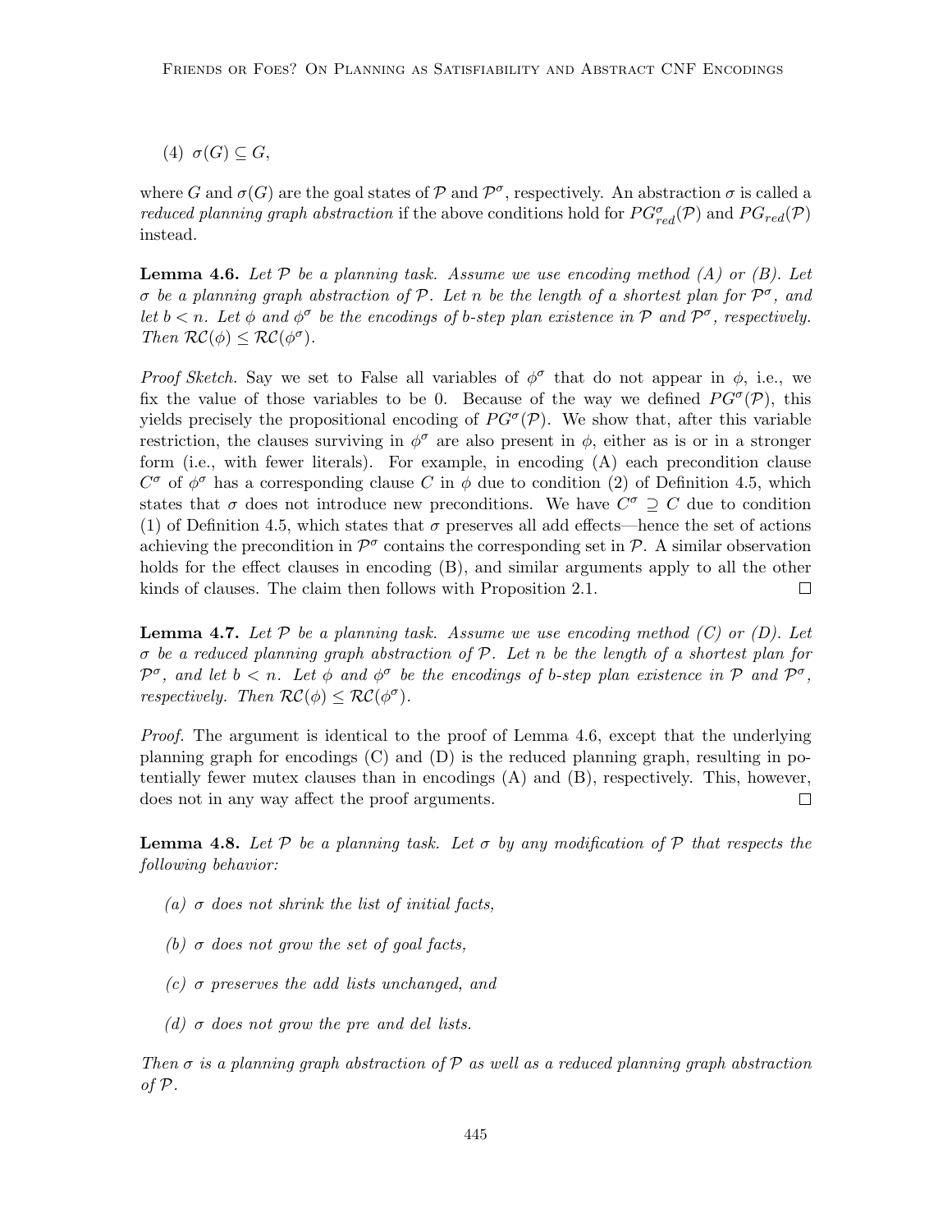(4) $\sigma(G) \subseteq G$,

where $G$ and $\sigma(G)$ are the goal states of $\mathcal{P}$ and $\mathcal{P}^\sigma$, respectively. An abstraction $\sigma$ is called a *reduced planning graph abstraction* if the above conditions hold for $PG^\sigma_{red}(\mathcal{P})$ and $PG_{red}(\mathcal{P})$ instead.

**Lemma 4.6.** *Let $\mathcal{P}$ be a planning task. Assume we use encoding method (A) or (B). Let $\sigma$ be a planning graph abstraction of $\mathcal{P}$. Let $n$ be the length of a shortest plan for $\mathcal{P}^\sigma$, and let $b < n$. Let $\phi$ and $\phi^\sigma$ be the encodings of $b$-step plan existence in $\mathcal{P}$ and $\mathcal{P}^\sigma$, respectively. Then $\mathcal{RC}(\phi) \leq \mathcal{RC}(\phi^\sigma)$.*

*Proof Sketch.* Say we set to False all variables of $\phi^\sigma$ that do not appear in $\phi$, i.e., we fix the value of those variables to be 0. Because of the way we defined $PG^\sigma(\mathcal{P})$, this yields precisely the propositional encoding of $PG^\sigma(\mathcal{P})$. We show that, after this variable restriction, the clauses surviving in $\phi^\sigma$ are also present in $\phi$, either as is or in a stronger form (i.e., with fewer literals). For example, in encoding (A) each precondition clause $C^\sigma$ of $\phi^\sigma$ has a corresponding clause $C$ in $\phi$ due to condition (2) of Definition 4.5, which states that $\sigma$ does not introduce new preconditions. We have $C^\sigma \supseteq C$ due to condition (1) of Definition 4.5, which states that $\sigma$ preserves all add effects—hence the set of actions achieving the precondition in $\mathcal{P}^\sigma$ contains the corresponding set in $\mathcal{P}$. A similar observation holds for the effect clauses in encoding (B), and similar arguments apply to all the other kinds of clauses. The claim then follows with Proposition 2.1. $\square$

**Lemma 4.7.** *Let $\mathcal{P}$ be a planning task. Assume we use encoding method (C) or (D). Let $\sigma$ be a reduced planning graph abstraction of $\mathcal{P}$. Let $n$ be the length of a shortest plan for $\mathcal{P}^\sigma$, and let $b < n$. Let $\phi$ and $\phi^\sigma$ be the encodings of $b$-step plan existence in $\mathcal{P}$ and $\mathcal{P}^\sigma$, respectively. Then $\mathcal{RC}(\phi) \leq \mathcal{RC}(\phi^\sigma)$.*

*Proof.* The argument is identical to the proof of Lemma 4.6, except that the underlying planning graph for encodings (C) and (D) is the reduced planning graph, resulting in potentially fewer mutex clauses than in encodings (A) and (B), respectively. This, however, does not in any way affect the proof arguments. $\square$

**Lemma 4.8.** *Let $\mathcal{P}$ be a planning task. Let $\sigma$ by any modification of $\mathcal{P}$ that respects the following behavior:*

- *(a) $\sigma$ does not shrink the list of initial facts,*
- *(b) $\sigma$ does not grow the set of goal facts,*
- *(c) $\sigma$ preserves the add lists unchanged, and*
- *(d) $\sigma$ does not grow the pre and del lists.*

*Then $\sigma$ is a planning graph abstraction of $\mathcal{P}$ as well as a reduced planning graph abstraction of $\mathcal{P}$.*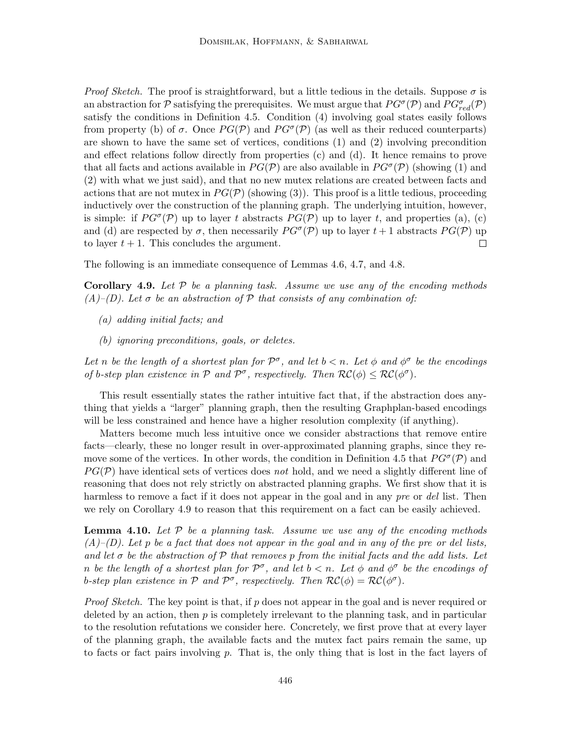*Proof Sketch.* The proof is straightforward, but a little tedious in the details. Suppose $\sigma$ is an abstraction for $\mathcal{P}$ satisfying the prerequisites. We must argue that $PG^\sigma(\mathcal{P})$ and $PG^\sigma_{red}(\mathcal{P})$ satisfy the conditions in Definition 4.5. Condition (4) involving goal states easily follows from property (b) of $\sigma$. Once $PG(\mathcal{P})$ and $PG^\sigma(\mathcal{P})$ (as well as their reduced counterparts) are shown to have the same set of vertices, conditions (1) and (2) involving precondition and effect relations follow directly from properties (c) and (d). It hence remains to prove that all facts and actions available in $PG(\mathcal{P})$ are also available in $PG^\sigma(\mathcal{P})$ (showing (1) and (2) with what we just said), and that no new mutex relations are created between facts and actions that are not mutex in $PG(\mathcal{P})$ (showing (3)). This proof is a little tedious, proceeding inductively over the construction of the planning graph. The underlying intuition, however, is simple: if $PG^\sigma(\mathcal{P})$ up to layer $t$ abstracts $PG(\mathcal{P})$ up to layer $t$, and properties (a), (c) and (d) are respected by $\sigma$, then necessarily $PG^\sigma(\mathcal{P})$ up to layer $t+1$ abstracts $PG(\mathcal{P})$ up to layer $t+1$. This concludes the argument. □

The following is an immediate consequence of Lemmas 4.6, 4.7, and 4.8.

**Corollary 4.9.** *Let $\mathcal{P}$ be a planning task. Assume we use any of the encoding methods (A)–(D). Let $\sigma$ be an abstraction of $\mathcal{P}$ that consists of any combination of:*

- *(a) adding initial facts; and*
- *(b) ignoring preconditions, goals, or deletes.*

*Let $n$ be the length of a shortest plan for $\mathcal{P}^\sigma$, and let $b < n$. Let $\phi$ and $\phi^\sigma$ be the encodings of $b$-step plan existence in $\mathcal{P}$ and $\mathcal{P}^\sigma$, respectively. Then $\mathcal{RC}(\phi) \leq \mathcal{RC}(\phi^\sigma)$.*

This result essentially states the rather intuitive fact that, if the abstraction does anything that yields a "larger" planning graph, then the resulting Graphplan-based encodings will be less constrained and hence have a higher resolution complexity (if anything).

Matters become much less intuitive once we consider abstractions that remove entire facts—clearly, these no longer result in over-approximated planning graphs, since they remove some of the vertices. In other words, the condition in Definition 4.5 that $PG^\sigma(\mathcal{P})$ and $PG(\mathcal{P})$ have identical sets of vertices does *not* hold, and we need a slightly different line of reasoning that does not rely strictly on abstracted planning graphs. We first show that it is harmless to remove a fact if it does not appear in the goal and in any *pre* or *del* list. Then we rely on Corollary 4.9 to reason that this requirement on a fact can be easily achieved.

**Lemma 4.10.** *Let $\mathcal{P}$ be a planning task. Assume we use any of the encoding methods (A)–(D). Let $p$ be a fact that does not appear in the goal and in any of the pre or del lists, and let $\sigma$ be the abstraction of $\mathcal{P}$ that removes $p$ from the initial facts and the add lists. Let $n$ be the length of a shortest plan for $\mathcal{P}^\sigma$, and let $b < n$. Let $\phi$ and $\phi^\sigma$ be the encodings of $b$-step plan existence in $\mathcal{P}$ and $\mathcal{P}^\sigma$, respectively. Then $\mathcal{RC}(\phi) = \mathcal{RC}(\phi^\sigma)$.*

*Proof Sketch.* The key point is that, if $p$ does not appear in the goal and is never required or deleted by an action, then $p$ is completely irrelevant to the planning task, and in particular to the resolution refutations we consider here. Concretely, we first prove that at every layer of the planning graph, the available facts and the mutex fact pairs remain the same, up to facts or fact pairs involving $p$. That is, the only thing that is lost in the fact layers of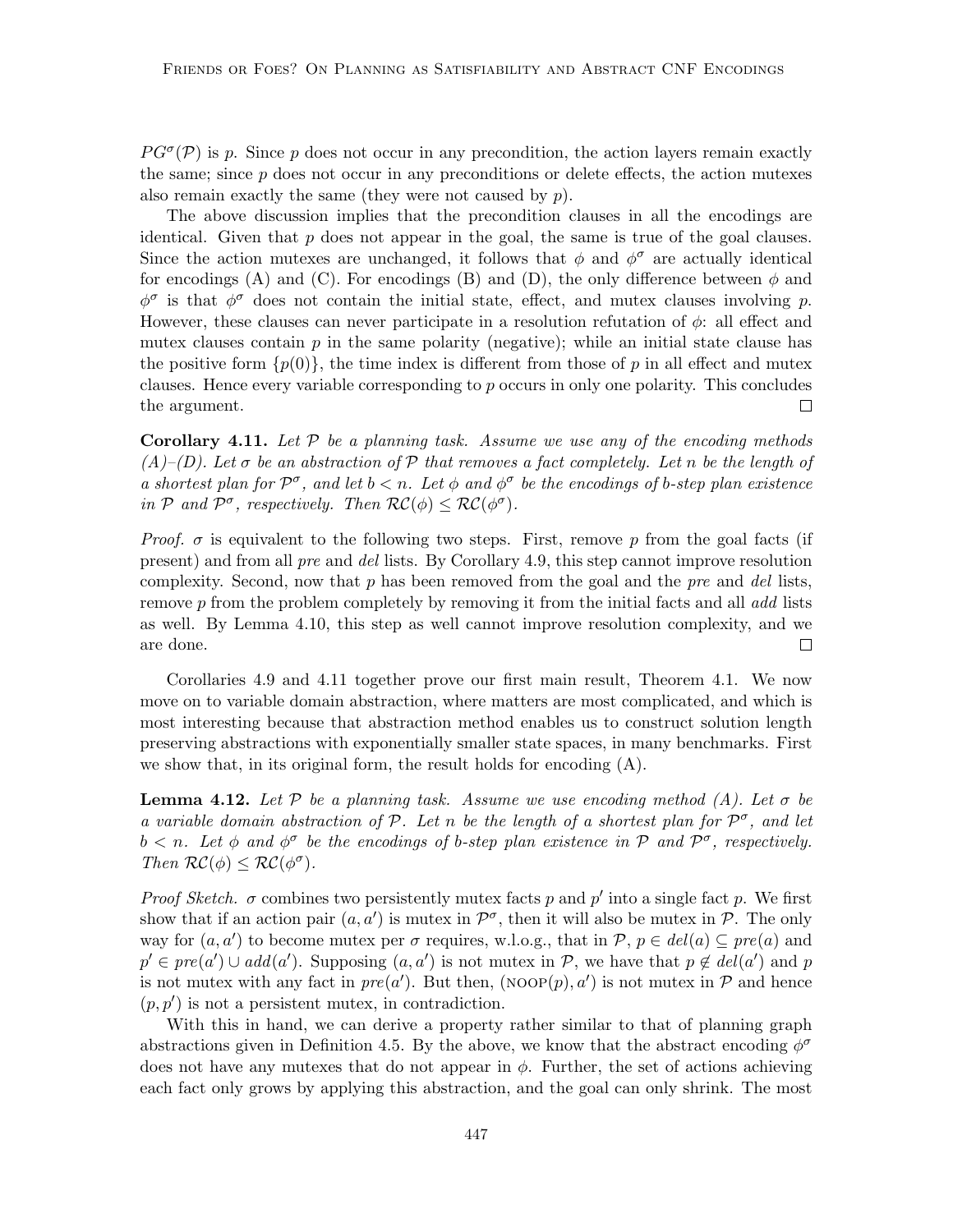$PG^\sigma(\mathcal{P})$ is $p$. Since $p$ does not occur in any precondition, the action layers remain exactly the same; since $p$ does not occur in any preconditions or delete effects, the action mutexes also remain exactly the same (they were not caused by $p$).

The above discussion implies that the precondition clauses in all the encodings are identical. Given that $p$ does not appear in the goal, the same is true of the goal clauses. Since the action mutexes are unchanged, it follows that $\phi$ and $\phi^\sigma$ are actually identical for encodings (A) and (C). For encodings (B) and (D), the only difference between $\phi$ and $\phi^\sigma$ is that $\phi^\sigma$ does not contain the initial state, effect, and mutex clauses involving $p$. However, these clauses can never participate in a resolution refutation of $\phi$: all effect and mutex clauses contain $p$ in the same polarity (negative); while an initial state clause has the positive form $\{p(0)\}$, the time index is different from those of $p$ in all effect and mutex clauses. Hence every variable corresponding to $p$ occurs in only one polarity. This concludes the argument. $\square$

**Corollary 4.11.** *Let $\mathcal{P}$ be a planning task. Assume we use any of the encoding methods (A)–(D). Let $\sigma$ be an abstraction of $\mathcal{P}$ that removes a fact completely. Let $n$ be the length of a shortest plan for $\mathcal{P}^\sigma$, and let $b < n$. Let $\phi$ and $\phi^\sigma$ be the encodings of $b$-step plan existence in $\mathcal{P}$ and $\mathcal{P}^\sigma$, respectively. Then $\mathcal{RC}(\phi) \leq \mathcal{RC}(\phi^\sigma)$.*

*Proof.* $\sigma$ is equivalent to the following two steps. First, remove $p$ from the goal facts (if present) and from all *pre* and *del* lists. By Corollary 4.9, this step cannot improve resolution complexity. Second, now that $p$ has been removed from the goal and the *pre* and *del* lists, remove $p$ from the problem completely by removing it from the initial facts and all *add* lists as well. By Lemma 4.10, this step as well cannot improve resolution complexity, and we are done. $\square$

Corollaries 4.9 and 4.11 together prove our first main result, Theorem 4.1. We now move on to variable domain abstraction, where matters are most complicated, and which is most interesting because that abstraction method enables us to construct solution length preserving abstractions with exponentially smaller state spaces, in many benchmarks. First we show that, in its original form, the result holds for encoding (A).

**Lemma 4.12.** *Let $\mathcal{P}$ be a planning task. Assume we use encoding method (A). Let $\sigma$ be a variable domain abstraction of $\mathcal{P}$. Let $n$ be the length of a shortest plan for $\mathcal{P}^\sigma$, and let $b < n$. Let $\phi$ and $\phi^\sigma$ be the encodings of $b$-step plan existence in $\mathcal{P}$ and $\mathcal{P}^\sigma$, respectively. Then $\mathcal{RC}(\phi) \leq \mathcal{RC}(\phi^\sigma)$.*

*Proof Sketch.* $\sigma$ combines two persistently mutex facts $p$ and $p'$ into a single fact $p$. We first show that if an action pair $(a, a')$ is mutex in $\mathcal{P}^\sigma$, then it will also be mutex in $\mathcal{P}$. The only way for $(a, a')$ to become mutex per $\sigma$ requires, w.l.o.g., that in $\mathcal{P}$, $p \in del(a) \subseteq pre(a)$ and $p' \in pre(a') \cup add(a')$. Supposing $(a, a')$ is not mutex in $\mathcal{P}$, we have that $p \notin del(a')$ and $p$ is not mutex with any fact in $pre(a')$. But then, $(\text{NOOP}(p), a')$ is not mutex in $\mathcal{P}$ and hence $(p, p')$ is not a persistent mutex, in contradiction.

With this in hand, we can derive a property rather similar to that of planning graph abstractions given in Definition 4.5. By the above, we know that the abstract encoding $\phi^\sigma$ does not have any mutexes that do not appear in $\phi$. Further, the set of actions achieving each fact only grows by applying this abstraction, and the goal can only shrink. The most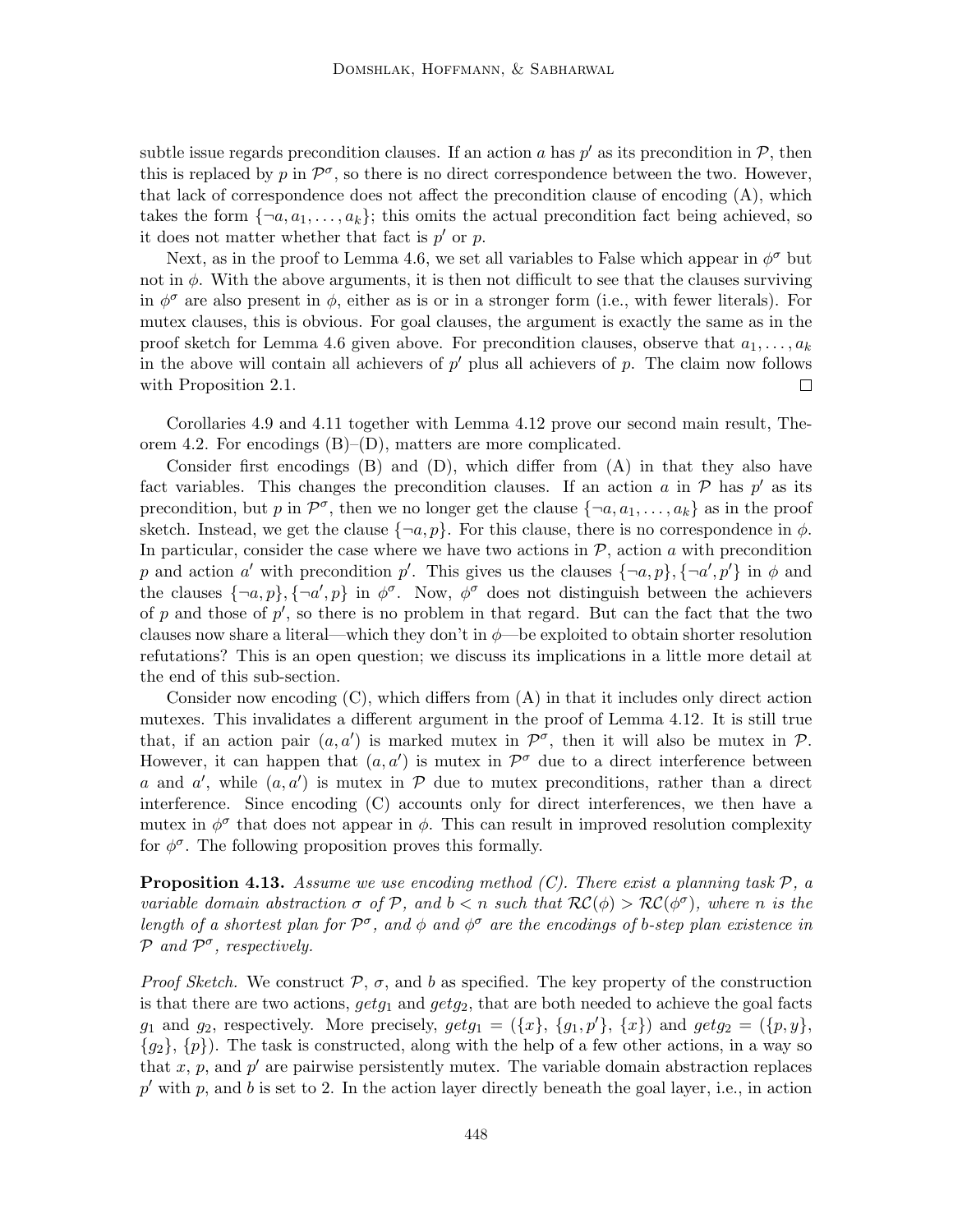subtle issue regards precondition clauses. If an action $a$ has $p'$ as its precondition in $\mathcal{P}$, then this is replaced by $p$ in $\mathcal{P}^\sigma$, so there is no direct correspondence between the two. However, that lack of correspondence does not affect the precondition clause of encoding (A), which takes the form $\{\neg a, a_1, \ldots, a_k\}$; this omits the actual precondition fact being achieved, so it does not matter whether that fact is $p'$ or $p$.

Next, as in the proof to Lemma 4.6, we set all variables to False which appear in $\phi^\sigma$ but not in $\phi$. With the above arguments, it is then not difficult to see that the clauses surviving in $\phi^\sigma$ are also present in $\phi$, either as is or in a stronger form (i.e., with fewer literals). For mutex clauses, this is obvious. For goal clauses, the argument is exactly the same as in the proof sketch for Lemma 4.6 given above. For precondition clauses, observe that $a_1, \ldots, a_k$ in the above will contain all achievers of $p'$ plus all achievers of $p$. The claim now follows with Proposition 2.1. □

Corollaries 4.9 and 4.11 together with Lemma 4.12 prove our second main result, Theorem 4.2. For encodings (B)–(D), matters are more complicated.

Consider first encodings (B) and (D), which differ from (A) in that they also have fact variables. This changes the precondition clauses. If an action $a$ in $\mathcal{P}$ has $p'$ as its precondition, but $p$ in $\mathcal{P}^\sigma$, then we no longer get the clause $\{\neg a, a_1, \ldots, a_k\}$ as in the proof sketch. Instead, we get the clause $\{\neg a, p\}$. For this clause, there is no correspondence in $\phi$. In particular, consider the case where we have two actions in $\mathcal{P}$, action $a$ with precondition $p$ and action $a'$ with precondition $p'$. This gives us the clauses $\{\neg a, p\}, \{\neg a', p'\}$ in $\phi$ and the clauses $\{\neg a, p\}, \{\neg a', p\}$ in $\phi^\sigma$. Now, $\phi^\sigma$ does not distinguish between the achievers of $p$ and those of $p'$, so there is no problem in that regard. But can the fact that the two clauses now share a literal—which they don't in $\phi$—be exploited to obtain shorter resolution refutations? This is an open question; we discuss its implications in a little more detail at the end of this sub-section.

Consider now encoding (C), which differs from (A) in that it includes only direct action mutexes. This invalidates a different argument in the proof of Lemma 4.12. It is still true that, if an action pair $(a, a')$ is marked mutex in $\mathcal{P}^\sigma$, then it will also be mutex in $\mathcal{P}$. However, it can happen that $(a, a')$ is mutex in $\mathcal{P}^\sigma$ due to a direct interference between $a$ and $a'$, while $(a, a')$ is mutex in $\mathcal{P}$ due to mutex preconditions, rather than a direct interference. Since encoding (C) accounts only for direct interferences, we then have a mutex in $\phi^\sigma$ that does not appear in $\phi$. This can result in improved resolution complexity for $\phi^\sigma$. The following proposition proves this formally.

**Proposition 4.13.** *Assume we use encoding method (C). There exist a planning task $\mathcal{P}$, a variable domain abstraction $\sigma$ of $\mathcal{P}$, and $b < n$ such that $\mathcal{RC}(\phi) > \mathcal{RC}(\phi^\sigma)$, where $n$ is the length of a shortest plan for $\mathcal{P}^\sigma$, and $\phi$ and $\phi^\sigma$ are the encodings of $b$-step plan existence in $\mathcal{P}$ and $\mathcal{P}^\sigma$, respectively.*

*Proof Sketch.* We construct $\mathcal{P}$, $\sigma$, and $b$ as specified. The key property of the construction is that there are two actions, $getg_1$ and $getg_2$, that are both needed to achieve the goal facts $g_1$ and $g_2$, respectively. More precisely, $getg_1 = (\{x\}, \{g_1, p'\}, \{x\})$ and $getg_2 = (\{p, y\}, \{g_2\}, \{p\})$. The task is constructed, along with the help of a few other actions, in a way so that $x$, $p$, and $p'$ are pairwise persistently mutex. The variable domain abstraction replaces $p'$ with $p$, and $b$ is set to 2. In the action layer directly beneath the goal layer, i.e., in action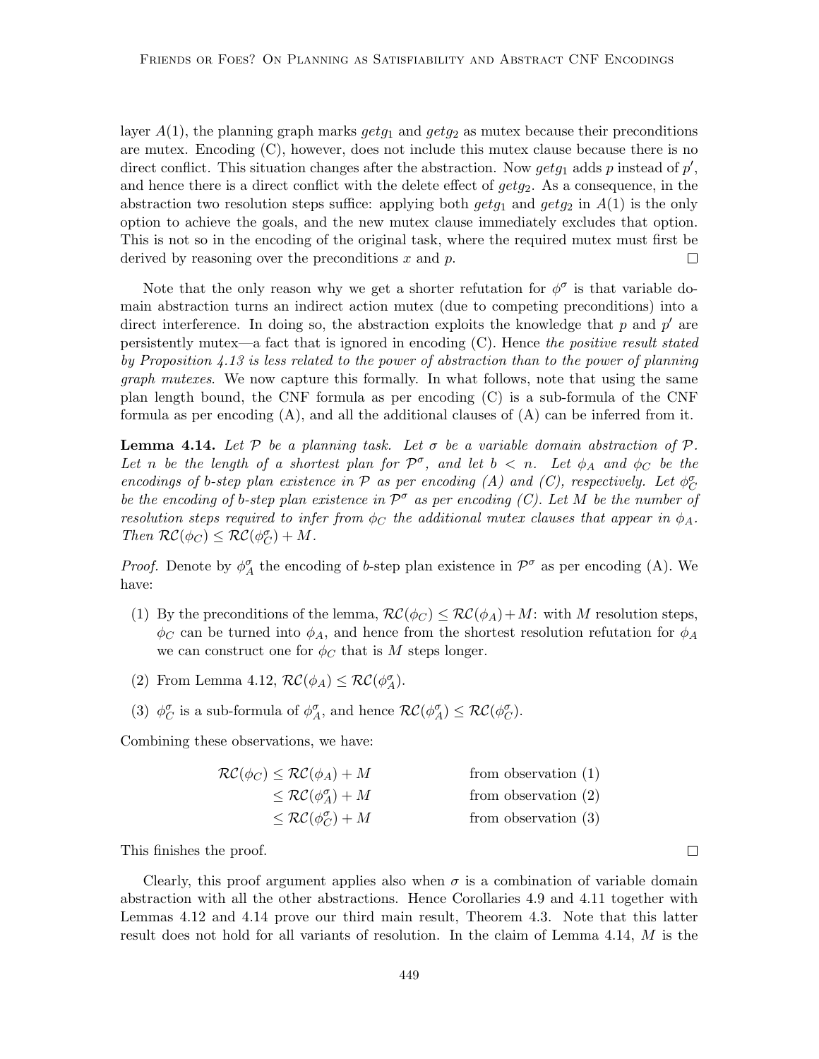layer $A(1)$, the planning graph marks $getg_1$ and $getg_2$ as mutex because their preconditions are mutex. Encoding (C), however, does not include this mutex clause because there is no direct conflict. This situation changes after the abstraction. Now $getg_1$ adds $p$ instead of $p'$, and hence there is a direct conflict with the delete effect of $getg_2$. As a consequence, in the abstraction two resolution steps suffice: applying both $getg_1$ and $getg_2$ in $A(1)$ is the only option to achieve the goals, and the new mutex clause immediately excludes that option. This is not so in the encoding of the original task, where the required mutex must first be derived by reasoning over the preconditions $x$ and $p$. □

Note that the only reason why we get a shorter refutation for $\phi^\sigma$ is that variable domain abstraction turns an indirect action mutex (due to competing preconditions) into a direct interference. In doing so, the abstraction exploits the knowledge that $p$ and $p'$ are persistently mutex—a fact that is ignored in encoding (C). Hence *the positive result stated by Proposition 4.13 is less related to the power of abstraction than to the power of planning graph mutexes*. We now capture this formally. In what follows, note that using the same plan length bound, the CNF formula as per encoding (C) is a sub-formula of the CNF formula as per encoding (A), and all the additional clauses of (A) can be inferred from it.

**Lemma 4.14.** *Let $\mathcal{P}$ be a planning task. Let $\sigma$ be a variable domain abstraction of $\mathcal{P}$. Let $n$ be the length of a shortest plan for $\mathcal{P}^\sigma$, and let $b < n$. Let $\phi_A$ and $\phi_C$ be the encodings of $b$-step plan existence in $\mathcal{P}$ as per encoding (A) and (C), respectively. Let $\phi_C^\sigma$ be the encoding of $b$-step plan existence in $\mathcal{P}^\sigma$ as per encoding (C). Let $M$ be the number of resolution steps required to infer from $\phi_C$ the additional mutex clauses that appear in $\phi_A$. Then $\mathcal{RC}(\phi_C) \leq \mathcal{RC}(\phi_C^\sigma) + M$.*

*Proof.* Denote by $\phi_A^\sigma$ the encoding of $b$-step plan existence in $\mathcal{P}^\sigma$ as per encoding (A). We have:

(1) By the preconditions of the lemma, $\mathcal{RC}(\phi_C) \leq \mathcal{RC}(\phi_A) + M$: with $M$ resolution steps, $\phi_C$ can be turned into $\phi_A$, and hence from the shortest resolution refutation for $\phi_A$ we can construct one for $\phi_C$ that is $M$ steps longer.

(2) From Lemma 4.12, $\mathcal{RC}(\phi_A) \leq \mathcal{RC}(\phi_A^\sigma)$.

(3) $\phi_C^\sigma$ is a sub-formula of $\phi_A^\sigma$, and hence $\mathcal{RC}(\phi_A^\sigma) \leq \mathcal{RC}(\phi_C^\sigma)$.

Combining these observations, we have:

$$
\begin{aligned}
\mathcal{RC}(\phi_C) &\leq \mathcal{RC}(\phi_A) + M && \text{from observation (1)}\\
&\leq \mathcal{RC}(\phi_A^\sigma) + M && \text{from observation (2)}\\
&\leq \mathcal{RC}(\phi_C^\sigma) + M && \text{from observation (3)}
\end{aligned}
$$

This finishes the proof. □

Clearly, this proof argument applies also when $\sigma$ is a combination of variable domain abstraction with all the other abstractions. Hence Corollaries 4.9 and 4.11 together with Lemmas 4.12 and 4.14 prove our third main result, Theorem 4.3. Note that this latter result does not hold for all variants of resolution. In the claim of Lemma 4.14, $M$ is the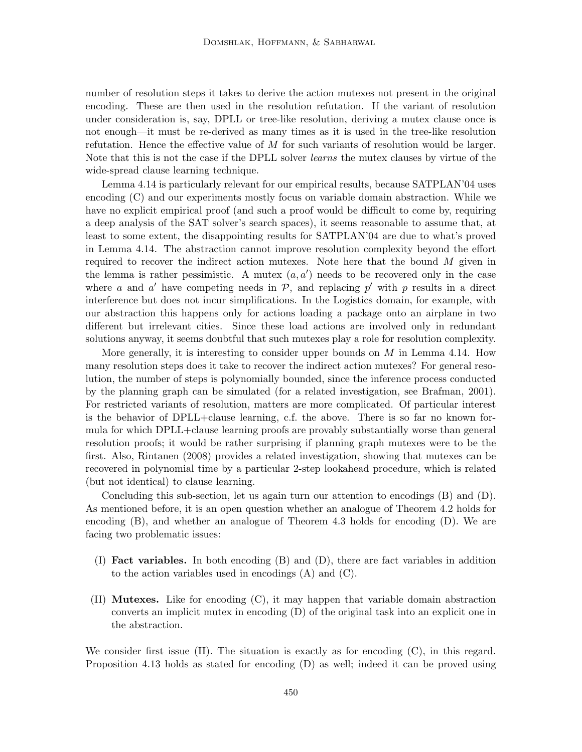number of resolution steps it takes to derive the action mutexes not present in the original encoding. These are then used in the resolution refutation. If the variant of resolution under consideration is, say, DPLL or tree-like resolution, deriving a mutex clause once is not enough—it must be re-derived as many times as it is used in the tree-like resolution refutation. Hence the effective value of $M$ for such variants of resolution would be larger. Note that this is not the case if the DPLL solver *learns* the mutex clauses by virtue of the wide-spread clause learning technique.

Lemma 4.14 is particularly relevant for our empirical results, because SATPLAN'04 uses encoding (C) and our experiments mostly focus on variable domain abstraction. While we have no explicit empirical proof (and such a proof would be difficult to come by, requiring a deep analysis of the SAT solver's search spaces), it seems reasonable to assume that, at least to some extent, the disappointing results for SATPLAN'04 are due to what's proved in Lemma 4.14. The abstraction cannot improve resolution complexity beyond the effort required to recover the indirect action mutexes. Note here that the bound $M$ given in the lemma is rather pessimistic. A mutex $(a, a')$ needs to be recovered only in the case where $a$ and $a'$ have competing needs in $\mathcal{P}$, and replacing $p'$ with $p$ results in a direct interference but does not incur simplifications. In the Logistics domain, for example, with our abstraction this happens only for actions loading a package onto an airplane in two different but irrelevant cities. Since these load actions are involved only in redundant solutions anyway, it seems doubtful that such mutexes play a role for resolution complexity.

More generally, it is interesting to consider upper bounds on $M$ in Lemma 4.14. How many resolution steps does it take to recover the indirect action mutexes? For general resolution, the number of steps is polynomially bounded, since the inference process conducted by the planning graph can be simulated (for a related investigation, see Brafman, 2001). For restricted variants of resolution, matters are more complicated. Of particular interest is the behavior of DPLL+clause learning, c.f. the above. There is so far no known formula for which DPLL+clause learning proofs are provably substantially worse than general resolution proofs; it would be rather surprising if planning graph mutexes were to be the first. Also, Rintanen (2008) provides a related investigation, showing that mutexes can be recovered in polynomial time by a particular 2-step lookahead procedure, which is related (but not identical) to clause learning.

Concluding this sub-section, let us again turn our attention to encodings (B) and (D). As mentioned before, it is an open question whether an analogue of Theorem 4.2 holds for encoding (B), and whether an analogue of Theorem 4.3 holds for encoding (D). We are facing two problematic issues:

(I) **Fact variables.** In both encoding (B) and (D), there are fact variables in addition to the action variables used in encodings (A) and (C).

(II) **Mutexes.** Like for encoding (C), it may happen that variable domain abstraction converts an implicit mutex in encoding (D) of the original task into an explicit one in the abstraction.

We consider first issue (II). The situation is exactly as for encoding (C), in this regard. Proposition 4.13 holds as stated for encoding (D) as well; indeed it can be proved using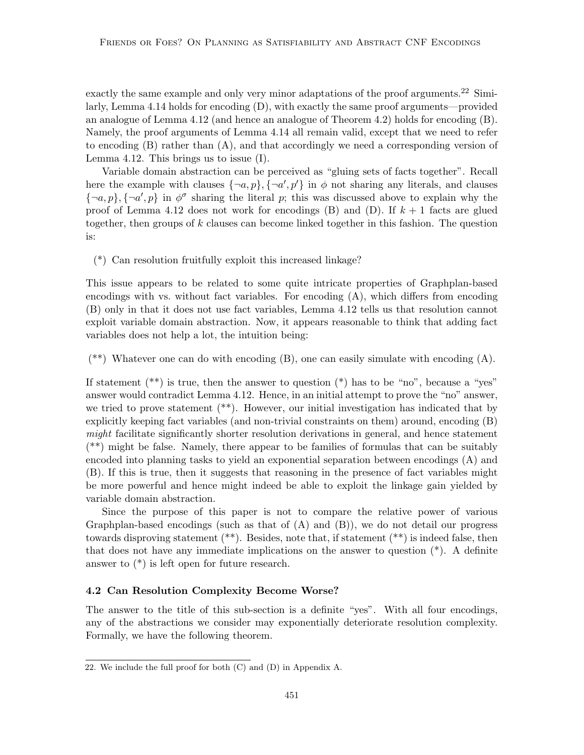exactly the same example and only very minor adaptations of the proof arguments.[22] Similarly, Lemma 4.14 holds for encoding (D), with exactly the same proof arguments—provided an analogue of Lemma 4.12 (and hence an analogue of Theorem 4.2) holds for encoding (B). Namely, the proof arguments of Lemma 4.14 all remain valid, except that we need to refer to encoding (B) rather than (A), and that accordingly we need a corresponding version of Lemma 4.12. This brings us to issue (I).

Variable domain abstraction can be perceived as "gluing sets of facts together". Recall here the example with clauses $\{\neg a, p\}, \{\neg a', p'\}$ in $\phi$ not sharing any literals, and clauses $\{\neg a, p\}, \{\neg a', p\}$ in $\phi^\sigma$ sharing the literal $p$; this was discussed above to explain why the proof of Lemma 4.12 does not work for encodings (B) and (D). If $k+1$ facts are glued together, then groups of $k$ clauses can become linked together in this fashion. The question is:

(*) Can resolution fruitfully exploit this increased linkage?

This issue appears to be related to some quite intricate properties of Graphplan-based encodings with vs. without fact variables. For encoding (A), which differs from encoding (B) only in that it does not use fact variables, Lemma 4.12 tells us that resolution cannot exploit variable domain abstraction. Now, it appears reasonable to think that adding fact variables does not help a lot, the intuition being:

(**) Whatever one can do with encoding (B), one can easily simulate with encoding (A).

If statement (**) is true, then the answer to question (*) has to be "no", because a "yes" answer would contradict Lemma 4.12. Hence, in an initial attempt to prove the "no" answer, we tried to prove statement (**). However, our initial investigation has indicated that by explicitly keeping fact variables (and non-trivial constraints on them) around, encoding (B) *might* facilitate significantly shorter resolution derivations in general, and hence statement (**) might be false. Namely, there appear to be families of formulas that can be suitably encoded into planning tasks to yield an exponential separation between encodings (A) and (B). If this is true, then it suggests that reasoning in the presence of fact variables might be more powerful and hence might indeed be able to exploit the linkage gain yielded by variable domain abstraction.

Since the purpose of this paper is not to compare the relative power of various Graphplan-based encodings (such as that of (A) and (B)), we do not detail our progress towards disproving statement (**). Besides, note that, if statement (**) is indeed false, then that does not have any immediate implications on the answer to question (*). A definite answer to (*) is left open for future research.

### 4.2 Can Resolution Complexity Become Worse?

The answer to the title of this sub-section is a definite "yes". With all four encodings, any of the abstractions we consider may exponentially deteriorate resolution complexity. Formally, we have the following theorem.

22. We include the full proof for both (C) and (D) in Appendix A.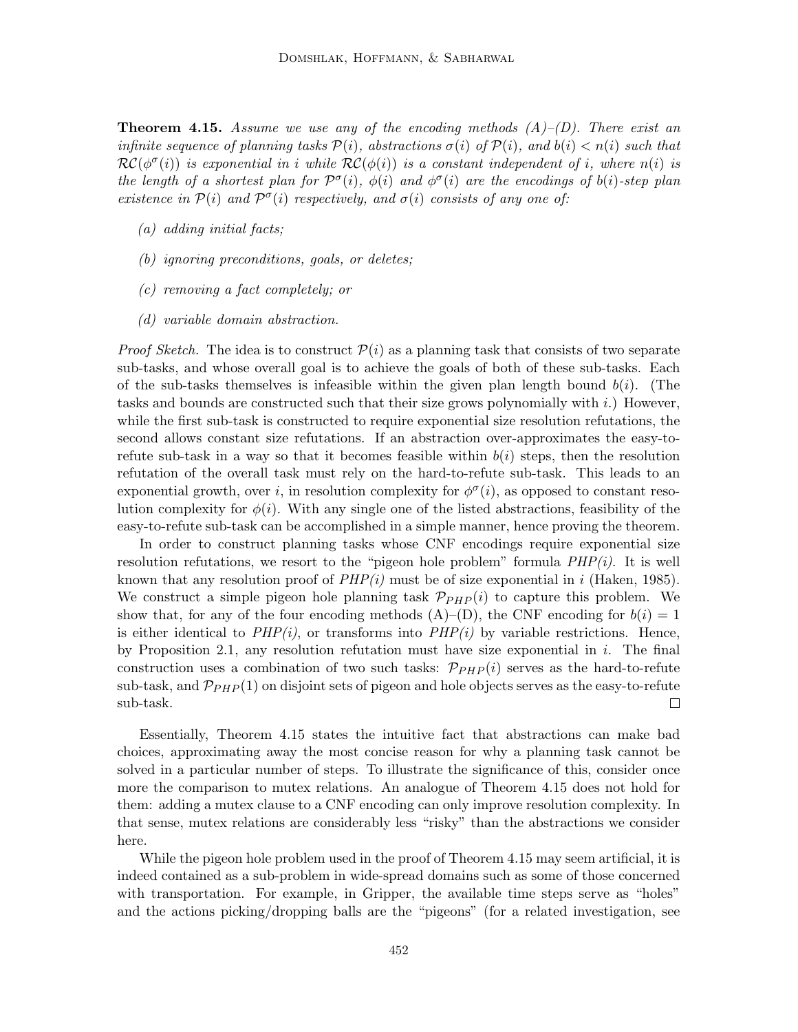**Theorem 4.15.** *Assume we use any of the encoding methods (A)–(D). There exist an infinite sequence of planning tasks $\mathcal{P}(i)$, abstractions $\sigma(i)$ of $\mathcal{P}(i)$, and $b(i) < n(i)$ such that $\mathcal{RC}(\phi^\sigma(i))$ is exponential in $i$ while $\mathcal{RC}(\phi(i))$ is a constant independent of $i$, where $n(i)$ is the length of a shortest plan for $\mathcal{P}^\sigma(i)$, $\phi(i)$ and $\phi^\sigma(i)$ are the encodings of $b(i)$-step plan existence in $\mathcal{P}(i)$ and $\mathcal{P}^\sigma(i)$ respectively, and $\sigma(i)$ consists of any one of:*

- *(a) adding initial facts;*
- *(b) ignoring preconditions, goals, or deletes;*
- *(c) removing a fact completely; or*
- *(d) variable domain abstraction.*

*Proof Sketch.* The idea is to construct $\mathcal{P}(i)$ as a planning task that consists of two separate sub-tasks, and whose overall goal is to achieve the goals of both of these sub-tasks. Each of the sub-tasks themselves is infeasible within the given plan length bound $b(i)$. (The tasks and bounds are constructed such that their size grows polynomially with $i$.) However, while the first sub-task is constructed to require exponential size resolution refutations, the second allows constant size refutations. If an abstraction over-approximates the easy-to-refute sub-task in a way so that it becomes feasible within $b(i)$ steps, then the resolution refutation of the overall task must rely on the hard-to-refute sub-task. This leads to an exponential growth, over $i$, in resolution complexity for $\phi^\sigma(i)$, as opposed to constant resolution complexity for $\phi(i)$. With any single one of the listed abstractions, feasibility of the easy-to-refute sub-task can be accomplished in a simple manner, hence proving the theorem.

In order to construct planning tasks whose CNF encodings require exponential size resolution refutations, we resort to the "pigeon hole problem" formula *PHP(i)*. It is well known that any resolution proof of *PHP(i)* must be of size exponential in $i$ (Haken, 1985). We construct a simple pigeon hole planning task $\mathcal{P}_{PHP}(i)$ to capture this problem. We show that, for any of the four encoding methods (A)–(D), the CNF encoding for $b(i) = 1$ is either identical to *PHP(i)*, or transforms into *PHP(i)* by variable restrictions. Hence, by Proposition 2.1, any resolution refutation must have size exponential in $i$. The final construction uses a combination of two such tasks: $\mathcal{P}_{PHP}(i)$ serves as the hard-to-refute sub-task, and $\mathcal{P}_{PHP}(1)$ on disjoint sets of pigeon and hole objects serves as the easy-to-refute sub-task. □

Essentially, Theorem 4.15 states the intuitive fact that abstractions can make bad choices, approximating away the most concise reason for why a planning task cannot be solved in a particular number of steps. To illustrate the significance of this, consider once more the comparison to mutex relations. An analogue of Theorem 4.15 does not hold for them: adding a mutex clause to a CNF encoding can only improve resolution complexity. In that sense, mutex relations are considerably less "risky" than the abstractions we consider here.

While the pigeon hole problem used in the proof of Theorem 4.15 may seem artificial, it is indeed contained as a sub-problem in wide-spread domains such as some of those concerned with transportation. For example, in Gripper, the available time steps serve as "holes" and the actions picking/dropping balls are the "pigeons" (for a related investigation, see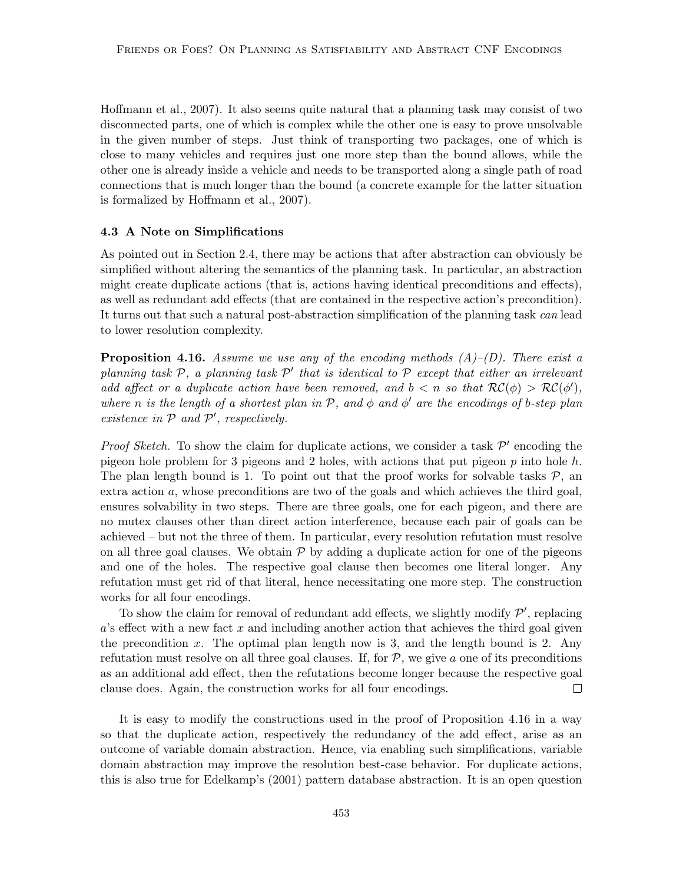Hoffmann et al., 2007). It also seems quite natural that a planning task may consist of two disconnected parts, one of which is complex while the other one is easy to prove unsolvable in the given number of steps. Just think of transporting two packages, one of which is close to many vehicles and requires just one more step than the bound allows, while the other one is already inside a vehicle and needs to be transported along a single path of road connections that is much longer than the bound (a concrete example for the latter situation is formalized by Hoffmann et al., 2007).

### 4.3 A Note on Simplifications

As pointed out in Section 2.4, there may be actions that after abstraction can obviously be simplified without altering the semantics of the planning task. In particular, an abstraction might create duplicate actions (that is, actions having identical preconditions and effects), as well as redundant add effects (that are contained in the respective action's precondition). It turns out that such a natural post-abstraction simplification of the planning task *can* lead to lower resolution complexity.

**Proposition 4.16.** *Assume we use any of the encoding methods (A)–(D). There exist a planning task $\mathcal{P}$, a planning task $\mathcal{P}'$ that is identical to $\mathcal{P}$ except that either an irrelevant add affect or a duplicate action have been removed, and $b < n$ so that $\mathcal{RC}(\phi) > \mathcal{RC}(\phi')$, where $n$ is the length of a shortest plan in $\mathcal{P}$, and $\phi$ and $\phi'$ are the encodings of $b$-step plan existence in $\mathcal{P}$ and $\mathcal{P}'$, respectively.*

*Proof Sketch.* To show the claim for duplicate actions, we consider a task $\mathcal{P}'$ encoding the pigeon hole problem for 3 pigeons and 2 holes, with actions that put pigeon $p$ into hole $h$. The plan length bound is 1. To point out that the proof works for solvable tasks $\mathcal{P}$, an extra action $a$, whose preconditions are two of the goals and which achieves the third goal, ensures solvability in two steps. There are three goals, one for each pigeon, and there are no mutex clauses other than direct action interference, because each pair of goals can be achieved – but not the three of them. In particular, every resolution refutation must resolve on all three goal clauses. We obtain $\mathcal{P}$ by adding a duplicate action for one of the pigeons and one of the holes. The respective goal clause then becomes one literal longer. Any refutation must get rid of that literal, hence necessitating one more step. The construction works for all four encodings.

To show the claim for removal of redundant add effects, we slightly modify $\mathcal{P}'$, replacing $a$'s effect with a new fact $x$ and including another action that achieves the third goal given the precondition $x$. The optimal plan length now is 3, and the length bound is 2. Any refutation must resolve on all three goal clauses. If, for $\mathcal{P}$, we give $a$ one of its preconditions as an additional add effect, then the refutations become longer because the respective goal clause does. Again, the construction works for all four encodings. $\square$

It is easy to modify the constructions used in the proof of Proposition 4.16 in a way so that the duplicate action, respectively the redundancy of the add effect, arise as an outcome of variable domain abstraction. Hence, via enabling such simplifications, variable domain abstraction may improve the resolution best-case behavior. For duplicate actions, this is also true for Edelkamp's (2001) pattern database abstraction. It is an open question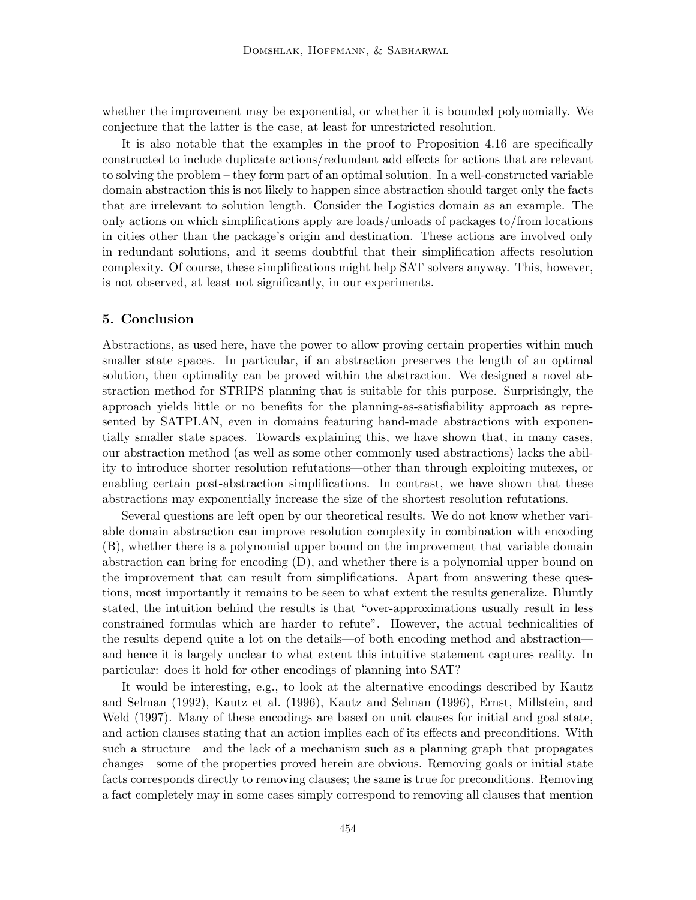whether the improvement may be exponential, or whether it is bounded polynomially. We conjecture that the latter is the case, at least for unrestricted resolution.

It is also notable that the examples in the proof to Proposition 4.16 are specifically constructed to include duplicate actions/redundant add effects for actions that are relevant to solving the problem – they form part of an optimal solution. In a well-constructed variable domain abstraction this is not likely to happen since abstraction should target only the facts that are irrelevant to solution length. Consider the Logistics domain as an example. The only actions on which simplifications apply are loads/unloads of packages to/from locations in cities other than the package's origin and destination. These actions are involved only in redundant solutions, and it seems doubtful that their simplification affects resolution complexity. Of course, these simplifications might help SAT solvers anyway. This, however, is not observed, at least not significantly, in our experiments.

## 5. Conclusion

Abstractions, as used here, have the power to allow proving certain properties within much smaller state spaces. In particular, if an abstraction preserves the length of an optimal solution, then optimality can be proved within the abstraction. We designed a novel abstraction method for STRIPS planning that is suitable for this purpose. Surprisingly, the approach yields little or no benefits for the planning-as-satisfiability approach as represented by SATPLAN, even in domains featuring hand-made abstractions with exponentially smaller state spaces. Towards explaining this, we have shown that, in many cases, our abstraction method (as well as some other commonly used abstractions) lacks the ability to introduce shorter resolution refutations—other than through exploiting mutexes, or enabling certain post-abstraction simplifications. In contrast, we have shown that these abstractions may exponentially increase the size of the shortest resolution refutations.

Several questions are left open by our theoretical results. We do not know whether variable domain abstraction can improve resolution complexity in combination with encoding (B), whether there is a polynomial upper bound on the improvement that variable domain abstraction can bring for encoding (D), and whether there is a polynomial upper bound on the improvement that can result from simplifications. Apart from answering these questions, most importantly it remains to be seen to what extent the results generalize. Bluntly stated, the intuition behind the results is that "over-approximations usually result in less constrained formulas which are harder to refute". However, the actual technicalities of the results depend quite a lot on the details—of both encoding method and abstraction—and hence it is largely unclear to what extent this intuitive statement captures reality. In particular: does it hold for other encodings of planning into SAT?

It would be interesting, e.g., to look at the alternative encodings described by Kautz and Selman (1992), Kautz et al. (1996), Kautz and Selman (1996), Ernst, Millstein, and Weld (1997). Many of these encodings are based on unit clauses for initial and goal state, and action clauses stating that an action implies each of its effects and preconditions. With such a structure—and the lack of a mechanism such as a planning graph that propagates changes—some of the properties proved herein are obvious. Removing goals or initial state facts corresponds directly to removing clauses; the same is true for preconditions. Removing a fact completely may in some cases simply correspond to removing all clauses that mention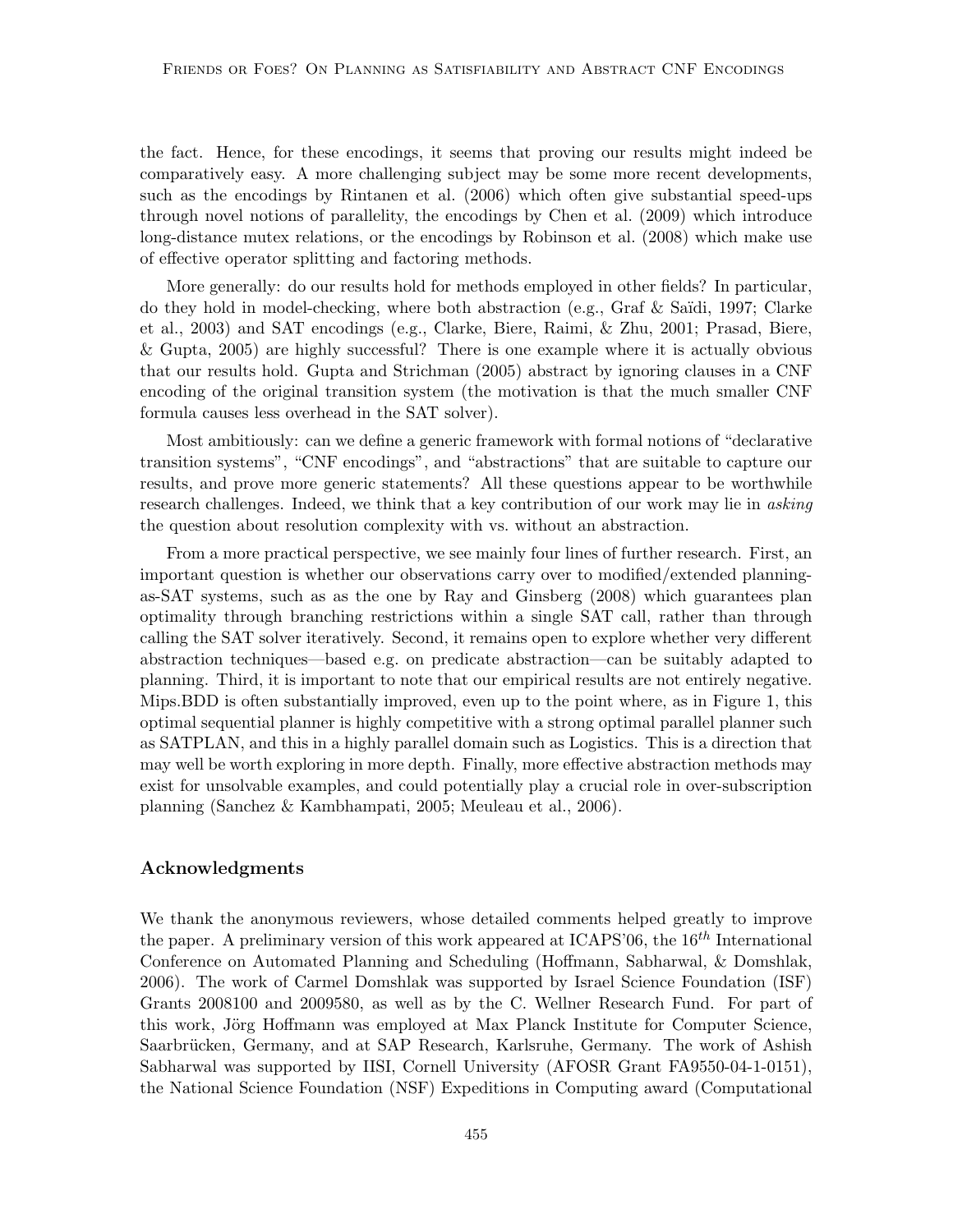the fact. Hence, for these encodings, it seems that proving our results might indeed be comparatively easy. A more challenging subject may be some more recent developments, such as the encodings by Rintanen et al. (2006) which often give substantial speed-ups through novel notions of parallelity, the encodings by Chen et al. (2009) which introduce long-distance mutex relations, or the encodings by Robinson et al. (2008) which make use of effective operator splitting and factoring methods.

More generally: do our results hold for methods employed in other fields? In particular, do they hold in model-checking, where both abstraction (e.g., Graf & Saïdi, 1997; Clarke et al., 2003) and SAT encodings (e.g., Clarke, Biere, Raimi, & Zhu, 2001; Prasad, Biere, & Gupta, 2005) are highly successful? There is one example where it is actually obvious that our results hold. Gupta and Strichman (2005) abstract by ignoring clauses in a CNF encoding of the original transition system (the motivation is that the much smaller CNF formula causes less overhead in the SAT solver).

Most ambitiously: can we define a generic framework with formal notions of "declarative transition systems", "CNF encodings", and "abstractions" that are suitable to capture our results, and prove more generic statements? All these questions appear to be worthwhile research challenges. Indeed, we think that a key contribution of our work may lie in *asking* the question about resolution complexity with vs. without an abstraction.

From a more practical perspective, we see mainly four lines of further research. First, an important question is whether our observations carry over to modified/extended planning-as-SAT systems, such as as the one by Ray and Ginsberg (2008) which guarantees plan optimality through branching restrictions within a single SAT call, rather than through calling the SAT solver iteratively. Second, it remains open to explore whether very different abstraction techniques—based e.g. on predicate abstraction—can be suitably adapted to planning. Third, it is important to note that our empirical results are not entirely negative. Mips.BDD is often substantially improved, even up to the point where, as in Figure 1, this optimal sequential planner is highly competitive with a strong optimal parallel planner such as SATPLAN, and this in a highly parallel domain such as Logistics. This is a direction that may well be worth exploring in more depth. Finally, more effective abstraction methods may exist for unsolvable examples, and could potentially play a crucial role in over-subscription planning (Sanchez & Kambhampati, 2005; Meuleau et al., 2006).

## Acknowledgments

We thank the anonymous reviewers, whose detailed comments helped greatly to improve the paper. A preliminary version of this work appeared at ICAPS'06, the $16^{th}$ International Conference on Automated Planning and Scheduling (Hoffmann, Sabharwal, & Domshlak, 2006). The work of Carmel Domshlak was supported by Israel Science Foundation (ISF) Grants 2008100 and 2009580, as well as by the C. Wellner Research Fund. For part of this work, Jörg Hoffmann was employed at Max Planck Institute for Computer Science, Saarbrücken, Germany, and at SAP Research, Karlsruhe, Germany. The work of Ashish Sabharwal was supported by IISI, Cornell University (AFOSR Grant FA9550-04-1-0151), the National Science Foundation (NSF) Expeditions in Computing award (Computational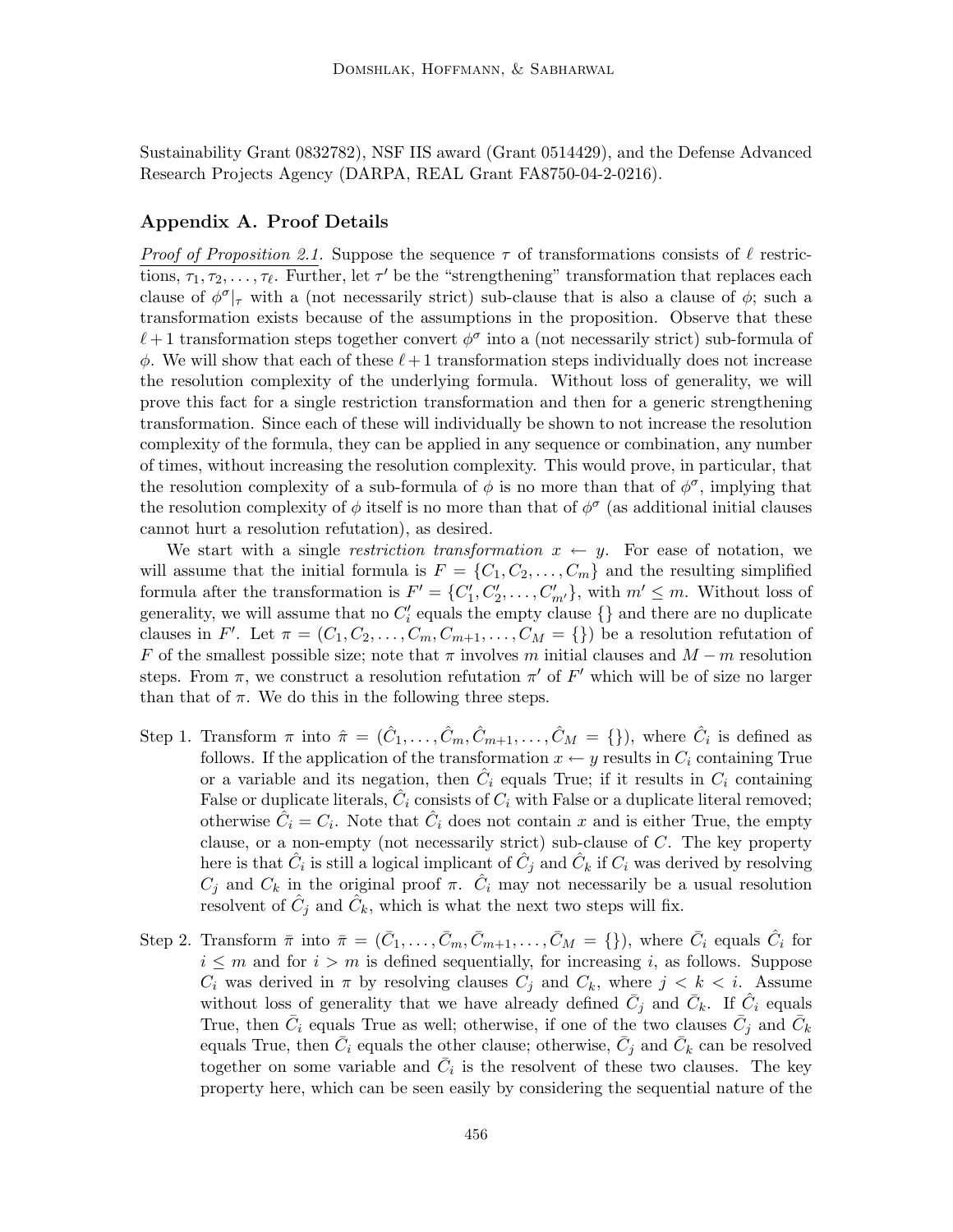Sustainability Grant 0832782), NSF IIS award (Grant 0514429), and the Defense Advanced Research Projects Agency (DARPA, REAL Grant FA8750-04-2-0216).

## Appendix A. Proof Details

*Proof of Proposition 2.1.* Suppose the sequence $\tau$ of transformations consists of $\ell$ restrictions, $\tau_1, \tau_2, \ldots, \tau_\ell$. Further, let $\tau'$ be the "strengthening" transformation that replaces each clause of $\phi^\sigma|_\tau$ with a (not necessarily strict) sub-clause that is also a clause of $\phi$; such a transformation exists because of the assumptions in the proposition. Observe that these $\ell + 1$ transformation steps together convert $\phi^\sigma$ into a (not necessarily strict) sub-formula of $\phi$. We will show that each of these $\ell + 1$ transformation steps individually does not increase the resolution complexity of the underlying formula. Without loss of generality, we will prove this fact for a single restriction transformation and then for a generic strengthening transformation. Since each of these will individually be shown to not increase the resolution complexity of the formula, they can be applied in any sequence or combination, any number of times, without increasing the resolution complexity. This would prove, in particular, that the resolution complexity of a sub-formula of $\phi$ is no more than that of $\phi^\sigma$, implying that the resolution complexity of $\phi$ itself is no more than that of $\phi^\sigma$ (as additional initial clauses cannot hurt a resolution refutation), as desired.

We start with a single *restriction transformation* $x \leftarrow y$. For ease of notation, we will assume that the initial formula is $F = \{C_1, C_2, \ldots, C_m\}$ and the resulting simplified formula after the transformation is $F' = \{C'_1, C'_2, \ldots, C'_{m'}\}$, with $m' \leq m$. Without loss of generality, we will assume that no $C'_i$ equals the empty clause $\{\}$ and there are no duplicate clauses in $F'$. Let $\pi = (C_1, C_2, \ldots, C_m, C_{m+1}, \ldots, C_M = \{\})$ be a resolution refutation of $F$ of the smallest possible size; note that $\pi$ involves $m$ initial clauses and $M - m$ resolution steps. From $\pi$, we construct a resolution refutation $\pi'$ of $F'$ which will be of size no larger than that of $\pi$. We do this in the following three steps.

Step 1. Transform $\pi$ into $\hat{\pi} = (\hat{C}_1, \ldots, \hat{C}_m, \hat{C}_{m+1}, \ldots, \hat{C}_M = \{\})$, where $\hat{C}_i$ is defined as follows. If the application of the transformation $x \leftarrow y$ results in $C_i$ containing True or a variable and its negation, then $\hat{C}_i$ equals True; if it results in $C_i$ containing False or duplicate literals, $\hat{C}_i$ consists of $C_i$ with False or a duplicate literal removed; otherwise $\hat{C}_i = C_i$. Note that $\hat{C}_i$ does not contain $x$ and is either True, the empty clause, or a non-empty (not necessarily strict) sub-clause of $C$. The key property here is that $\hat{C}_i$ is still a logical implicant of $\hat{C}_j$ and $\hat{C}_k$ if $C_i$ was derived by resolving $C_j$ and $C_k$ in the original proof $\pi$. $\hat{C}_i$ may not necessarily be a usual resolution resolvent of $\hat{C}_j$ and $\hat{C}_k$, which is what the next two steps will fix.

Step 2. Transform $\bar{\pi}$ into $\bar{\pi} = (\bar{C}_1, \ldots, \bar{C}_m, \bar{C}_{m+1}, \ldots, \bar{C}_M = \{\})$, where $\bar{C}_i$ equals $\hat{C}_i$ for $i \leq m$ and for $i > m$ is defined sequentially, for increasing $i$, as follows. Suppose $C_i$ was derived in $\pi$ by resolving clauses $C_j$ and $C_k$, where $j < k < i$. Assume without loss of generality that we have already defined $\bar{C}_j$ and $\bar{C}_k$. If $\hat{C}_i$ equals True, then $\bar{C}_i$ equals True as well; otherwise, if one of the two clauses $\bar{C}_j$ and $\bar{C}_k$ equals True, then $\bar{C}_i$ equals the other clause; otherwise, $\bar{C}_j$ and $\bar{C}_k$ can be resolved together on some variable and $\bar{C}_i$ is the resolvent of these two clauses. The key property here, which can be seen easily by considering the sequential nature of the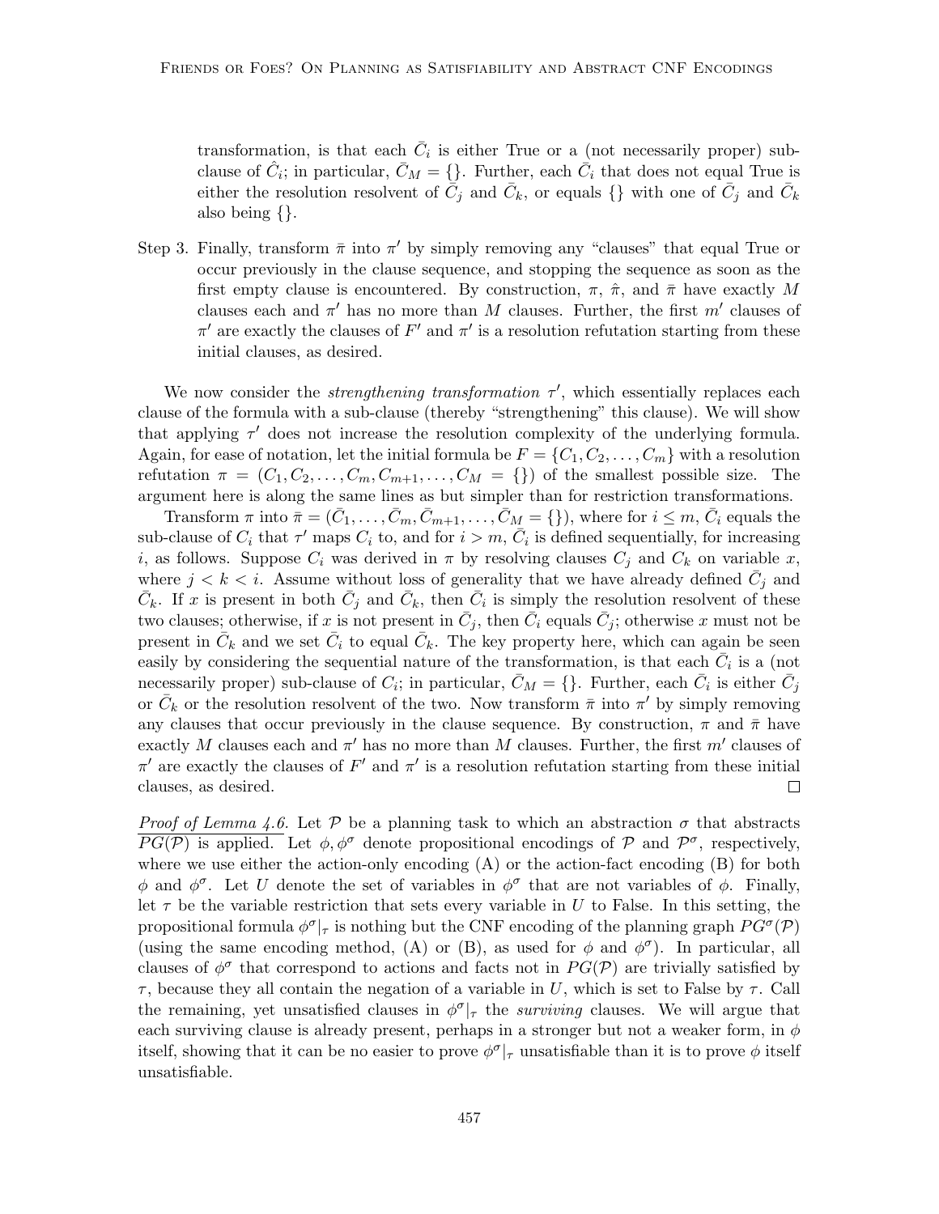transformation, is that each $\bar{C}_i$ is either True or a (not necessarily proper) sub-clause of $\hat{C}_i$; in particular, $\bar{C}_M = \{\}$. Further, each $\bar{C}_i$ that does not equal True is either the resolution resolvent of $\bar{C}_j$ and $\bar{C}_k$, or equals $\{\}$ with one of $\bar{C}_j$ and $\bar{C}_k$ also being $\{\}$.

Step 3. Finally, transform $\bar{\pi}$ into $\pi'$ by simply removing any "clauses" that equal True or occur previously in the clause sequence, and stopping the sequence as soon as the first empty clause is encountered. By construction, $\pi$, $\hat{\pi}$, and $\bar{\pi}$ have exactly $M$ clauses each and $\pi'$ has no more than $M$ clauses. Further, the first $m'$ clauses of $\pi'$ are exactly the clauses of $F'$ and $\pi'$ is a resolution refutation starting from these initial clauses, as desired.

We now consider the *strengthening transformation* $\tau'$, which essentially replaces each clause of the formula with a sub-clause (thereby "strengthening" this clause). We will show that applying $\tau'$ does not increase the resolution complexity of the underlying formula. Again, for ease of notation, let the initial formula be $F = \{C_1, C_2, \ldots, C_m\}$ with a resolution refutation $\pi = (C_1, C_2, \ldots, C_m, C_{m+1}, \ldots, C_M = \{\})$ of the smallest possible size. The argument here is along the same lines as but simpler than for restriction transformations.

Transform $\pi$ into $\bar{\pi} = (\bar{C}_1, \ldots, \bar{C}_m, \bar{C}_{m+1}, \ldots, \bar{C}_M = \{\})$, where for $i \leq m$, $\bar{C}_i$ equals the sub-clause of $C_i$ that $\tau'$ maps $C_i$ to, and for $i > m$, $\bar{C}_i$ is defined sequentially, for increasing $i$, as follows. Suppose $C_i$ was derived in $\pi$ by resolving clauses $C_j$ and $C_k$ on variable $x$, where $j < k < i$. Assume without loss of generality that we have already defined $\bar{C}_j$ and $\bar{C}_k$. If $x$ is present in both $\bar{C}_j$ and $\bar{C}_k$, then $\bar{C}_i$ is simply the resolution resolvent of these two clauses; otherwise, if $x$ is not present in $\bar{C}_j$, then $\bar{C}_i$ equals $\bar{C}_j$; otherwise $x$ must not be present in $\bar{C}_k$ and we set $\bar{C}_i$ to equal $\bar{C}_k$. The key property here, which can again be seen easily by considering the sequential nature of the transformation, is that each $\bar{C}_i$ is a (not necessarily proper) sub-clause of $C_i$; in particular, $\bar{C}_M = \{\}$. Further, each $\bar{C}_i$ is either $\bar{C}_j$ or $\bar{C}_k$ or the resolution resolvent of the two. Now transform $\bar{\pi}$ into $\pi'$ by simply removing any clauses that occur previously in the clause sequence. By construction, $\pi$ and $\bar{\pi}$ have exactly $M$ clauses each and $\pi'$ has no more than $M$ clauses. Further, the first $m'$ clauses of $\pi'$ are exactly the clauses of $F'$ and $\pi'$ is a resolution refutation starting from these initial clauses, as desired. □

*Proof of Lemma 4.6.* Let $\mathcal{P}$ be a planning task to which an abstraction $\sigma$ that abstracts $PG(\mathcal{P})$ is applied. Let $\phi, \phi^\sigma$ denote propositional encodings of $\mathcal{P}$ and $\mathcal{P}^\sigma$, respectively, where we use either the action-only encoding (A) or the action-fact encoding (B) for both $\phi$ and $\phi^\sigma$. Let $U$ denote the set of variables in $\phi^\sigma$ that are not variables of $\phi$. Finally, let $\tau$ be the variable restriction that sets every variable in $U$ to False. In this setting, the propositional formula $\phi^\sigma|_\tau$ is nothing but the CNF encoding of the planning graph $PG^\sigma(\mathcal{P})$ (using the same encoding method, (A) or (B), as used for $\phi$ and $\phi^\sigma$). In particular, all clauses of $\phi^\sigma$ that correspond to actions and facts not in $PG(\mathcal{P})$ are trivially satisfied by $\tau$, because they all contain the negation of a variable in $U$, which is set to False by $\tau$. Call the remaining, yet unsatisfied clauses in $\phi^\sigma|_\tau$ the *surviving* clauses. We will argue that each surviving clause is already present, perhaps in a stronger but not a weaker form, in $\phi$ itself, showing that it can be no easier to prove $\phi^\sigma|_\tau$ unsatisfiable than it is to prove $\phi$ itself unsatisfiable.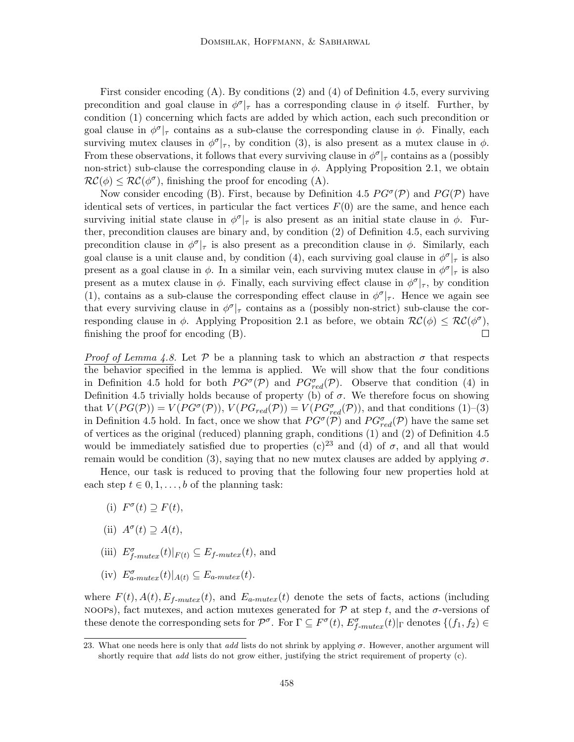First consider encoding (A). By conditions (2) and (4) of Definition 4.5, every surviving precondition and goal clause in $\phi^\sigma|_\tau$ has a corresponding clause in $\phi$ itself. Further, by condition (1) concerning which facts are added by which action, each such precondition or goal clause in $\phi^\sigma|_\tau$ contains as a sub-clause the corresponding clause in $\phi$. Finally, each surviving mutex clauses in $\phi^\sigma|_\tau$, by condition (3), is also present as a mutex clause in $\phi$. From these observations, it follows that every surviving clause in $\phi^\sigma|_\tau$ contains as a (possibly non-strict) sub-clause the corresponding clause in $\phi$. Applying Proposition 2.1, we obtain $\mathcal{RC}(\phi) \leq \mathcal{RC}(\phi^\sigma)$, finishing the proof for encoding (A).

Now consider encoding (B). First, because by Definition 4.5 $PG^\sigma(\mathcal{P})$ and $PG(\mathcal{P})$ have identical sets of vertices, in particular the fact vertices $F(0)$ are the same, and hence each surviving initial state clause in $\phi^\sigma|_\tau$ is also present as an initial state clause in $\phi$. Further, precondition clauses are binary and, by condition (2) of Definition 4.5, each surviving precondition clause in $\phi^\sigma|_\tau$ is also present as a precondition clause in $\phi$. Similarly, each goal clause is a unit clause and, by condition (4), each surviving goal clause in $\phi^\sigma|_\tau$ is also present as a goal clause in $\phi$. In a similar vein, each surviving mutex clause in $\phi^\sigma|_\tau$ is also present as a mutex clause in $\phi$. Finally, each surviving effect clause in $\phi^\sigma|_\tau$, by condition (1), contains as a sub-clause the corresponding effect clause in $\phi^\sigma|_\tau$. Hence we again see that every surviving clause in $\phi^\sigma|_\tau$ contains as a (possibly non-strict) sub-clause the corresponding clause in $\phi$. Applying Proposition 2.1 as before, we obtain $\mathcal{RC}(\phi) \leq \mathcal{RC}(\phi^\sigma)$, finishing the proof for encoding (B). □

*Proof of Lemma 4.8.* Let $\mathcal{P}$ be a planning task to which an abstraction $\sigma$ that respects the behavior specified in the lemma is applied. We will show that the four conditions in Definition 4.5 hold for both $PG^\sigma(\mathcal{P})$ and $PG^\sigma_{red}(\mathcal{P})$. Observe that condition (4) in Definition 4.5 trivially holds because of property (b) of $\sigma$. We therefore focus on showing that $V(PG(\mathcal{P})) = V(PG^\sigma(\mathcal{P}))$, $V(PG_{red}(\mathcal{P})) = V(PG^\sigma_{red}(\mathcal{P}))$, and that conditions (1)–(3) in Definition 4.5 hold. In fact, once we show that $PG^\sigma(\mathcal{P})$ and $PG^\sigma_{red}(\mathcal{P})$ have the same set of vertices as the original (reduced) planning graph, conditions (1) and (2) of Definition 4.5 would be immediately satisfied due to properties (c)[23] and (d) of $\sigma$, and all that would remain would be condition (3), saying that no new mutex clauses are added by applying $\sigma$.

Hence, our task is reduced to proving that the following four new properties hold at each step $t \in 0, 1, \ldots, b$ of the planning task:

(i) $F^\sigma(t) \supseteq F(t)$,

(ii) $A^\sigma(t) \supseteq A(t)$,

(iii) $E^\sigma_{f\text{-}mutex}(t)|_{F(t)} \subseteq E_{f\text{-}mutex}(t)$, and

(iv) $E^\sigma_{a\text{-}mutex}(t)|_{A(t)} \subseteq E_{a\text{-}mutex}(t)$.

where $F(t), A(t), E_{f\text{-}mutex}(t)$, and $E_{a\text{-}mutex}(t)$ denote the sets of facts, actions (including NOOPs), fact mutexes, and action mutexes generated for $\mathcal{P}$ at step $t$, and the $\sigma$-versions of these denote the corresponding sets for $\mathcal{P}^\sigma$. For $\Gamma \subseteq F^\sigma(t)$, $E^\sigma_{f\text{-}mutex}(t)|_\Gamma$ denotes $\{(f_1, f_2) \in$

23. What one needs here is only that *add* lists do not shrink by applying $\sigma$. However, another argument will shortly require that *add* lists do not grow either, justifying the strict requirement of property (c).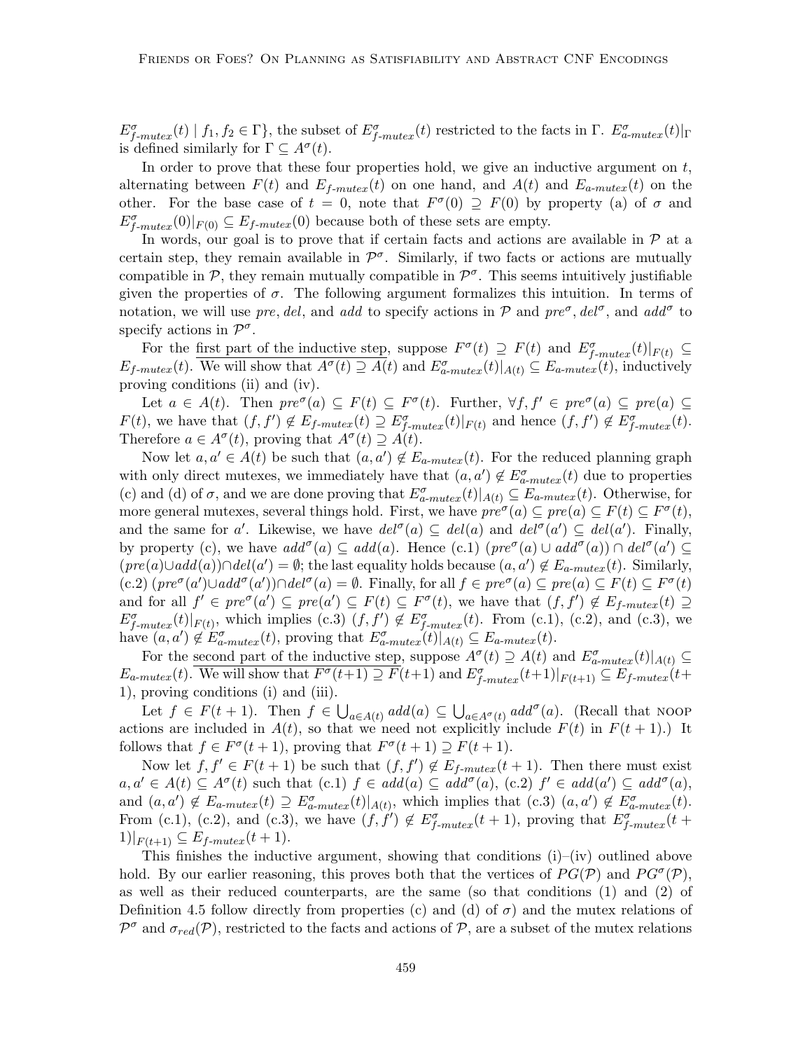$E^\sigma_{f\text{-}mutex}(t) \mid f_1, f_2 \in \Gamma\}$, the subset of $E^\sigma_{f\text{-}mutex}(t)$ restricted to the facts in $\Gamma$. $E^\sigma_{a\text{-}mutex}(t)|_\Gamma$ is defined similarly for $\Gamma \subseteq A^\sigma(t)$.

In order to prove that these four properties hold, we give an inductive argument on $t$, alternating between $F(t)$ and $E_{f\text{-}mutex}(t)$ on one hand, and $A(t)$ and $E_{a\text{-}mutex}(t)$ on the other. For the base case of $t = 0$, note that $F^\sigma(0) \supseteq F(0)$ by property (a) of $\sigma$ and $E^\sigma_{f\text{-}mutex}(0)|_{F(0)} \subseteq E_{f\text{-}mutex}(0)$ because both of these sets are empty.

In words, our goal is to prove that if certain facts and actions are available in $\mathcal{P}$ at a certain step, they remain available in $\mathcal{P}^\sigma$. Similarly, if two facts or actions are mutually compatible in $\mathcal{P}$, they remain mutually compatible in $\mathcal{P}^\sigma$. This seems intuitively justifiable given the properties of $\sigma$. The following argument formalizes this intuition. In terms of notation, we will use *pre*, *del*, and *add* to specify actions in $\mathcal{P}$ and $pre^\sigma, del^\sigma$, and $add^\sigma$ to specify actions in $\mathcal{P}^\sigma$.

For the first part of the inductive step, suppose $F^\sigma(t) \supseteq F(t)$ and $E^\sigma_{f\text{-}mutex}(t)|_{F(t)} \subseteq E_{f\text{-}mutex}(t)$. We will show that $A^\sigma(t) \supseteq A(t)$ and $E^\sigma_{a\text{-}mutex}(t)|_{A(t)} \subseteq E_{a\text{-}mutex}(t)$, inductively proving conditions (ii) and (iv).

Let $a \in A(t)$. Then $pre^\sigma(a) \subseteq F(t) \subseteq F^\sigma(t)$. Further, $\forall f, f' \in pre^\sigma(a) \subseteq pre(a) \subseteq F(t)$, we have that $(f, f') \notin E_{f\text{-}mutex}(t) \supseteq E^\sigma_{f\text{-}mutex}(t)|_{F(t)}$ and hence $(f, f') \notin E^\sigma_{f\text{-}mutex}(t)$. Therefore $a \in A^\sigma(t)$, proving that $A^\sigma(t) \supseteq A(t)$.

Now let $a, a' \in A(t)$ be such that $(a, a') \notin E_{a\text{-}mutex}(t)$. For the reduced planning graph with only direct mutexes, we immediately have that $(a, a') \notin E^\sigma_{a\text{-}mutex}(t)$ due to properties (c) and (d) of $\sigma$, and we are done proving that $E^\sigma_{a\text{-}mutex}(t)|_{A(t)} \subseteq E_{a\text{-}mutex}(t)$. Otherwise, for more general mutexes, several things hold. First, we have $pre^\sigma(a) \subseteq pre(a) \subseteq F(t) \subseteq F^\sigma(t)$, and the same for $a'$. Likewise, we have $del^\sigma(a) \subseteq del(a)$ and $del^\sigma(a') \subseteq del(a')$. Finally, by property (c), we have $add^\sigma(a) \subseteq add(a)$. Hence (c.1) $(pre^\sigma(a) \cup add^\sigma(a)) \cap del^\sigma(a') \subseteq (pre(a) \cup add(a)) \cap del(a') = \emptyset$; the last equality holds because $(a, a') \notin E_{a\text{-}mutex}(t)$. Similarly, (c.2) $(pre^\sigma(a') \cup add^\sigma(a')) \cap del^\sigma(a) = \emptyset$. Finally, for all $f \in pre^\sigma(a) \subseteq pre(a) \subseteq F(t) \subseteq F^\sigma(t)$ and for all $f' \in pre^\sigma(a') \subseteq pre(a') \subseteq F(t) \subseteq F^\sigma(t)$, we have that $(f, f') \notin E_{f\text{-}mutex}(t) \supseteq E^\sigma_{f\text{-}mutex}(t)|_{F(t)}$, which implies (c.3) $(f, f') \notin E^\sigma_{f\text{-}mutex}(t)$. From (c.1), (c.2), and (c.3), we have $(a, a') \notin E^\sigma_{a\text{-}mutex}(t)$, proving that $E^\sigma_{a\text{-}mutex}(t)|_{A(t)} \subseteq E_{a\text{-}mutex}(t)$.

For the second part of the inductive step, suppose $A^\sigma(t) \supseteq A(t)$ and $E^\sigma_{a\text{-}mutex}(t)|_{A(t)} \subseteq E_{a\text{-}mutex}(t)$. We will show that $F^\sigma(t+1) \supseteq F(t+1)$ and $E^\sigma_{f\text{-}mutex}(t+1)|_{F(t+1)} \subseteq E_{f\text{-}mutex}(t+1)$, proving conditions (i) and (iii).

Let $f \in F(t+1)$. Then $f \in \bigcup_{a \in A(t)} add(a) \subseteq \bigcup_{a \in A^\sigma(t)} add^\sigma(a)$. (Recall that NOOP actions are included in $A(t)$, so that we need not explicitly include $F(t)$ in $F(t+1)$.) It follows that $f \in F^\sigma(t+1)$, proving that $F^\sigma(t+1) \supseteq F(t+1)$.

Now let $f, f' \in F(t+1)$ be such that $(f, f') \notin E_{f\text{-}mutex}(t+1)$. Then there must exist $a, a' \in A(t) \subseteq A^\sigma(t)$ such that (c.1) $f \in add(a) \subseteq add^\sigma(a)$, (c.2) $f' \in add(a') \subseteq add^\sigma(a)$, and $(a, a') \notin E_{a\text{-}mutex}(t) \supseteq E^\sigma_{a\text{-}mutex}(t)|_{A(t)}$, which implies that (c.3) $(a, a') \notin E^\sigma_{a\text{-}mutex}(t)$. From (c.1), (c.2), and (c.3), we have $(f, f') \notin E^\sigma_{f\text{-}mutex}(t+1)$, proving that $E^\sigma_{f\text{-}mutex}(t+1)|_{F(t+1)} \subseteq E_{f\text{-}mutex}(t+1)$.

This finishes the inductive argument, showing that conditions (i)–(iv) outlined above hold. By our earlier reasoning, this proves both that the vertices of $PG(\mathcal{P})$ and $PG^\sigma(\mathcal{P})$, as well as their reduced counterparts, are the same (so that conditions (1) and (2) of Definition 4.5 follow directly from properties (c) and (d) of $\sigma$) and the mutex relations of $\mathcal{P}^\sigma$ and $\sigma_{red}(\mathcal{P})$, restricted to the facts and actions of $\mathcal{P}$, are a subset of the mutex relations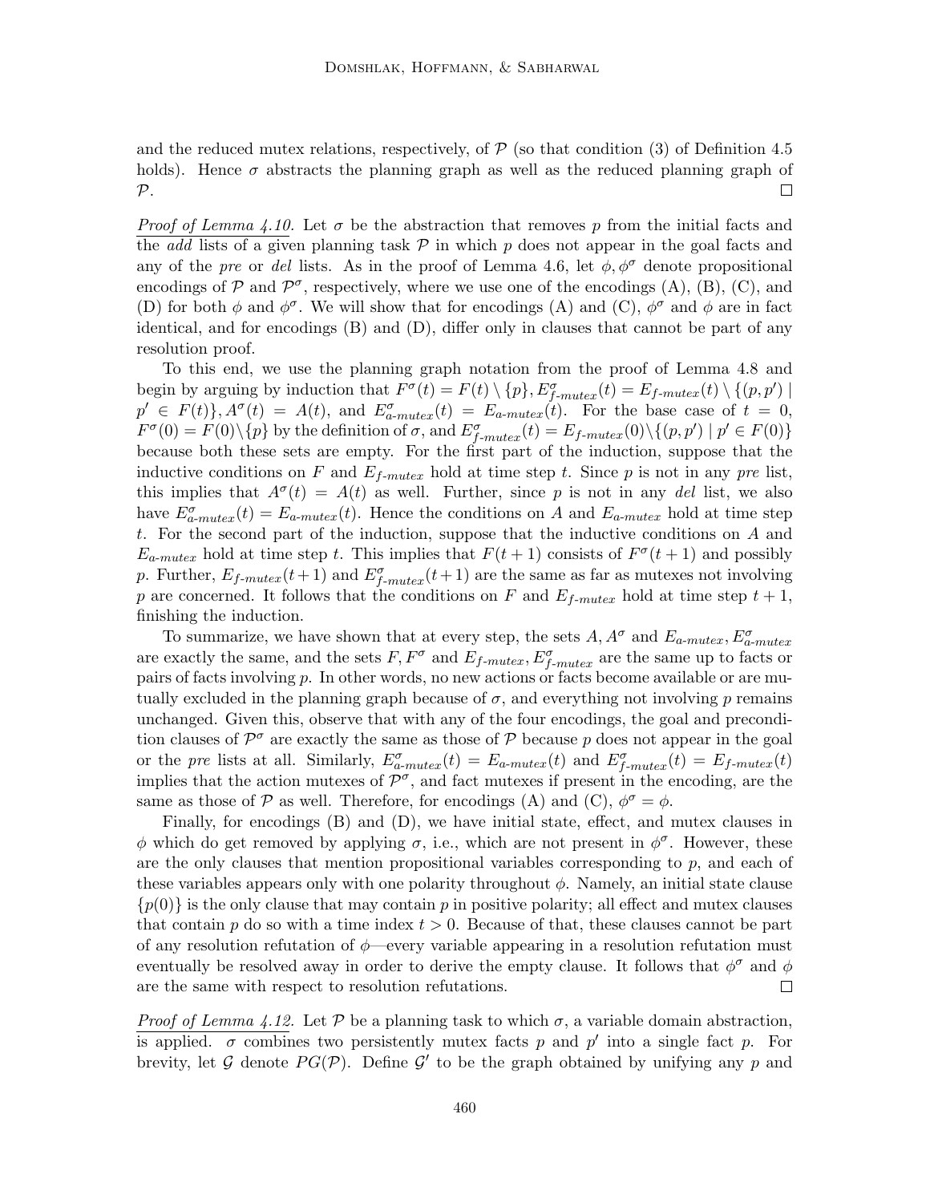and the reduced mutex relations, respectively, of $\mathcal{P}$ (so that condition (3) of Definition 4.5 holds). Hence $\sigma$ abstracts the planning graph as well as the reduced planning graph of $\mathcal{P}$. $\square$

*Proof of Lemma 4.10.* Let $\sigma$ be the abstraction that removes $p$ from the initial facts and the *add* lists of a given planning task $\mathcal{P}$ in which $p$ does not appear in the goal facts and any of the *pre* or *del* lists. As in the proof of Lemma 4.6, let $\phi, \phi^\sigma$ denote propositional encodings of $\mathcal{P}$ and $\mathcal{P}^\sigma$, respectively, where we use one of the encodings (A), (B), (C), and (D) for both $\phi$ and $\phi^\sigma$. We will show that for encodings (A) and (C), $\phi^\sigma$ and $\phi$ are in fact identical, and for encodings (B) and (D), differ only in clauses that cannot be part of any resolution proof.

To this end, we use the planning graph notation from the proof of Lemma 4.8 and begin by arguing by induction that $F^\sigma(t) = F(t) \setminus \{p\}, E^\sigma_{f\text{-}mutex}(t) = E_{f\text{-}mutex}(t) \setminus \{(p, p') \mid p' \in F(t)\}, A^\sigma(t) = A(t)$, and $E^\sigma_{a\text{-}mutex}(t) = E_{a\text{-}mutex}(t)$. For the base case of $t = 0$, $F^\sigma(0) = F(0) \setminus \{p\}$ by the definition of $\sigma$, and $E^\sigma_{f\text{-}mutex}(t) = E_{f\text{-}mutex}(0) \setminus \{(p, p') \mid p' \in F(0)\}$ because both these sets are empty. For the first part of the induction, suppose that the inductive conditions on $F$ and $E_{f\text{-}mutex}$ hold at time step $t$. Since $p$ is not in any *pre* list, this implies that $A^\sigma(t) = A(t)$ as well. Further, since $p$ is not in any *del* list, we also have $E^\sigma_{a\text{-}mutex}(t) = E_{a\text{-}mutex}(t)$. Hence the conditions on $A$ and $E_{a\text{-}mutex}$ hold at time step $t$. For the second part of the induction, suppose that the inductive conditions on $A$ and $E_{a\text{-}mutex}$ hold at time step $t$. This implies that $F(t+1)$ consists of $F^\sigma(t+1)$ and possibly $p$. Further, $E_{f\text{-}mutex}(t+1)$ and $E^\sigma_{f\text{-}mutex}(t+1)$ are the same as far as mutexes not involving $p$ are concerned. It follows that the conditions on $F$ and $E_{f\text{-}mutex}$ hold at time step $t+1$, finishing the induction.

To summarize, we have shown that at every step, the sets $A, A^\sigma$ and $E_{a\text{-}mutex}, E^\sigma_{a\text{-}mutex}$ are exactly the same, and the sets $F, F^\sigma$ and $E_{f\text{-}mutex}, E^\sigma_{f\text{-}mutex}$ are the same up to facts or pairs of facts involving $p$. In other words, no new actions or facts become available or are mutually excluded in the planning graph because of $\sigma$, and everything not involving $p$ remains unchanged. Given this, observe that with any of the four encodings, the goal and precondition clauses of $\mathcal{P}^\sigma$ are exactly the same as those of $\mathcal{P}$ because $p$ does not appear in the goal or the *pre* lists at all. Similarly, $E^\sigma_{a\text{-}mutex}(t) = E_{a\text{-}mutex}(t)$ and $E^\sigma_{f\text{-}mutex}(t) = E_{f\text{-}mutex}(t)$ implies that the action mutexes of $\mathcal{P}^\sigma$, and fact mutexes if present in the encoding, are the same as those of $\mathcal{P}$ as well. Therefore, for encodings (A) and (C), $\phi^\sigma = \phi$.

Finally, for encodings (B) and (D), we have initial state, effect, and mutex clauses in $\phi$ which do get removed by applying $\sigma$, i.e., which are not present in $\phi^\sigma$. However, these are the only clauses that mention propositional variables corresponding to $p$, and each of these variables appears only with one polarity throughout $\phi$. Namely, an initial state clause $\{p(0)\}$ is the only clause that may contain $p$ in positive polarity; all effect and mutex clauses that contain $p$ do so with a time index $t > 0$. Because of that, these clauses cannot be part of any resolution refutation of $\phi$—every variable appearing in a resolution refutation must eventually be resolved away in order to derive the empty clause. It follows that $\phi^\sigma$ and $\phi$ are the same with respect to resolution refutations. $\square$

*Proof of Lemma 4.12.* Let $\mathcal{P}$ be a planning task to which $\sigma$, a variable domain abstraction, is applied. $\sigma$ combines two persistently mutex facts $p$ and $p'$ into a single fact $p$. For brevity, let $\mathcal{G}$ denote $PG(\mathcal{P})$. Define $\mathcal{G}'$ to be the graph obtained by unifying any $p$ and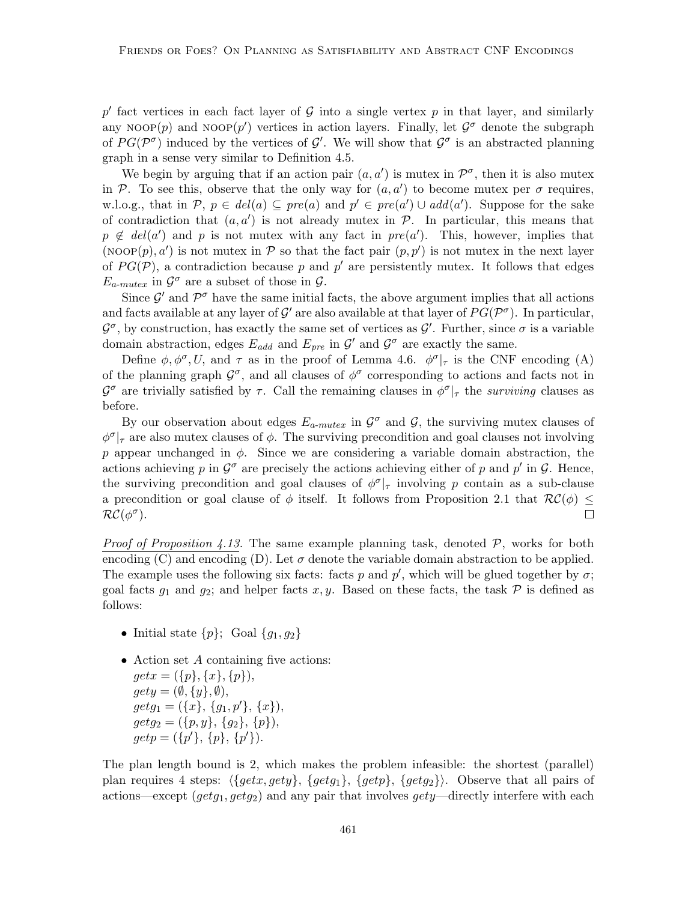$p'$ fact vertices in each fact layer of $\mathcal{G}$ into a single vertex $p$ in that layer, and similarly any NOOP($p$) and NOOP($p'$) vertices in action layers. Finally, let $\mathcal{G}^\sigma$ denote the subgraph of $PG(\mathcal{P}^\sigma)$ induced by the vertices of $\mathcal{G}'$. We will show that $\mathcal{G}^\sigma$ is an abstracted planning graph in a sense very similar to Definition 4.5.

We begin by arguing that if an action pair $(a, a')$ is mutex in $\mathcal{P}^\sigma$, then it is also mutex in $\mathcal{P}$. To see this, observe that the only way for $(a, a')$ to become mutex per $\sigma$ requires, w.l.o.g., that in $\mathcal{P}$, $p \in del(a) \subseteq pre(a)$ and $p' \in pre(a') \cup add(a')$. Suppose for the sake of contradiction that $(a, a')$ is not already mutex in $\mathcal{P}$. In particular, this means that $p \notin del(a')$ and $p$ is not mutex with any fact in $pre(a')$. This, however, implies that $(\text{NOOP}(p), a')$ is not mutex in $\mathcal{P}$ so that the fact pair $(p, p')$ is not mutex in the next layer of $PG(\mathcal{P})$, a contradiction because $p$ and $p'$ are persistently mutex. It follows that edges $E_{a\text{-}mutex}$ in $\mathcal{G}^\sigma$ are a subset of those in $\mathcal{G}$.

Since $\mathcal{G}'$ and $\mathcal{P}^\sigma$ have the same initial facts, the above argument implies that all actions and facts available at any layer of $\mathcal{G}'$ are also available at that layer of $PG(\mathcal{P}^\sigma)$. In particular, $\mathcal{G}^\sigma$, by construction, has exactly the same set of vertices as $\mathcal{G}'$. Further, since $\sigma$ is a variable domain abstraction, edges $E_{add}$ and $E_{pre}$ in $\mathcal{G}'$ and $\mathcal{G}^\sigma$ are exactly the same.

Define $\phi, \phi^\sigma, U$, and $\tau$ as in the proof of Lemma 4.6. $\phi^\sigma|_\tau$ is the CNF encoding (A) of the planning graph $\mathcal{G}^\sigma$, and all clauses of $\phi^\sigma$ corresponding to actions and facts not in $\mathcal{G}^\sigma$ are trivially satisfied by $\tau$. Call the remaining clauses in $\phi^\sigma|_\tau$ the *surviving* clauses as before.

By our observation about edges $E_{a\text{-}mutex}$ in $\mathcal{G}^\sigma$ and $\mathcal{G}$, the surviving mutex clauses of $\phi^\sigma|_\tau$ are also mutex clauses of $\phi$. The surviving precondition and goal clauses not involving $p$ appear unchanged in $\phi$. Since we are considering a variable domain abstraction, the actions achieving $p$ in $\mathcal{G}^\sigma$ are precisely the actions achieving either of $p$ and $p'$ in $\mathcal{G}$. Hence, the surviving precondition and goal clauses of $\phi^\sigma|_\tau$ involving $p$ contain as a sub-clause a precondition or goal clause of $\phi$ itself. It follows from Proposition 2.1 that $\mathcal{RC}(\phi) \leq \mathcal{RC}(\phi^\sigma)$. □

*Proof of Proposition 4.13.* The same example planning task, denoted $\mathcal{P}$, works for both encoding (C) and encoding (D). Let $\sigma$ denote the variable domain abstraction to be applied. The example uses the following six facts: facts $p$ and $p'$, which will be glued together by $\sigma$; goal facts $g_1$ and $g_2$; and helper facts $x, y$. Based on these facts, the task $\mathcal{P}$ is defined as follows:

- Initial state $\{p\}$; Goal $\{g_1, g_2\}$
- Action set $A$ containing five actions:
  $getx = (\{p\}, \{x\}, \{p\})$,
  $gety = (\emptyset, \{y\}, \emptyset)$,
  $getg_1 = (\{x\}, \{g_1, p'\}, \{x\})$,
  $getg_2 = (\{p, y\}, \{g_2\}, \{p\})$,
  $getp = (\{p'\}, \{p\}, \{p'\})$.

The plan length bound is 2, which makes the problem infeasible: the shortest (parallel) plan requires 4 steps: $\langle \{getx, gety\}, \{getg_1\}, \{getp\}, \{getg_2\} \rangle$. Observe that all pairs of actions—except $(getg_1, getg_2)$ and any pair that involves $gety$—directly interfere with each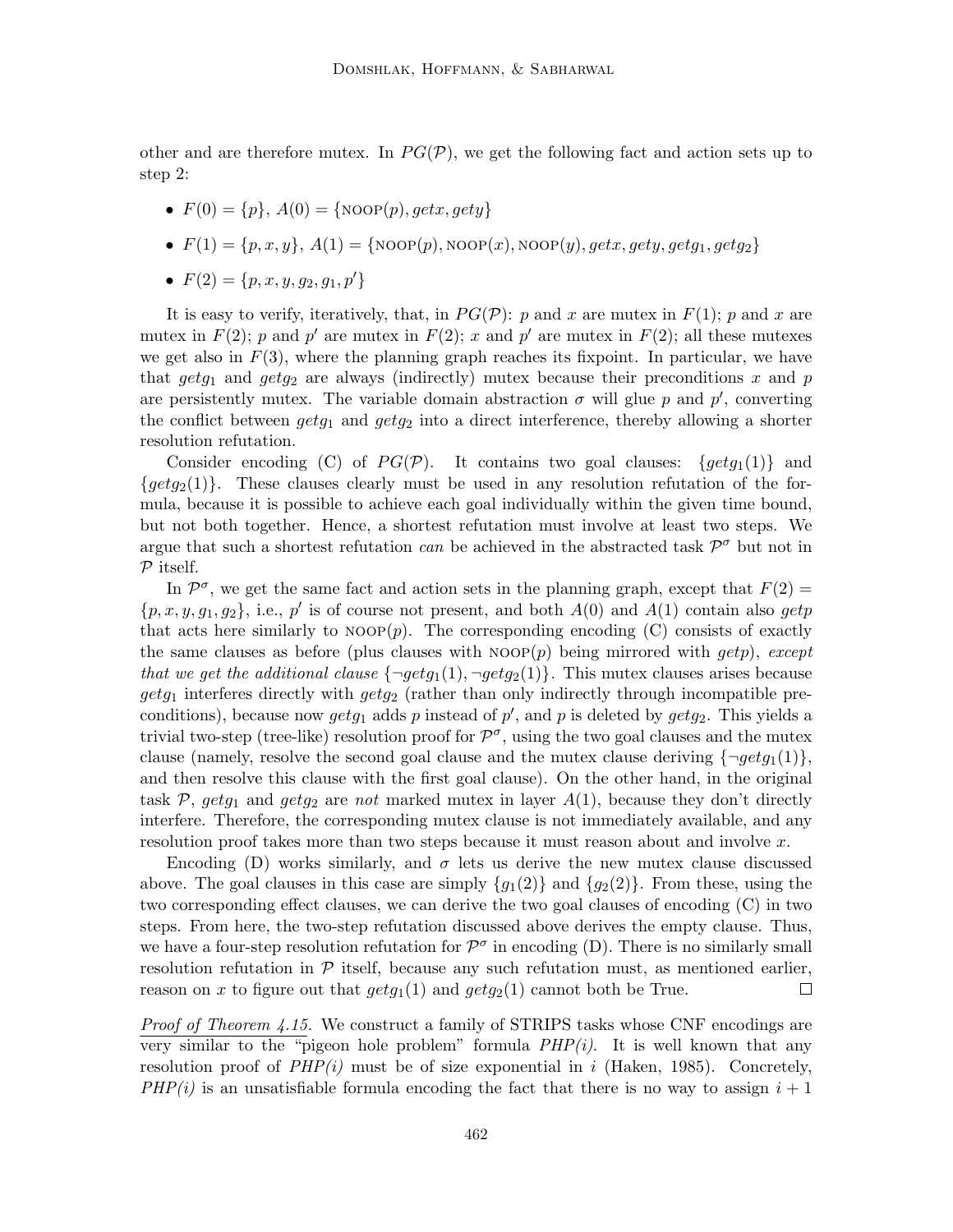other and are therefore mutex. In $PG(\mathcal{P})$, we get the following fact and action sets up to step 2:

- $F(0) = \{p\}$, $A(0) = \{\text{NOOP}(p), getx, gety\}$
- $F(1) = \{p, x, y\}$, $A(1) = \{\text{NOOP}(p), \text{NOOP}(x), \text{NOOP}(y), getx, gety, getg_1, getg_2\}$
- $F(2) = \{p, x, y, g_2, g_1, p'\}$

It is easy to verify, iteratively, that, in $PG(\mathcal{P})$: $p$ and $x$ are mutex in $F(1)$; $p$ and $x$ are mutex in $F(2)$; $p$ and $p'$ are mutex in $F(2)$; $x$ and $p'$ are mutex in $F(2)$; all these mutexes we get also in $F(3)$, where the planning graph reaches its fixpoint. In particular, we have that $getg_1$ and $getg_2$ are always (indirectly) mutex because their preconditions $x$ and $p$ are persistently mutex. The variable domain abstraction $\sigma$ will glue $p$ and $p'$, converting the conflict between $getg_1$ and $getg_2$ into a direct interference, thereby allowing a shorter resolution refutation.

Consider encoding (C) of $PG(\mathcal{P})$. It contains two goal clauses: $\{getg_1(1)\}$ and $\{getg_2(1)\}$. These clauses clearly must be used in any resolution refutation of the formula, because it is possible to achieve each goal individually within the given time bound, but not both together. Hence, a shortest refutation must involve at least two steps. We argue that such a shortest refutation *can* be achieved in the abstracted task $\mathcal{P}^\sigma$ but not in $\mathcal{P}$ itself.

In $\mathcal{P}^\sigma$, we get the same fact and action sets in the planning graph, except that $F(2) = \{p, x, y, g_1, g_2\}$, i.e., $p'$ is of course not present, and both $A(0)$ and $A(1)$ contain also $getp$ that acts here similarly to $\text{NOOP}(p)$. The corresponding encoding (C) consists of exactly the same clauses as before (plus clauses with $\text{NOOP}(p)$ being mirrored with $getp$), *except that we get the additional clause* $\{\neg getg_1(1), \neg getg_2(1)\}$. This mutex clauses arises because $getg_1$ interferes directly with $getg_2$ (rather than only indirectly through incompatible preconditions), because now $getg_1$ adds $p$ instead of $p'$, and $p$ is deleted by $getg_2$. This yields a trivial two-step (tree-like) resolution proof for $\mathcal{P}^\sigma$, using the two goal clauses and the mutex clause (namely, resolve the second goal clause and the mutex clause deriving $\{\neg getg_1(1)\}$, and then resolve this clause with the first goal clause). On the other hand, in the original task $\mathcal{P}$, $getg_1$ and $getg_2$ are *not* marked mutex in layer $A(1)$, because they don't directly interfere. Therefore, the corresponding mutex clause is not immediately available, and any resolution proof takes more than two steps because it must reason about and involve $x$.

Encoding (D) works similarly, and $\sigma$ lets us derive the new mutex clause discussed above. The goal clauses in this case are simply $\{g_1(2)\}$ and $\{g_2(2)\}$. From these, using the two corresponding effect clauses, we can derive the two goal clauses of encoding (C) in two steps. From here, the two-step refutation discussed above derives the empty clause. Thus, we have a four-step resolution refutation for $\mathcal{P}^\sigma$ in encoding (D). There is no similarly small resolution refutation in $\mathcal{P}$ itself, because any such refutation must, as mentioned earlier, reason on $x$ to figure out that $getg_1(1)$ and $getg_2(1)$ cannot both be True. □

*Proof of Theorem 4.15.* We construct a family of STRIPS tasks whose CNF encodings are very similar to the "pigeon hole problem" formula *PHP(i)*. It is well known that any resolution proof of *PHP(i)* must be of size exponential in $i$ (Haken, 1985). Concretely, *PHP(i)* is an unsatisfiable formula encoding the fact that there is no way to assign $i + 1$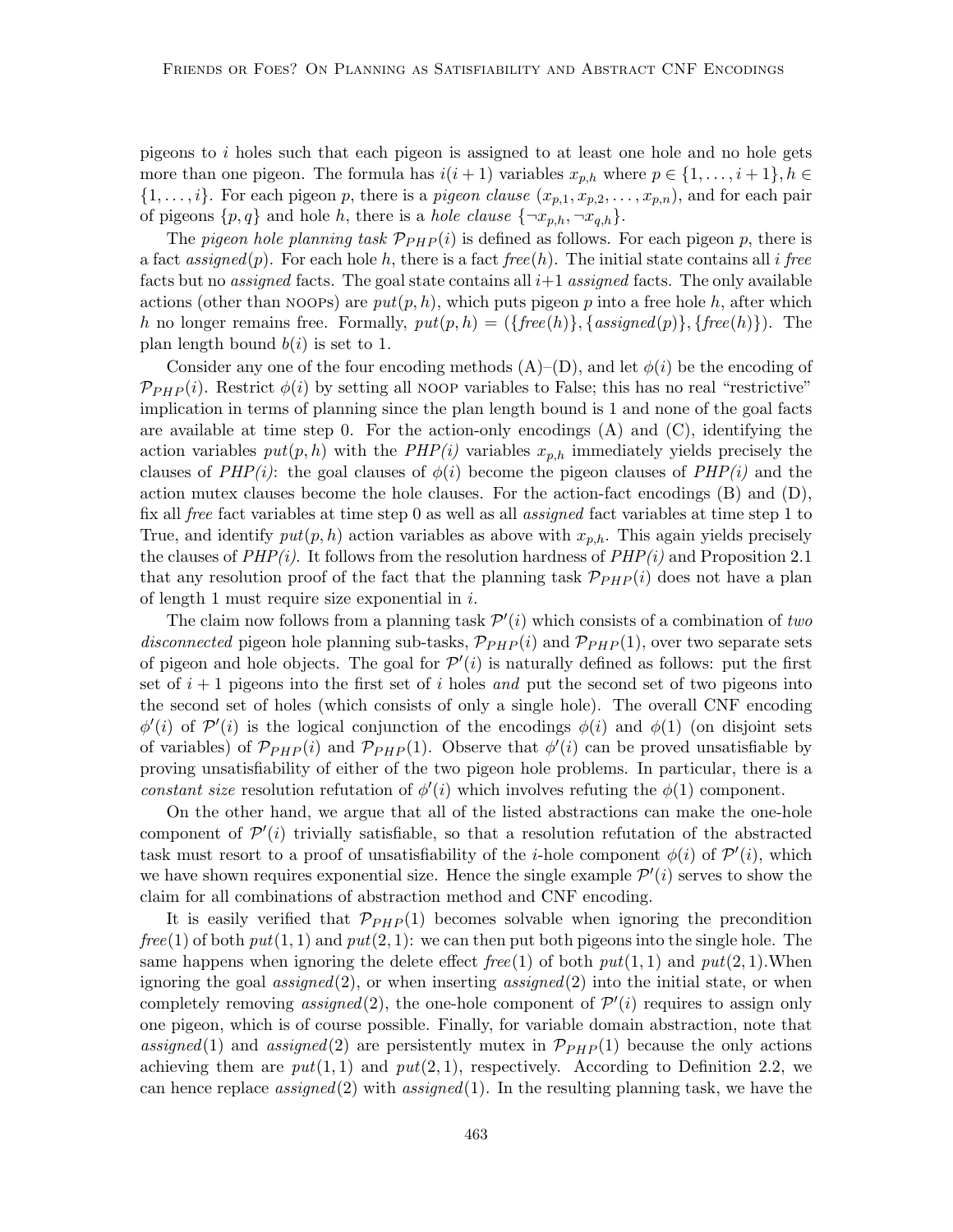pigeons to $i$ holes such that each pigeon is assigned to at least one hole and no hole gets more than one pigeon. The formula has $i(i+1)$ variables $x_{p,h}$ where $p \in \{1, \ldots, i+1\}, h \in \{1, \ldots, i\}$. For each pigeon $p$, there is a *pigeon clause* $(x_{p,1}, x_{p,2}, \ldots, x_{p,n})$, and for each pair of pigeons $\{p, q\}$ and hole $h$, there is a *hole clause* $\{\neg x_{p,h}, \neg x_{q,h}\}$.

The *pigeon hole planning task* $\mathcal{P}_{PHP}(i)$ is defined as follows. For each pigeon $p$, there is a fact *assigned*$(p)$. For each hole $h$, there is a fact *free*$(h)$. The initial state contains all $i$ *free* facts but no *assigned* facts. The goal state contains all $i+1$ *assigned* facts. The only available actions (other than NOOPs) are $put(p, h)$, which puts pigeon $p$ into a free hole $h$, after which $h$ no longer remains free. Formally, $put(p, h) = (\{free(h)\}, \{assigned(p)\}, \{free(h)\})$. The plan length bound $b(i)$ is set to 1.

Consider any one of the four encoding methods (A)–(D), and let $\phi(i)$ be the encoding of $\mathcal{P}_{PHP}(i)$. Restrict $\phi(i)$ by setting all NOOP variables to False; this has no real "restrictive" implication in terms of planning since the plan length bound is 1 and none of the goal facts are available at time step 0. For the action-only encodings (A) and (C), identifying the action variables $put(p, h)$ with the *PHP(i)* variables $x_{p,h}$ immediately yields precisely the clauses of *PHP(i)*: the goal clauses of $\phi(i)$ become the pigeon clauses of *PHP(i)* and the action mutex clauses become the hole clauses. For the action-fact encodings (B) and (D), fix all *free* fact variables at time step 0 as well as all *assigned* fact variables at time step 1 to True, and identify $put(p, h)$ action variables as above with $x_{p,h}$. This again yields precisely the clauses of *PHP(i)*. It follows from the resolution hardness of *PHP(i)* and Proposition 2.1 that any resolution proof of the fact that the planning task $\mathcal{P}_{PHP}(i)$ does not have a plan of length 1 must require size exponential in $i$.

The claim now follows from a planning task $\mathcal{P}'(i)$ which consists of a combination of *two disconnected* pigeon hole planning sub-tasks, $\mathcal{P}_{PHP}(i)$ and $\mathcal{P}_{PHP}(1)$, over two separate sets of pigeon and hole objects. The goal for $\mathcal{P}'(i)$ is naturally defined as follows: put the first set of $i+1$ pigeons into the first set of $i$ holes *and* put the second set of two pigeons into the second set of holes (which consists of only a single hole). The overall CNF encoding $\phi'(i)$ of $\mathcal{P}'(i)$ is the logical conjunction of the encodings $\phi(i)$ and $\phi(1)$ (on disjoint sets of variables) of $\mathcal{P}_{PHP}(i)$ and $\mathcal{P}_{PHP}(1)$. Observe that $\phi'(i)$ can be proved unsatisfiable by proving unsatisfiability of either of the two pigeon hole problems. In particular, there is a *constant size* resolution refutation of $\phi'(i)$ which involves refuting the $\phi(1)$ component.

On the other hand, we argue that all of the listed abstractions can make the one-hole component of $\mathcal{P}'(i)$ trivially satisfiable, so that a resolution refutation of the abstracted task must resort to a proof of unsatisfiability of the $i$-hole component $\phi(i)$ of $\mathcal{P}'(i)$, which we have shown requires exponential size. Hence the single example $\mathcal{P}'(i)$ serves to show the claim for all combinations of abstraction method and CNF encoding.

It is easily verified that $\mathcal{P}_{PHP}(1)$ becomes solvable when ignoring the precondition *free*$(1)$ of both $put(1, 1)$ and $put(2, 1)$: we can then put both pigeons into the single hole. The same happens when ignoring the delete effect *free*$(1)$ of both $put(1, 1)$ and $put(2, 1)$.When ignoring the goal *assigned*$(2)$, or when inserting *assigned*$(2)$ into the initial state, or when completely removing *assigned*$(2)$, the one-hole component of $\mathcal{P}'(i)$ requires to assign only one pigeon, which is of course possible. Finally, for variable domain abstraction, note that *assigned*$(1)$ and *assigned*$(2)$ are persistently mutex in $\mathcal{P}_{PHP}(1)$ because the only actions achieving them are $put(1, 1)$ and $put(2, 1)$, respectively. According to Definition 2.2, we can hence replace *assigned*$(2)$ with *assigned*$(1)$. In the resulting planning task, we have the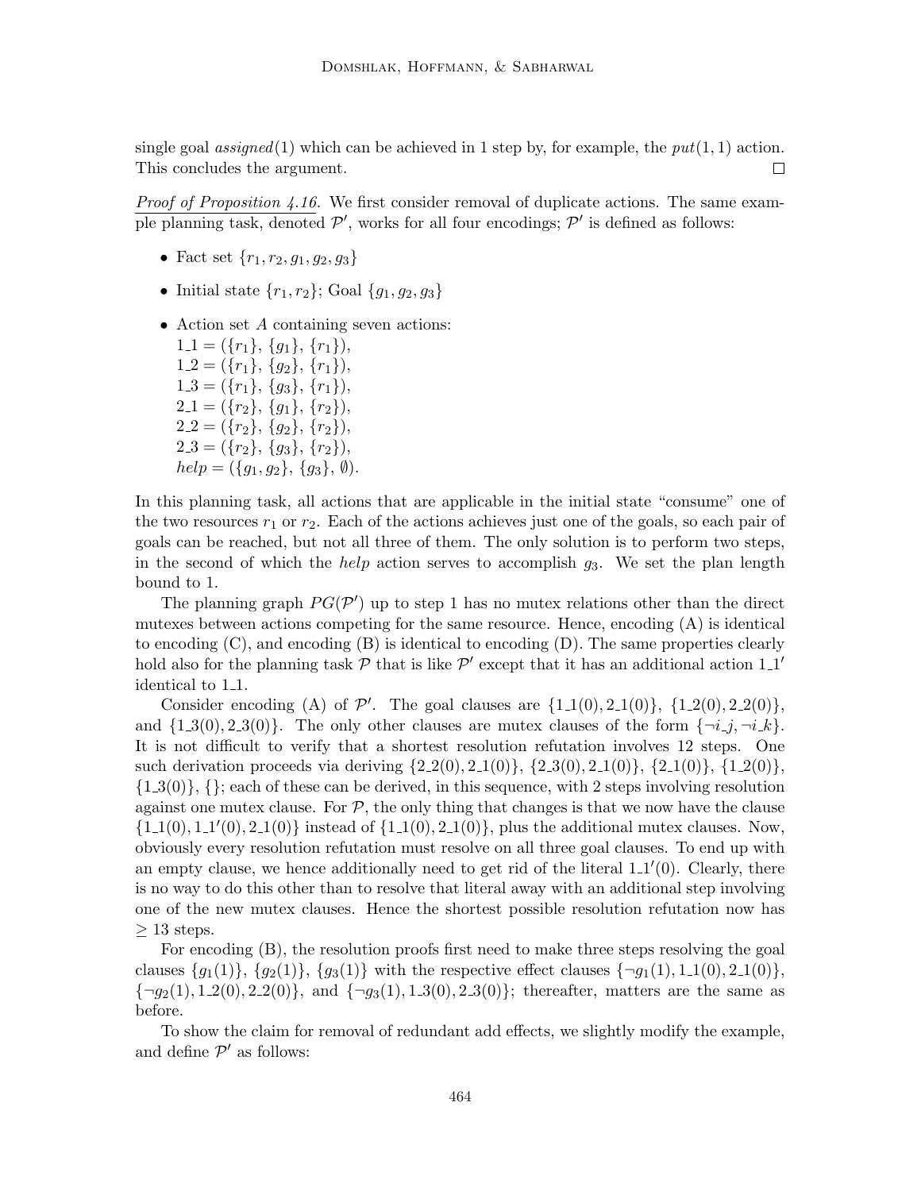single goal *assigned*(1) which can be achieved in 1 step by, for example, the *put*(1, 1) action. This concludes the argument. □

*Proof of Proposition 4.16.* We first consider removal of duplicate actions. The same example planning task, denoted $\mathcal{P}'$, works for all four encodings; $\mathcal{P}'$ is defined as follows:

- Fact set $\{r_1, r_2, g_1, g_2, g_3\}$
- Initial state $\{r_1, r_2\}$; Goal $\{g_1, g_2, g_3\}$
- Action set $A$ containing seven actions:
  $1\_1 = (\{r_1\}, \{g_1\}, \{r_1\})$,
  $1\_2 = (\{r_1\}, \{g_2\}, \{r_1\})$,
  $1\_3 = (\{r_1\}, \{g_3\}, \{r_1\})$,
  $2\_1 = (\{r_2\}, \{g_1\}, \{r_2\})$,
  $2\_2 = (\{r_2\}, \{g_2\}, \{r_2\})$,
  $2\_3 = (\{r_2\}, \{g_3\}, \{r_2\})$,
  $help = (\{g_1, g_2\}, \{g_3\}, \emptyset)$.

In this planning task, all actions that are applicable in the initial state "consume" one of the two resources $r_1$ or $r_2$. Each of the actions achieves just one of the goals, so each pair of goals can be reached, but not all three of them. The only solution is to perform two steps, in the second of which the *help* action serves to accomplish $g_3$. We set the plan length bound to 1.

The planning graph $PG(\mathcal{P}')$ up to step 1 has no mutex relations other than the direct mutexes between actions competing for the same resource. Hence, encoding (A) is identical to encoding (C), and encoding (B) is identical to encoding (D). The same properties clearly hold also for the planning task $\mathcal{P}$ that is like $\mathcal{P}'$ except that it has an additional action $1\_1'$ identical to $1\_1$.

Consider encoding (A) of $\mathcal{P}'$. The goal clauses are $\{1\_1(0), 2\_1(0)\}$, $\{1\_2(0), 2\_2(0)\}$, and $\{1\_3(0), 2\_3(0)\}$. The only other clauses are mutex clauses of the form $\{\neg i\_j, \neg i\_k\}$. It is not difficult to verify that a shortest resolution refutation involves 12 steps. One such derivation proceeds via deriving $\{2\_2(0), 2\_1(0)\}$, $\{2\_3(0), 2\_1(0)\}$, $\{2\_1(0)\}$, $\{1\_2(0)\}$, $\{1\_3(0)\}$, $\{\}$; each of these can be derived, in this sequence, with 2 steps involving resolution against one mutex clause. For $\mathcal{P}$, the only thing that changes is that we now have the clause $\{1\_1(0), 1\_1'(0), 2\_1(0)\}$ instead of $\{1\_1(0), 2\_1(0)\}$, plus the additional mutex clauses. Now, obviously every resolution refutation must resolve on all three goal clauses. To end up with an empty clause, we hence additionally need to get rid of the literal $1\_1'(0)$. Clearly, there is no way to do this other than to resolve that literal away with an additional step involving one of the new mutex clauses. Hence the shortest possible resolution refutation now has $\geq 13$ steps.

For encoding (B), the resolution proofs first need to make three steps resolving the goal clauses $\{g_1(1)\}$, $\{g_2(1)\}$, $\{g_3(1)\}$ with the respective effect clauses $\{\neg g_1(1), 1\_1(0), 2\_1(0)\}$, $\{\neg g_2(1), 1\_2(0), 2\_2(0)\}$, and $\{\neg g_3(1), 1\_3(0), 2\_3(0)\}$; thereafter, matters are the same as before.

To show the claim for removal of redundant add effects, we slightly modify the example, and define $\mathcal{P}'$ as follows: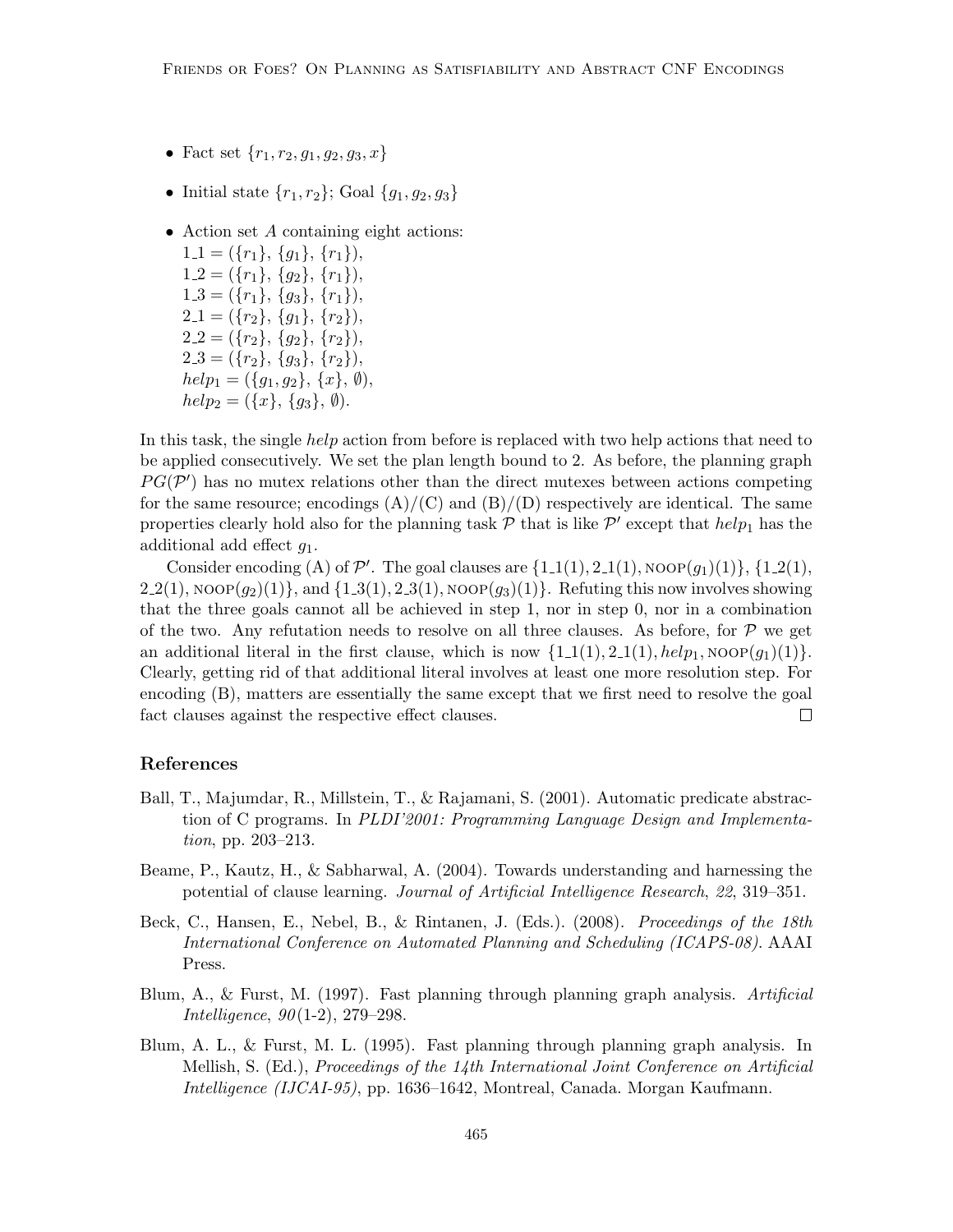- Fact set $\{r_1, r_2, g_1, g_2, g_3, x\}$
- Initial state $\{r_1, r_2\}$; Goal $\{g_1, g_2, g_3\}$
- Action set $A$ containing eight actions:
  $1\_1 = (\{r_1\}, \{g_1\}, \{r_1\})$,
  $1\_2 = (\{r_1\}, \{g_2\}, \{r_1\})$,
  $1\_3 = (\{r_1\}, \{g_3\}, \{r_1\})$,
  $2\_1 = (\{r_2\}, \{g_1\}, \{r_2\})$,
  $2\_2 = (\{r_2\}, \{g_2\}, \{r_2\})$,
  $2\_3 = (\{r_2\}, \{g_3\}, \{r_2\})$,
  $help_1 = (\{g_1, g_2\}, \{x\}, \emptyset)$,
  $help_2 = (\{x\}, \{g_3\}, \emptyset)$.

In this task, the single *help* action from before is replaced with two help actions that need to be applied consecutively. We set the plan length bound to 2. As before, the planning graph $PG(\mathcal{P}')$ has no mutex relations other than the direct mutexes between actions competing for the same resource; encodings (A)/(C) and (B)/(D) respectively are identical. The same properties clearly hold also for the planning task $\mathcal{P}$ that is like $\mathcal{P}'$ except that $help_1$ has the additional add effect $g_1$.

Consider encoding (A) of $\mathcal{P}'$. The goal clauses are $\{1\_1(1), 2\_1(1), \text{NOOP}(g_1)(1)\}$, $\{1\_2(1), 2\_2(1), \text{NOOP}(g_2)(1)\}$, and $\{1\_3(1), 2\_3(1), \text{NOOP}(g_3)(1)\}$. Refuting this now involves showing that the three goals cannot all be achieved in step 1, nor in step 0, nor in a combination of the two. Any refutation needs to resolve on all three clauses. As before, for $\mathcal{P}$ we get an additional literal in the first clause, which is now $\{1\_1(1), 2\_1(1), help_1, \text{NOOP}(g_1)(1)\}$. Clearly, getting rid of that additional literal involves at least one more resolution step. For encoding (B), matters are essentially the same except that we first need to resolve the goal fact clauses against the respective effect clauses. □

## References

Ball, T., Majumdar, R., Millstein, T., & Rajamani, S. (2001). Automatic predicate abstraction of C programs. In *PLDI'2001: Programming Language Design and Implementation*, pp. 203–213.

Beame, P., Kautz, H., & Sabharwal, A. (2004). Towards understanding and harnessing the potential of clause learning. *Journal of Artificial Intelligence Research*, *22*, 319–351.

Beck, C., Hansen, E., Nebel, B., & Rintanen, J. (Eds.). (2008). *Proceedings of the 18th International Conference on Automated Planning and Scheduling (ICAPS-08)*. AAAI Press.

Blum, A., & Furst, M. (1997). Fast planning through planning graph analysis. *Artificial Intelligence*, *90*(1-2), 279–298.

Blum, A. L., & Furst, M. L. (1995). Fast planning through planning graph analysis. In Mellish, S. (Ed.), *Proceedings of the 14th International Joint Conference on Artificial Intelligence (IJCAI-95)*, pp. 1636–1642, Montreal, Canada. Morgan Kaufmann.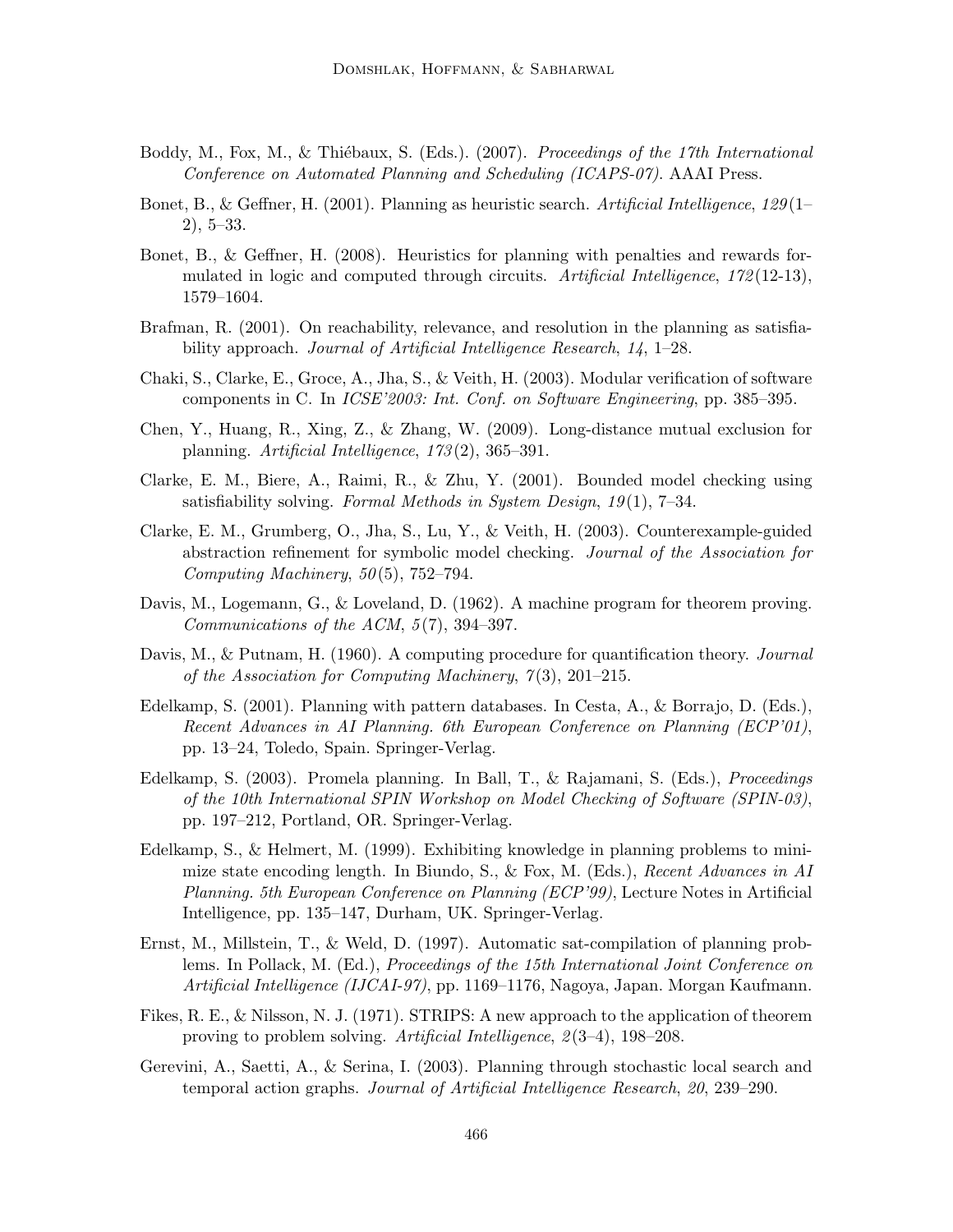Boddy, M., Fox, M., & Thiébaux, S. (Eds.). (2007). *Proceedings of the 17th International Conference on Automated Planning and Scheduling (ICAPS-07)*. AAAI Press.

Bonet, B., & Geffner, H. (2001). Planning as heuristic search. *Artificial Intelligence*, *129*(1–2), 5–33.

Bonet, B., & Geffner, H. (2008). Heuristics for planning with penalties and rewards formulated in logic and computed through circuits. *Artificial Intelligence*, *172*(12-13), 1579–1604.

Brafman, R. (2001). On reachability, relevance, and resolution in the planning as satisfiability approach. *Journal of Artificial Intelligence Research*, *14*, 1–28.

Chaki, S., Clarke, E., Groce, A., Jha, S., & Veith, H. (2003). Modular verification of software components in C. In *ICSE'2003: Int. Conf. on Software Engineering*, pp. 385–395.

Chen, Y., Huang, R., Xing, Z., & Zhang, W. (2009). Long-distance mutual exclusion for planning. *Artificial Intelligence*, *173*(2), 365–391.

Clarke, E. M., Biere, A., Raimi, R., & Zhu, Y. (2001). Bounded model checking using satisfiability solving. *Formal Methods in System Design*, *19*(1), 7–34.

Clarke, E. M., Grumberg, O., Jha, S., Lu, Y., & Veith, H. (2003). Counterexample-guided abstraction refinement for symbolic model checking. *Journal of the Association for Computing Machinery*, *50*(5), 752–794.

Davis, M., Logemann, G., & Loveland, D. (1962). A machine program for theorem proving. *Communications of the ACM*, *5*(7), 394–397.

Davis, M., & Putnam, H. (1960). A computing procedure for quantification theory. *Journal of the Association for Computing Machinery*, *7*(3), 201–215.

Edelkamp, S. (2001). Planning with pattern databases. In Cesta, A., & Borrajo, D. (Eds.), *Recent Advances in AI Planning. 6th European Conference on Planning (ECP'01)*, pp. 13–24, Toledo, Spain. Springer-Verlag.

Edelkamp, S. (2003). Promela planning. In Ball, T., & Rajamani, S. (Eds.), *Proceedings of the 10th International SPIN Workshop on Model Checking of Software (SPIN-03)*, pp. 197–212, Portland, OR. Springer-Verlag.

Edelkamp, S., & Helmert, M. (1999). Exhibiting knowledge in planning problems to minimize state encoding length. In Biundo, S., & Fox, M. (Eds.), *Recent Advances in AI Planning. 5th European Conference on Planning (ECP'99)*, Lecture Notes in Artificial Intelligence, pp. 135–147, Durham, UK. Springer-Verlag.

Ernst, M., Millstein, T., & Weld, D. (1997). Automatic sat-compilation of planning problems. In Pollack, M. (Ed.), *Proceedings of the 15th International Joint Conference on Artificial Intelligence (IJCAI-97)*, pp. 1169–1176, Nagoya, Japan. Morgan Kaufmann.

Fikes, R. E., & Nilsson, N. J. (1971). STRIPS: A new approach to the application of theorem proving to problem solving. *Artificial Intelligence*, *2*(3–4), 198–208.

Gerevini, A., Saetti, A., & Serina, I. (2003). Planning through stochastic local search and temporal action graphs. *Journal of Artificial Intelligence Research*, *20*, 239–290.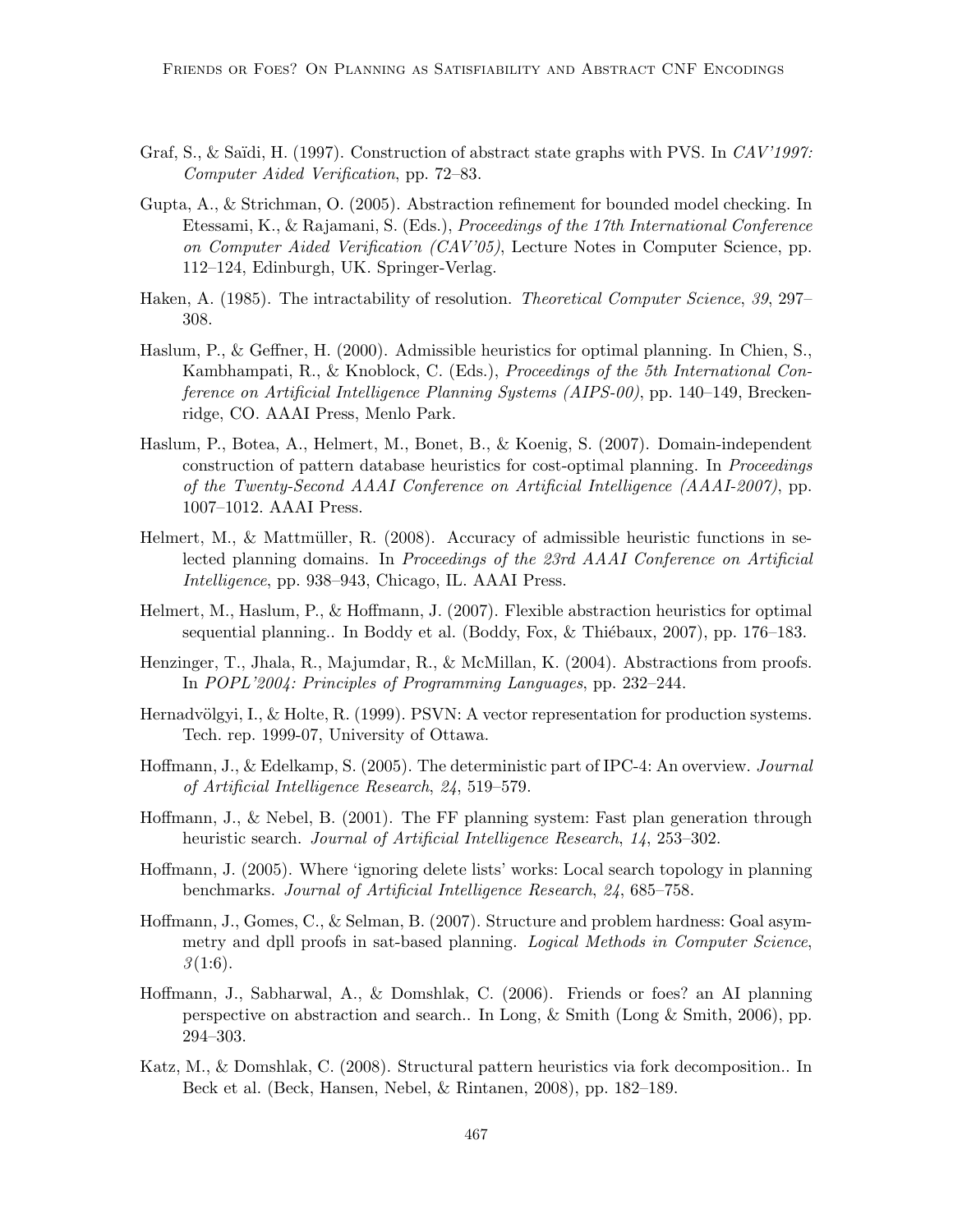Graf, S., & Saïdi, H. (1997). Construction of abstract state graphs with PVS. In *CAV'1997: Computer Aided Verification*, pp. 72–83.

Gupta, A., & Strichman, O. (2005). Abstraction refinement for bounded model checking. In Etessami, K., & Rajamani, S. (Eds.), *Proceedings of the 17th International Conference on Computer Aided Verification (CAV'05)*, Lecture Notes in Computer Science, pp. 112–124, Edinburgh, UK. Springer-Verlag.

Haken, A. (1985). The intractability of resolution. *Theoretical Computer Science*, *39*, 297–308.

Haslum, P., & Geffner, H. (2000). Admissible heuristics for optimal planning. In Chien, S., Kambhampati, R., & Knoblock, C. (Eds.), *Proceedings of the 5th International Conference on Artificial Intelligence Planning Systems (AIPS-00)*, pp. 140–149, Breckenridge, CO. AAAI Press, Menlo Park.

Haslum, P., Botea, A., Helmert, M., Bonet, B., & Koenig, S. (2007). Domain-independent construction of pattern database heuristics for cost-optimal planning. In *Proceedings of the Twenty-Second AAAI Conference on Artificial Intelligence (AAAI-2007)*, pp. 1007–1012. AAAI Press.

Helmert, M., & Mattmüller, R. (2008). Accuracy of admissible heuristic functions in selected planning domains. In *Proceedings of the 23rd AAAI Conference on Artificial Intelligence*, pp. 938–943, Chicago, IL. AAAI Press.

Helmert, M., Haslum, P., & Hoffmann, J. (2007). Flexible abstraction heuristics for optimal sequential planning.. In Boddy et al. (Boddy, Fox, & Thiébaux, 2007), pp. 176–183.

Henzinger, T., Jhala, R., Majumdar, R., & McMillan, K. (2004). Abstractions from proofs. In *POPL'2004: Principles of Programming Languages*, pp. 232–244.

Hernadvölgyi, I., & Holte, R. (1999). PSVN: A vector representation for production systems. Tech. rep. 1999-07, University of Ottawa.

Hoffmann, J., & Edelkamp, S. (2005). The deterministic part of IPC-4: An overview. *Journal of Artificial Intelligence Research*, *24*, 519–579.

Hoffmann, J., & Nebel, B. (2001). The FF planning system: Fast plan generation through heuristic search. *Journal of Artificial Intelligence Research*, *14*, 253–302.

Hoffmann, J. (2005). Where 'ignoring delete lists' works: Local search topology in planning benchmarks. *Journal of Artificial Intelligence Research*, *24*, 685–758.

Hoffmann, J., Gomes, C., & Selman, B. (2007). Structure and problem hardness: Goal asymmetry and dpll proofs in sat-based planning. *Logical Methods in Computer Science*, *3*(1:6).

Hoffmann, J., Sabharwal, A., & Domshlak, C. (2006). Friends or foes? an AI planning perspective on abstraction and search.. In Long, & Smith (Long & Smith, 2006), pp. 294–303.

Katz, M., & Domshlak, C. (2008). Structural pattern heuristics via fork decomposition.. In Beck et al. (Beck, Hansen, Nebel, & Rintanen, 2008), pp. 182–189.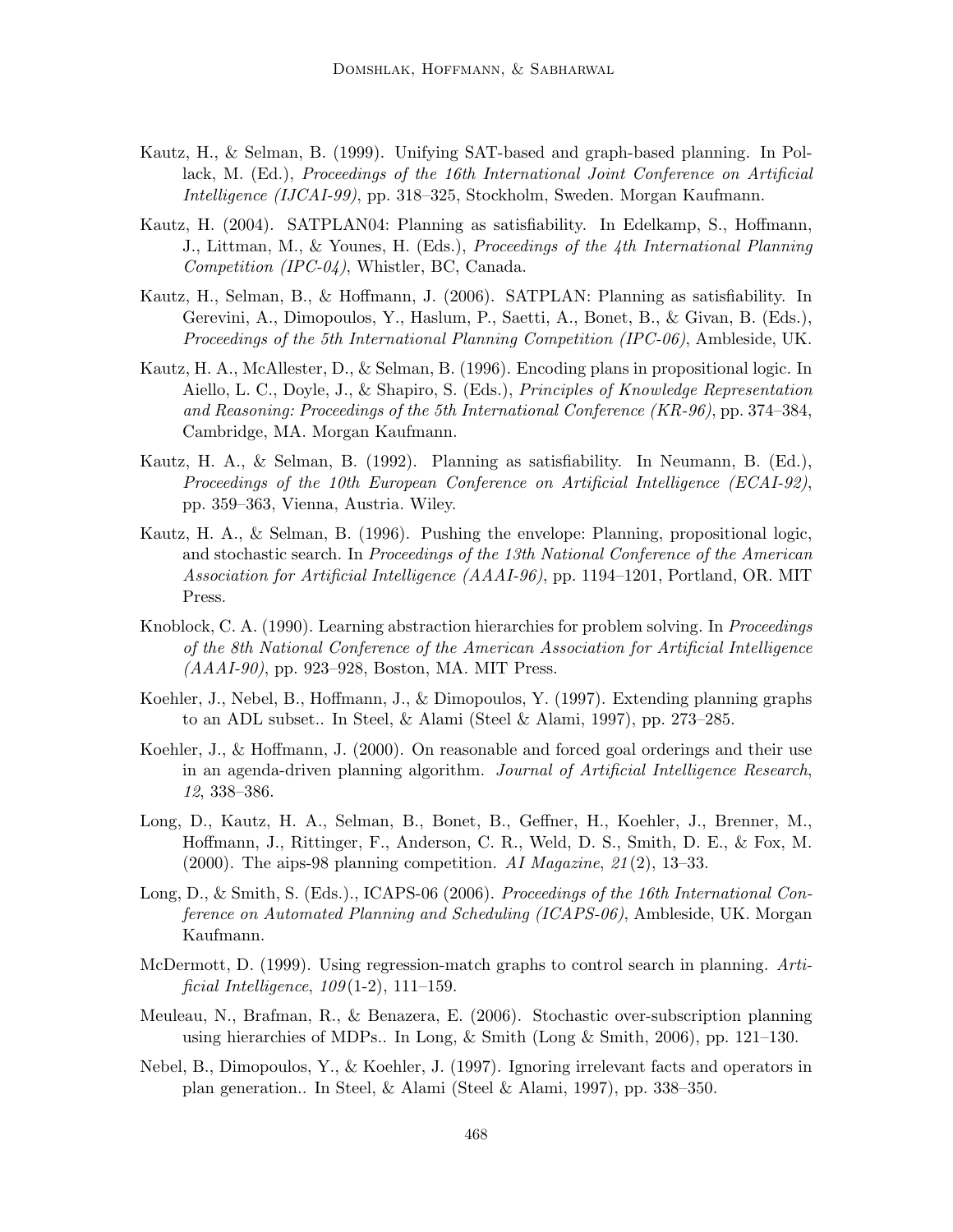Kautz, H., & Selman, B. (1999). Unifying SAT-based and graph-based planning. In Pollack, M. (Ed.), *Proceedings of the 16th International Joint Conference on Artificial Intelligence (IJCAI-99)*, pp. 318–325, Stockholm, Sweden. Morgan Kaufmann.

Kautz, H. (2004). SATPLAN04: Planning as satisfiability. In Edelkamp, S., Hoffmann, J., Littman, M., & Younes, H. (Eds.), *Proceedings of the 4th International Planning Competition (IPC-04)*, Whistler, BC, Canada.

Kautz, H., Selman, B., & Hoffmann, J. (2006). SATPLAN: Planning as satisfiability. In Gerevini, A., Dimopoulos, Y., Haslum, P., Saetti, A., Bonet, B., & Givan, B. (Eds.), *Proceedings of the 5th International Planning Competition (IPC-06)*, Ambleside, UK.

Kautz, H. A., McAllester, D., & Selman, B. (1996). Encoding plans in propositional logic. In Aiello, L. C., Doyle, J., & Shapiro, S. (Eds.), *Principles of Knowledge Representation and Reasoning: Proceedings of the 5th International Conference (KR-96)*, pp. 374–384, Cambridge, MA. Morgan Kaufmann.

Kautz, H. A., & Selman, B. (1992). Planning as satisfiability. In Neumann, B. (Ed.), *Proceedings of the 10th European Conference on Artificial Intelligence (ECAI-92)*, pp. 359–363, Vienna, Austria. Wiley.

Kautz, H. A., & Selman, B. (1996). Pushing the envelope: Planning, propositional logic, and stochastic search. In *Proceedings of the 13th National Conference of the American Association for Artificial Intelligence (AAAI-96)*, pp. 1194–1201, Portland, OR. MIT Press.

Knoblock, C. A. (1990). Learning abstraction hierarchies for problem solving. In *Proceedings of the 8th National Conference of the American Association for Artificial Intelligence (AAAI-90)*, pp. 923–928, Boston, MA. MIT Press.

Koehler, J., Nebel, B., Hoffmann, J., & Dimopoulos, Y. (1997). Extending planning graphs to an ADL subset.. In Steel, & Alami (Steel & Alami, 1997), pp. 273–285.

Koehler, J., & Hoffmann, J. (2000). On reasonable and forced goal orderings and their use in an agenda-driven planning algorithm. *Journal of Artificial Intelligence Research*, *12*, 338–386.

Long, D., Kautz, H. A., Selman, B., Bonet, B., Geffner, H., Koehler, J., Brenner, M., Hoffmann, J., Rittinger, F., Anderson, C. R., Weld, D. S., Smith, D. E., & Fox, M. (2000). The aips-98 planning competition. *AI Magazine*, *21*(2), 13–33.

Long, D., & Smith, S. (Eds.)., ICAPS-06 (2006). *Proceedings of the 16th International Conference on Automated Planning and Scheduling (ICAPS-06)*, Ambleside, UK. Morgan Kaufmann.

McDermott, D. (1999). Using regression-match graphs to control search in planning. *Artificial Intelligence*, *109*(1-2), 111–159.

Meuleau, N., Brafman, R., & Benazera, E. (2006). Stochastic over-subscription planning using hierarchies of MDPs.. In Long, & Smith (Long & Smith, 2006), pp. 121–130.

Nebel, B., Dimopoulos, Y., & Koehler, J. (1997). Ignoring irrelevant facts and operators in plan generation.. In Steel, & Alami (Steel & Alami, 1997), pp. 338–350.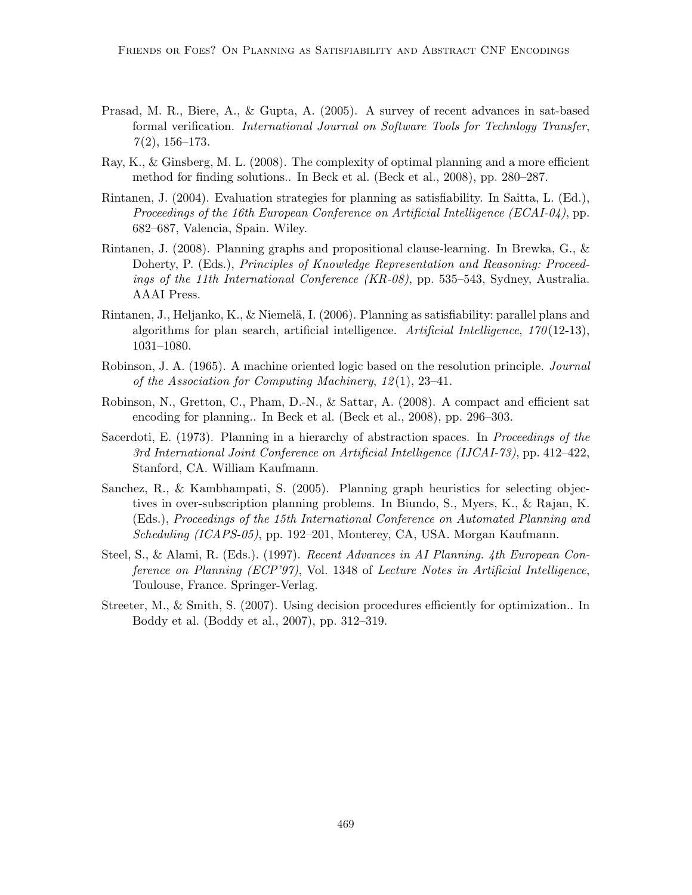Prasad, M. R., Biere, A., & Gupta, A. (2005). A survey of recent advances in sat-based formal verification. *International Journal on Software Tools for Technlogy Transfer*, *7*(2), 156–173.

Ray, K., & Ginsberg, M. L. (2008). The complexity of optimal planning and a more efficient method for finding solutions.. In Beck et al. (Beck et al., 2008), pp. 280–287.

Rintanen, J. (2004). Evaluation strategies for planning as satisfiability. In Saitta, L. (Ed.), *Proceedings of the 16th European Conference on Artificial Intelligence (ECAI-04)*, pp. 682–687, Valencia, Spain. Wiley.

Rintanen, J. (2008). Planning graphs and propositional clause-learning. In Brewka, G., & Doherty, P. (Eds.), *Principles of Knowledge Representation and Reasoning: Proceedings of the 11th International Conference (KR-08)*, pp. 535–543, Sydney, Australia. AAAI Press.

Rintanen, J., Heljanko, K., & Niemelä, I. (2006). Planning as satisfiability: parallel plans and algorithms for plan search, artificial intelligence. *Artificial Intelligence*, *170*(12-13), 1031–1080.

Robinson, J. A. (1965). A machine oriented logic based on the resolution principle. *Journal of the Association for Computing Machinery*, *12*(1), 23–41.

Robinson, N., Gretton, C., Pham, D.-N., & Sattar, A. (2008). A compact and efficient sat encoding for planning.. In Beck et al. (Beck et al., 2008), pp. 296–303.

Sacerdoti, E. (1973). Planning in a hierarchy of abstraction spaces. In *Proceedings of the 3rd International Joint Conference on Artificial Intelligence (IJCAI-73)*, pp. 412–422, Stanford, CA. William Kaufmann.

Sanchez, R., & Kambhampati, S. (2005). Planning graph heuristics for selecting objectives in over-subscription planning problems. In Biundo, S., Myers, K., & Rajan, K. (Eds.), *Proceedings of the 15th International Conference on Automated Planning and Scheduling (ICAPS-05)*, pp. 192–201, Monterey, CA, USA. Morgan Kaufmann.

Steel, S., & Alami, R. (Eds.). (1997). *Recent Advances in AI Planning. 4th European Conference on Planning (ECP'97)*, Vol. 1348 of *Lecture Notes in Artificial Intelligence*, Toulouse, France. Springer-Verlag.

Streeter, M., & Smith, S. (2007). Using decision procedures efficiently for optimization.. In Boddy et al. (Boddy et al., 2007), pp. 312–319.